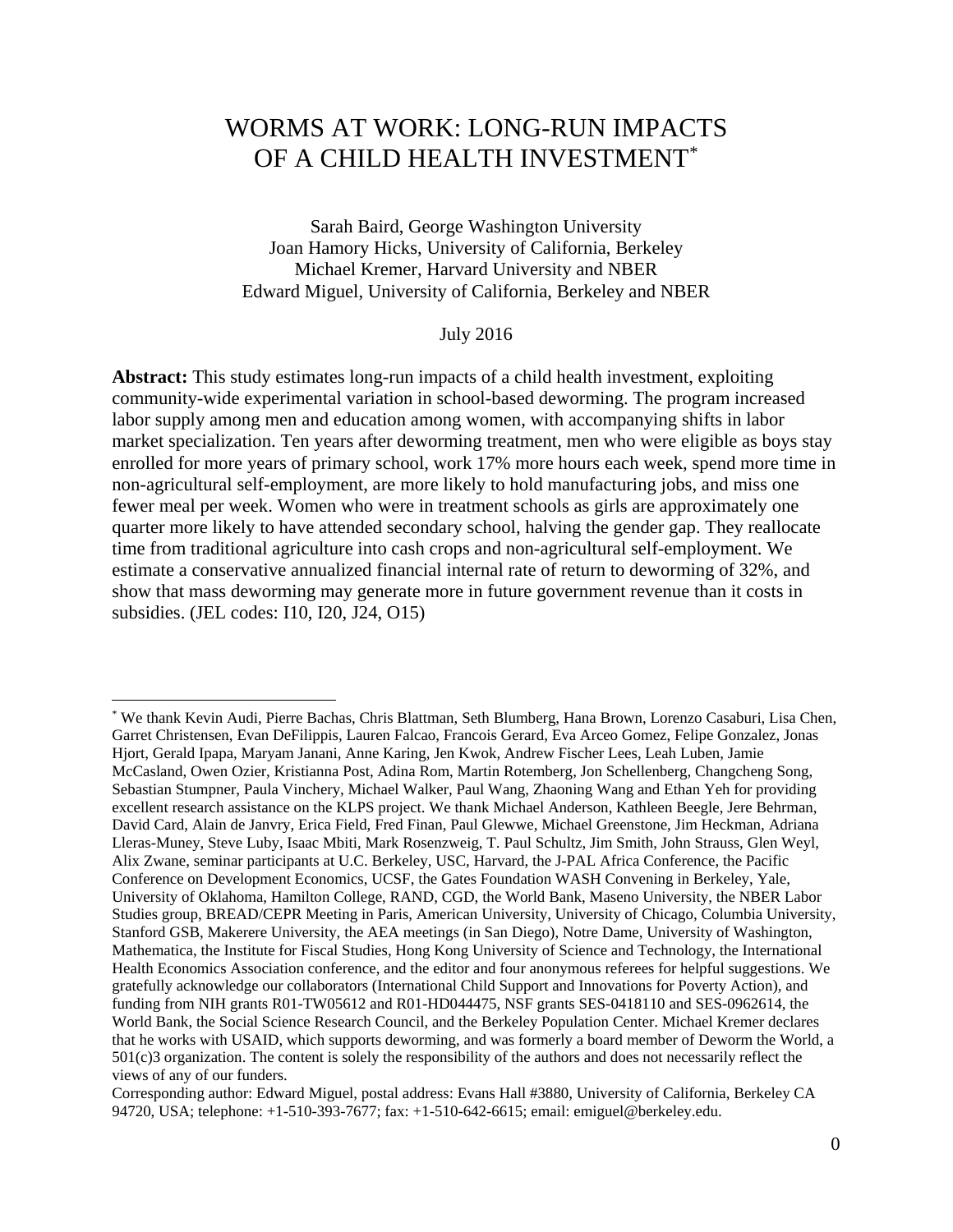# WORMS AT WORK: LONG-RUN IMPACTS OF A CHILD HEALTH INVESTMENT[*]

Sarah Baird, George Washington University
Joan Hamory Hicks, University of California, Berkeley
Michael Kremer, Harvard University and NBER
Edward Miguel, University of California, Berkeley and NBER

July 2016

**Abstract:** This study estimates long-run impacts of a child health investment, exploiting community-wide experimental variation in school-based deworming. The program increased labor supply among men and education among women, with accompanying shifts in labor market specialization. Ten years after deworming treatment, men who were eligible as boys stay enrolled for more years of primary school, work 17% more hours each week, spend more time in non-agricultural self-employment, are more likely to hold manufacturing jobs, and miss one fewer meal per week. Women who were in treatment schools as girls are approximately one quarter more likely to have attended secondary school, halving the gender gap. They reallocate time from traditional agriculture into cash crops and non-agricultural self-employment. We estimate a conservative annualized financial internal rate of return to deworming of 32%, and show that mass deworming may generate more in future government revenue than it costs in subsidies. (JEL codes: I10, I20, J24, O15)

---

[*] We thank Kevin Audi, Pierre Bachas, Chris Blattman, Seth Blumberg, Hana Brown, Lorenzo Casaburi, Lisa Chen, Garret Christensen, Evan DeFilippis, Lauren Falcao, Francois Gerard, Eva Arceo Gomez, Felipe Gonzalez, Jonas Hjort, Gerald Ipapa, Maryam Janani, Anne Karing, Jen Kwok, Andrew Fischer Lees, Leah Luben, Jamie McCasland, Owen Ozier, Kristianna Post, Adina Rom, Martin Rotemberg, Jon Schellenberg, Changcheng Song, Sebastian Stumpner, Paula Vinchery, Michael Walker, Paul Wang, Zhaoning Wang and Ethan Yeh for providing excellent research assistance on the KLPS project. We thank Michael Anderson, Kathleen Beegle, Jere Behrman, David Card, Alain de Janvry, Erica Field, Fred Finan, Paul Glewwe, Michael Greenstone, Jim Heckman, Adriana Lleras-Muney, Steve Luby, Isaac Mbiti, Mark Rosenzweig, T. Paul Schultz, Jim Smith, John Strauss, Glen Weyl, Alix Zwane, seminar participants at U.C. Berkeley, USC, Harvard, the J-PAL Africa Conference, the Pacific Conference on Development Economics, UCSF, the Gates Foundation WASH Convening in Berkeley, Yale, University of Oklahoma, Hamilton College, RAND, CGD, the World Bank, Maseno University, the NBER Labor Studies group, BREAD/CEPR Meeting in Paris, American University, University of Chicago, Columbia University, Stanford GSB, Makerere University, the AEA meetings (in San Diego), Notre Dame, University of Washington, Mathematica, the Institute for Fiscal Studies, Hong Kong University of Science and Technology, the International Health Economics Association conference, and the editor and four anonymous referees for helpful suggestions. We gratefully acknowledge our collaborators (International Child Support and Innovations for Poverty Action), and funding from NIH grants R01-TW05612 and R01-HD044475, NSF grants SES-0418110 and SES-0962614, the World Bank, the Social Science Research Council, and the Berkeley Population Center. Michael Kremer declares that he works with USAID, which supports deworming, and was formerly a board member of Deworm the World, a 501(c)3 organization. The content is solely the responsibility of the authors and does not necessarily reflect the views of any of our funders.

Corresponding author: Edward Miguel, postal address: Evans Hall #3880, University of California, Berkeley CA 94720, USA; telephone: +1-510-393-7677; fax: +1-510-642-6615; email: emiguel@berkeley.edu.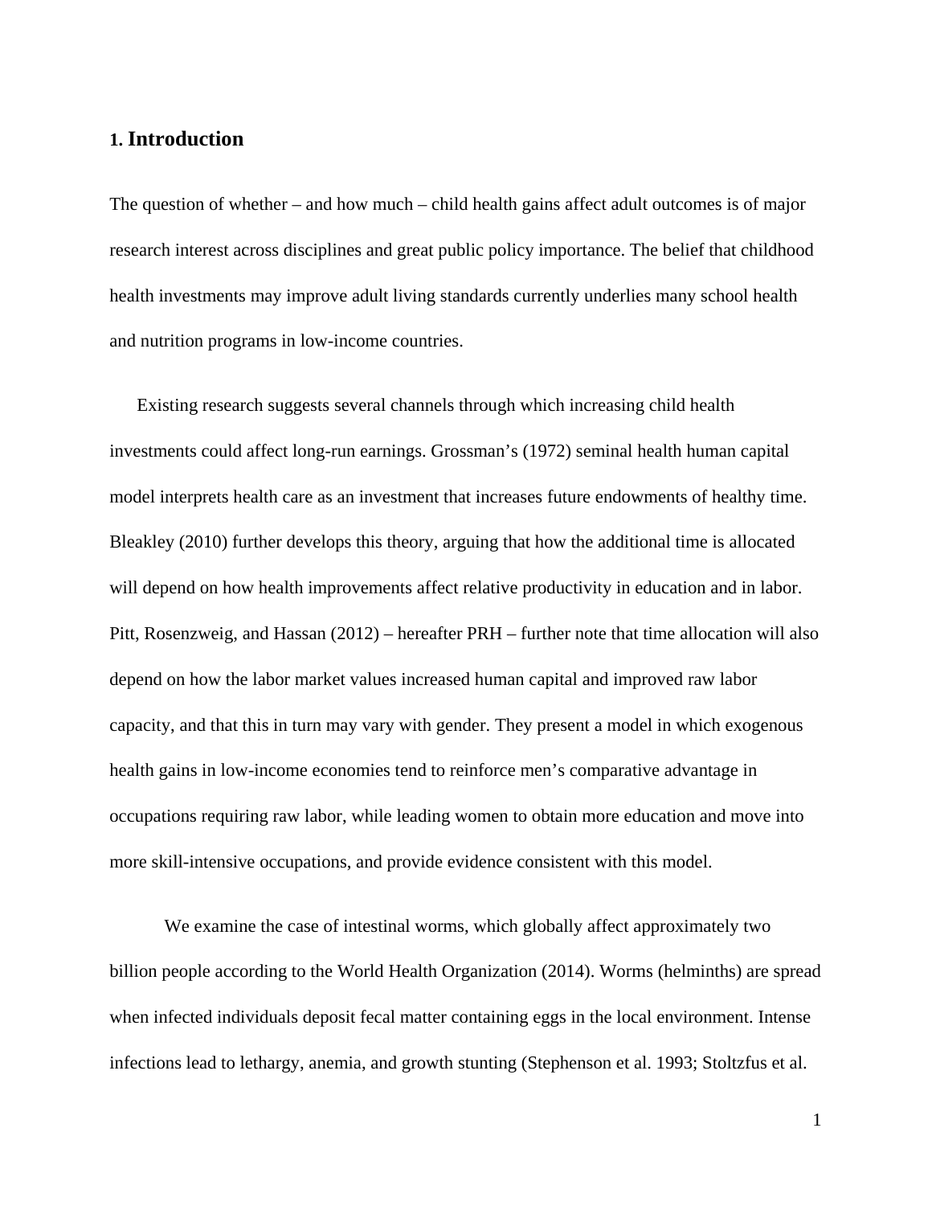# 1. Introduction

The question of whether – and how much – child health gains affect adult outcomes is of major research interest across disciplines and great public policy importance. The belief that childhood health investments may improve adult living standards currently underlies many school health and nutrition programs in low-income countries.

Existing research suggests several channels through which increasing child health investments could affect long-run earnings. Grossman's (1972) seminal health human capital model interprets health care as an investment that increases future endowments of healthy time. Bleakley (2010) further develops this theory, arguing that how the additional time is allocated will depend on how health improvements affect relative productivity in education and in labor. Pitt, Rosenzweig, and Hassan (2012) – hereafter PRH – further note that time allocation will also depend on how the labor market values increased human capital and improved raw labor capacity, and that this in turn may vary with gender. They present a model in which exogenous health gains in low-income economies tend to reinforce men's comparative advantage in occupations requiring raw labor, while leading women to obtain more education and move into more skill-intensive occupations, and provide evidence consistent with this model.

We examine the case of intestinal worms, which globally affect approximately two billion people according to the World Health Organization (2014). Worms (helminths) are spread when infected individuals deposit fecal matter containing eggs in the local environment. Intense infections lead to lethargy, anemia, and growth stunting (Stephenson et al. 1993; Stoltzfus et al.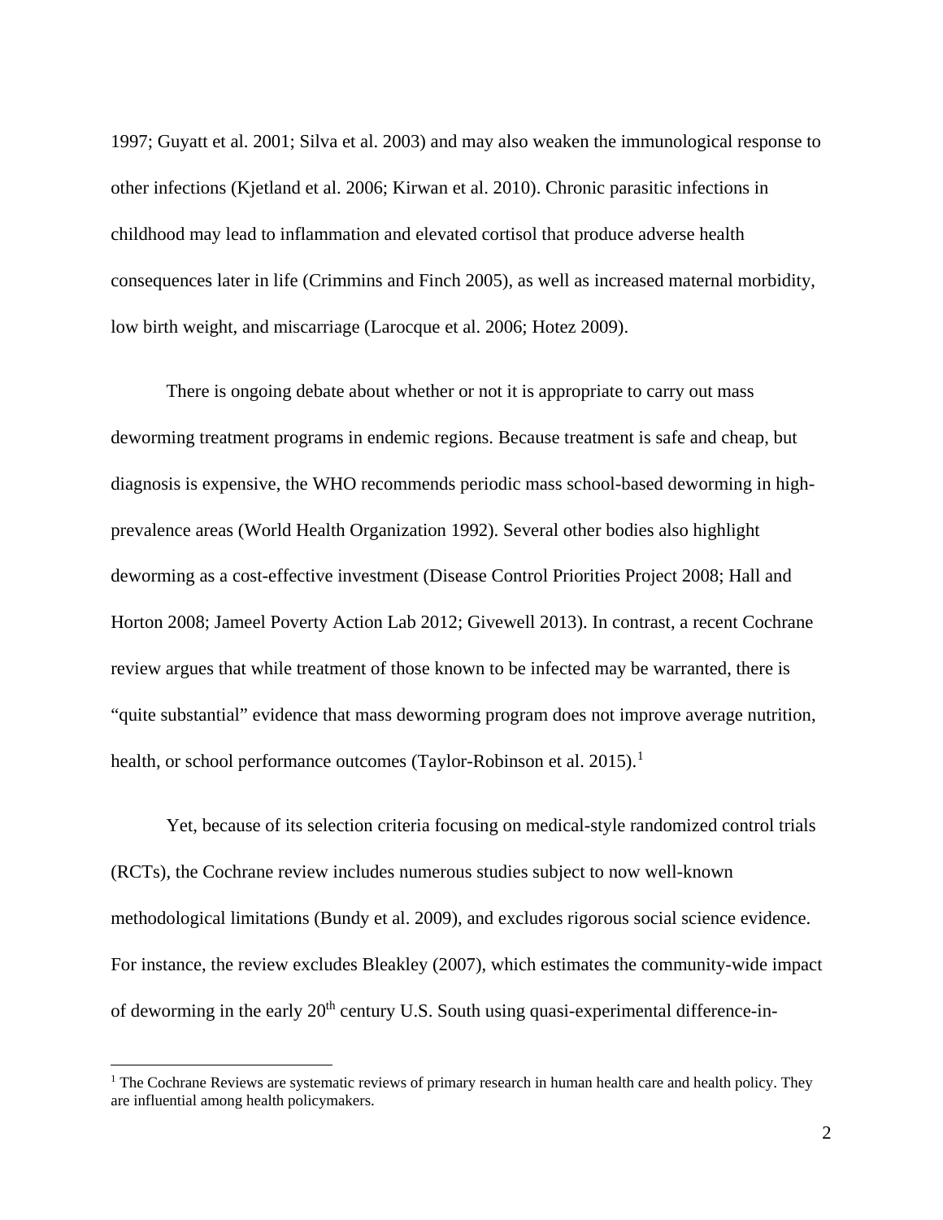1997; Guyatt et al. 2001; Silva et al. 2003) and may also weaken the immunological response to other infections (Kjetland et al. 2006; Kirwan et al. 2010). Chronic parasitic infections in childhood may lead to inflammation and elevated cortisol that produce adverse health consequences later in life (Crimmins and Finch 2005), as well as increased maternal morbidity, low birth weight, and miscarriage (Larocque et al. 2006; Hotez 2009).

There is ongoing debate about whether or not it is appropriate to carry out mass deworming treatment programs in endemic regions. Because treatment is safe and cheap, but diagnosis is expensive, the WHO recommends periodic mass school-based deworming in high-prevalence areas (World Health Organization 1992). Several other bodies also highlight deworming as a cost-effective investment (Disease Control Priorities Project 2008; Hall and Horton 2008; Jameel Poverty Action Lab 2012; Givewell 2013). In contrast, a recent Cochrane review argues that while treatment of those known to be infected may be warranted, there is "quite substantial" evidence that mass deworming program does not improve average nutrition, health, or school performance outcomes (Taylor-Robinson et al. 2015).[1]

Yet, because of its selection criteria focusing on medical-style randomized control trials (RCTs), the Cochrane review includes numerous studies subject to now well-known methodological limitations (Bundy et al. 2009), and excludes rigorous social science evidence. For instance, the review excludes Bleakley (2007), which estimates the community-wide impact of deworming in the early 20th century U.S. South using quasi-experimental difference-in-

[1] The Cochrane Reviews are systematic reviews of primary research in human health care and health policy. They are influential among health policymakers.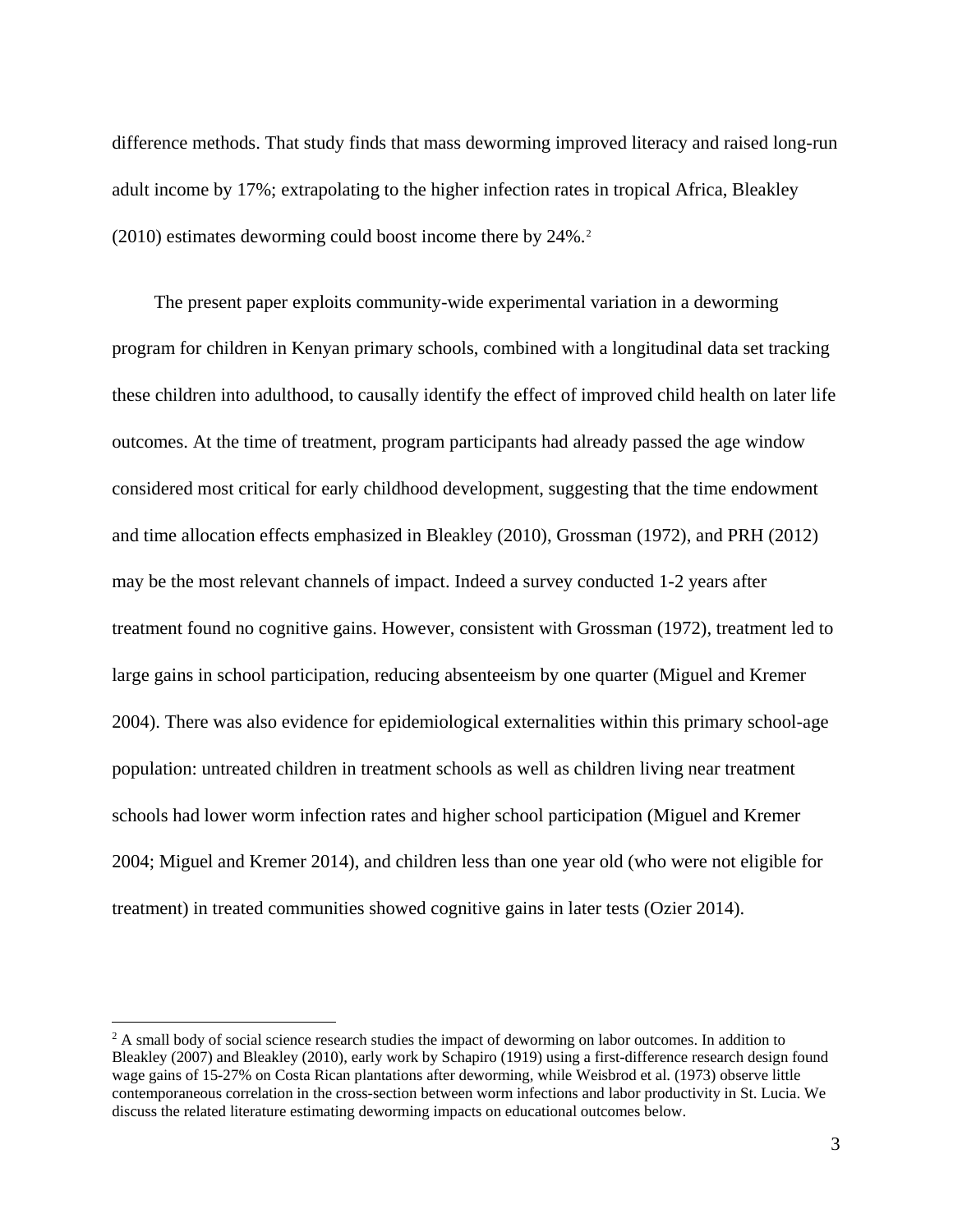difference methods. That study finds that mass deworming improved literacy and raised long-run adult income by 17%; extrapolating to the higher infection rates in tropical Africa, Bleakley (2010) estimates deworming could boost income there by 24%.[2]

The present paper exploits community-wide experimental variation in a deworming program for children in Kenyan primary schools, combined with a longitudinal data set tracking these children into adulthood, to causally identify the effect of improved child health on later life outcomes. At the time of treatment, program participants had already passed the age window considered most critical for early childhood development, suggesting that the time endowment and time allocation effects emphasized in Bleakley (2010), Grossman (1972), and PRH (2012) may be the most relevant channels of impact. Indeed a survey conducted 1-2 years after treatment found no cognitive gains. However, consistent with Grossman (1972), treatment led to large gains in school participation, reducing absenteeism by one quarter (Miguel and Kremer 2004). There was also evidence for epidemiological externalities within this primary school-age population: untreated children in treatment schools as well as children living near treatment schools had lower worm infection rates and higher school participation (Miguel and Kremer 2004; Miguel and Kremer 2014), and children less than one year old (who were not eligible for treatment) in treated communities showed cognitive gains in later tests (Ozier 2014).

[2] A small body of social science research studies the impact of deworming on labor outcomes. In addition to Bleakley (2007) and Bleakley (2010), early work by Schapiro (1919) using a first-difference research design found wage gains of 15-27% on Costa Rican plantations after deworming, while Weisbrod et al. (1973) observe little contemporaneous correlation in the cross-section between worm infections and labor productivity in St. Lucia. We discuss the related literature estimating deworming impacts on educational outcomes below.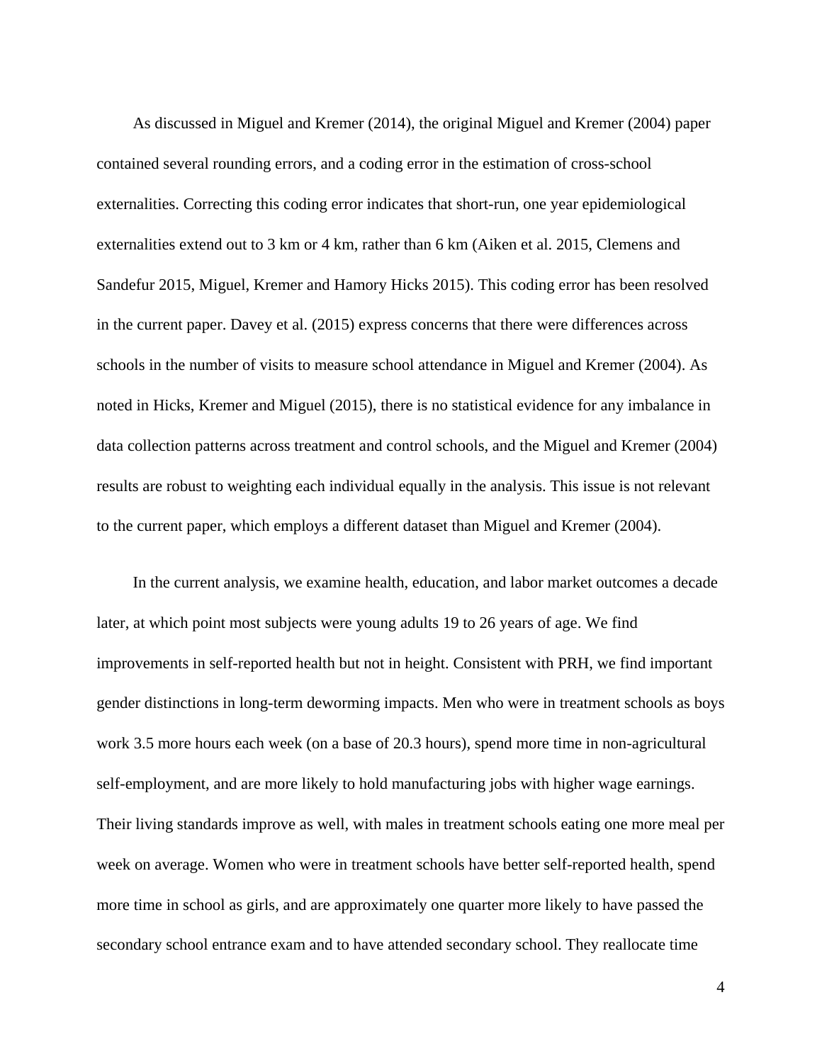As discussed in Miguel and Kremer (2014), the original Miguel and Kremer (2004) paper contained several rounding errors, and a coding error in the estimation of cross-school externalities. Correcting this coding error indicates that short-run, one year epidemiological externalities extend out to 3 km or 4 km, rather than 6 km (Aiken et al. 2015, Clemens and Sandefur 2015, Miguel, Kremer and Hamory Hicks 2015). This coding error has been resolved in the current paper. Davey et al. (2015) express concerns that there were differences across schools in the number of visits to measure school attendance in Miguel and Kremer (2004). As noted in Hicks, Kremer and Miguel (2015), there is no statistical evidence for any imbalance in data collection patterns across treatment and control schools, and the Miguel and Kremer (2004) results are robust to weighting each individual equally in the analysis. This issue is not relevant to the current paper, which employs a different dataset than Miguel and Kremer (2004).

In the current analysis, we examine health, education, and labor market outcomes a decade later, at which point most subjects were young adults 19 to 26 years of age. We find improvements in self-reported health but not in height. Consistent with PRH, we find important gender distinctions in long-term deworming impacts. Men who were in treatment schools as boys work 3.5 more hours each week (on a base of 20.3 hours), spend more time in non-agricultural self-employment, and are more likely to hold manufacturing jobs with higher wage earnings. Their living standards improve as well, with males in treatment schools eating one more meal per week on average. Women who were in treatment schools have better self-reported health, spend more time in school as girls, and are approximately one quarter more likely to have passed the secondary school entrance exam and to have attended secondary school. They reallocate time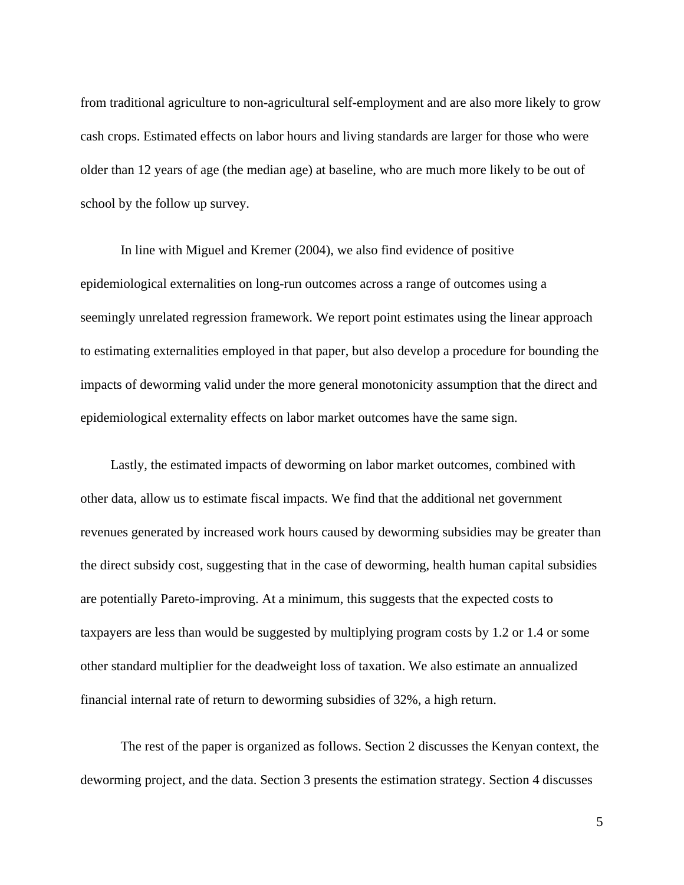from traditional agriculture to non-agricultural self-employment and are also more likely to grow cash crops. Estimated effects on labor hours and living standards are larger for those who were older than 12 years of age (the median age) at baseline, who are much more likely to be out of school by the follow up survey.

In line with Miguel and Kremer (2004), we also find evidence of positive epidemiological externalities on long-run outcomes across a range of outcomes using a seemingly unrelated regression framework. We report point estimates using the linear approach to estimating externalities employed in that paper, but also develop a procedure for bounding the impacts of deworming valid under the more general monotonicity assumption that the direct and epidemiological externality effects on labor market outcomes have the same sign.

Lastly, the estimated impacts of deworming on labor market outcomes, combined with other data, allow us to estimate fiscal impacts. We find that the additional net government revenues generated by increased work hours caused by deworming subsidies may be greater than the direct subsidy cost, suggesting that in the case of deworming, health human capital subsidies are potentially Pareto-improving. At a minimum, this suggests that the expected costs to taxpayers are less than would be suggested by multiplying program costs by 1.2 or 1.4 or some other standard multiplier for the deadweight loss of taxation. We also estimate an annualized financial internal rate of return to deworming subsidies of 32%, a high return.

The rest of the paper is organized as follows. Section 2 discusses the Kenyan context, the deworming project, and the data. Section 3 presents the estimation strategy. Section 4 discusses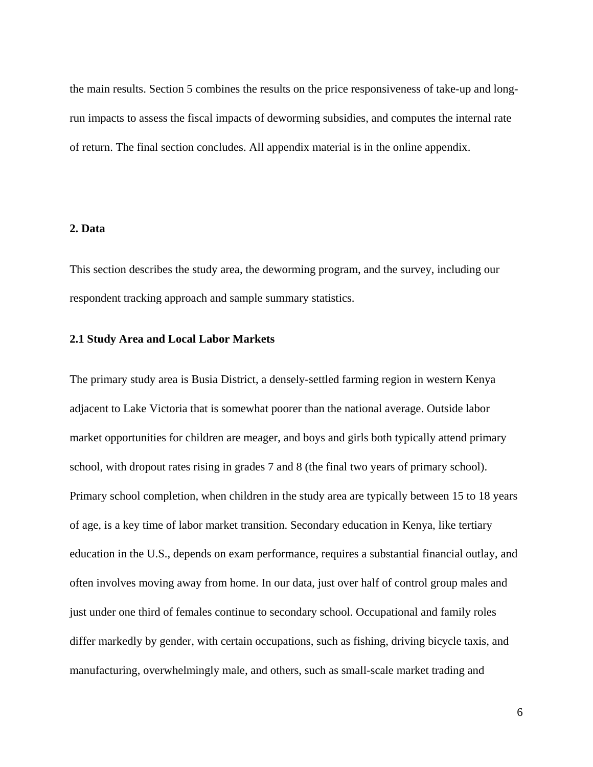the main results. Section 5 combines the results on the price responsiveness of take-up and long-run impacts to assess the fiscal impacts of deworming subsidies, and computes the internal rate of return. The final section concludes. All appendix material is in the online appendix.

## 2. Data

This section describes the study area, the deworming program, and the survey, including our respondent tracking approach and sample summary statistics.

### 2.1 Study Area and Local Labor Markets

The primary study area is Busia District, a densely-settled farming region in western Kenya adjacent to Lake Victoria that is somewhat poorer than the national average. Outside labor market opportunities for children are meager, and boys and girls both typically attend primary school, with dropout rates rising in grades 7 and 8 (the final two years of primary school). Primary school completion, when children in the study area are typically between 15 to 18 years of age, is a key time of labor market transition. Secondary education in Kenya, like tertiary education in the U.S., depends on exam performance, requires a substantial financial outlay, and often involves moving away from home. In our data, just over half of control group males and just under one third of females continue to secondary school. Occupational and family roles differ markedly by gender, with certain occupations, such as fishing, driving bicycle taxis, and manufacturing, overwhelmingly male, and others, such as small-scale market trading and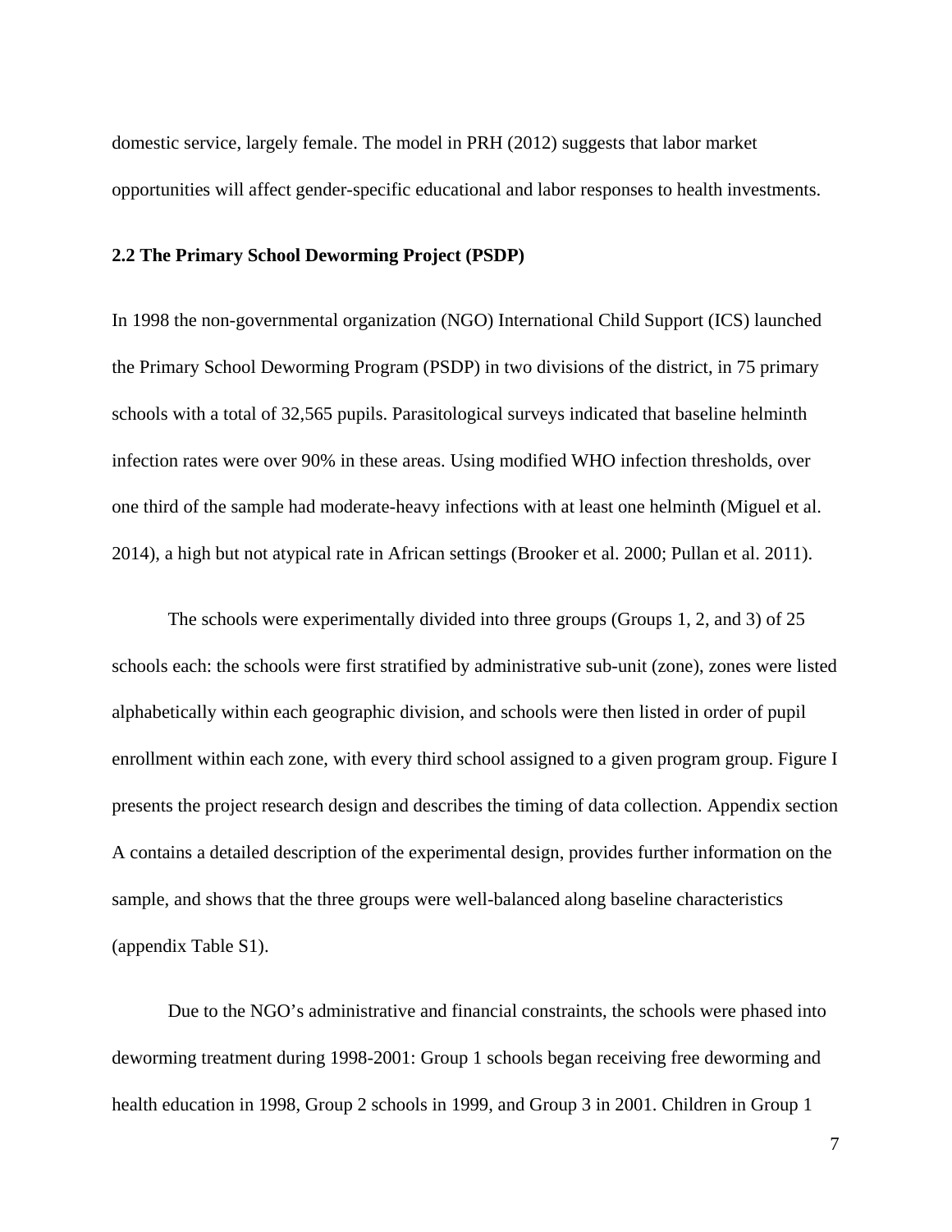domestic service, largely female. The model in PRH (2012) suggests that labor market opportunities will affect gender-specific educational and labor responses to health investments.

### 2.2 The Primary School Deworming Project (PSDP)

In 1998 the non-governmental organization (NGO) International Child Support (ICS) launched the Primary School Deworming Program (PSDP) in two divisions of the district, in 75 primary schools with a total of 32,565 pupils. Parasitological surveys indicated that baseline helminth infection rates were over 90% in these areas. Using modified WHO infection thresholds, over one third of the sample had moderate-heavy infections with at least one helminth (Miguel et al. 2014), a high but not atypical rate in African settings (Brooker et al. 2000; Pullan et al. 2011).

The schools were experimentally divided into three groups (Groups 1, 2, and 3) of 25 schools each: the schools were first stratified by administrative sub-unit (zone), zones were listed alphabetically within each geographic division, and schools were then listed in order of pupil enrollment within each zone, with every third school assigned to a given program group. Figure I presents the project research design and describes the timing of data collection. Appendix section A contains a detailed description of the experimental design, provides further information on the sample, and shows that the three groups were well-balanced along baseline characteristics (appendix Table S1).

Due to the NGO's administrative and financial constraints, the schools were phased into deworming treatment during 1998-2001: Group 1 schools began receiving free deworming and health education in 1998, Group 2 schools in 1999, and Group 3 in 2001. Children in Group 1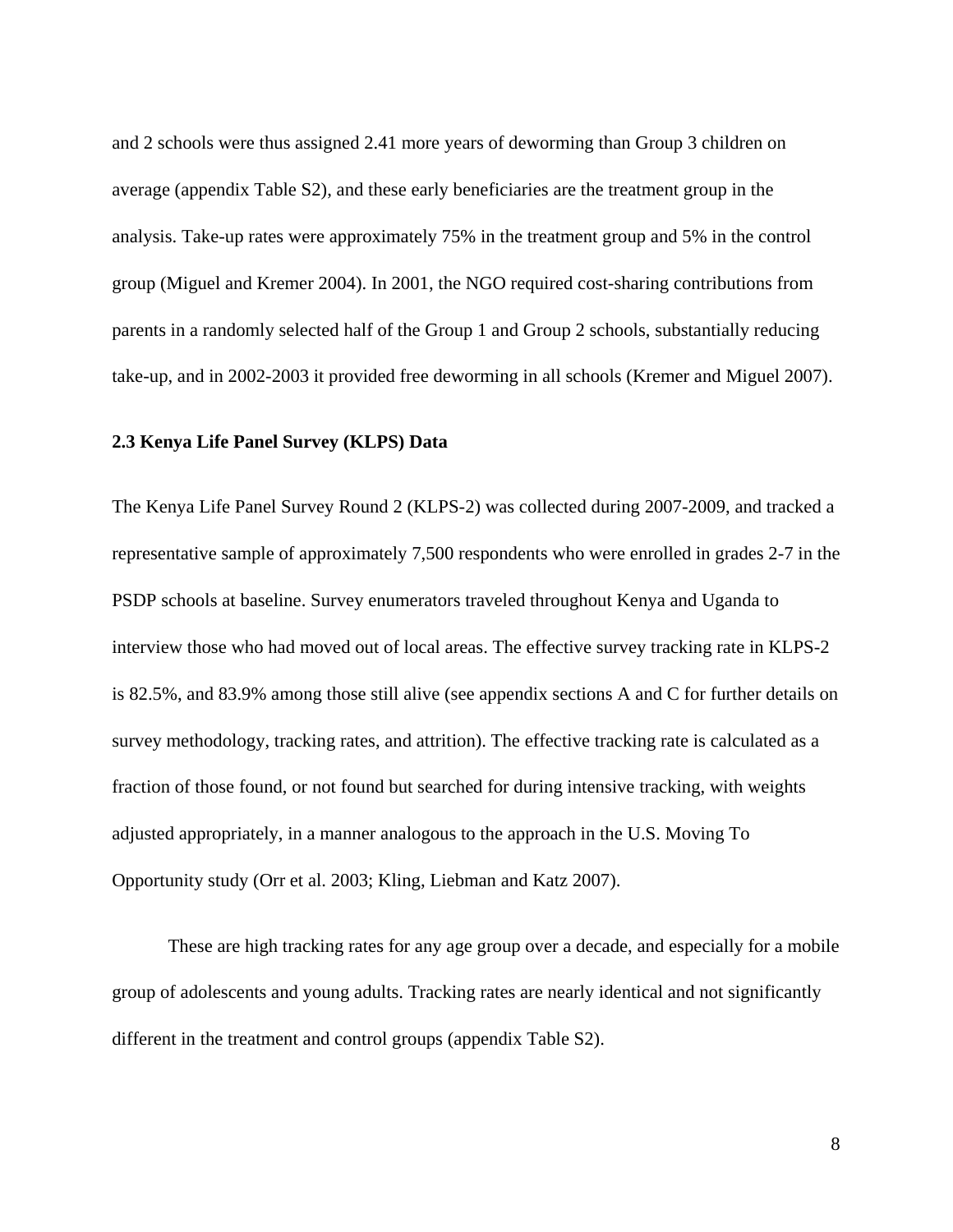and 2 schools were thus assigned 2.41 more years of deworming than Group 3 children on average (appendix Table S2), and these early beneficiaries are the treatment group in the analysis. Take-up rates were approximately 75% in the treatment group and 5% in the control group (Miguel and Kremer 2004). In 2001, the NGO required cost-sharing contributions from parents in a randomly selected half of the Group 1 and Group 2 schools, substantially reducing take-up, and in 2002-2003 it provided free deworming in all schools (Kremer and Miguel 2007).

### 2.3 Kenya Life Panel Survey (KLPS) Data

The Kenya Life Panel Survey Round 2 (KLPS-2) was collected during 2007-2009, and tracked a representative sample of approximately 7,500 respondents who were enrolled in grades 2-7 in the PSDP schools at baseline. Survey enumerators traveled throughout Kenya and Uganda to interview those who had moved out of local areas. The effective survey tracking rate in KLPS-2 is 82.5%, and 83.9% among those still alive (see appendix sections A and C for further details on survey methodology, tracking rates, and attrition). The effective tracking rate is calculated as a fraction of those found, or not found but searched for during intensive tracking, with weights adjusted appropriately, in a manner analogous to the approach in the U.S. Moving To Opportunity study (Orr et al. 2003; Kling, Liebman and Katz 2007).

These are high tracking rates for any age group over a decade, and especially for a mobile group of adolescents and young adults. Tracking rates are nearly identical and not significantly different in the treatment and control groups (appendix Table S2).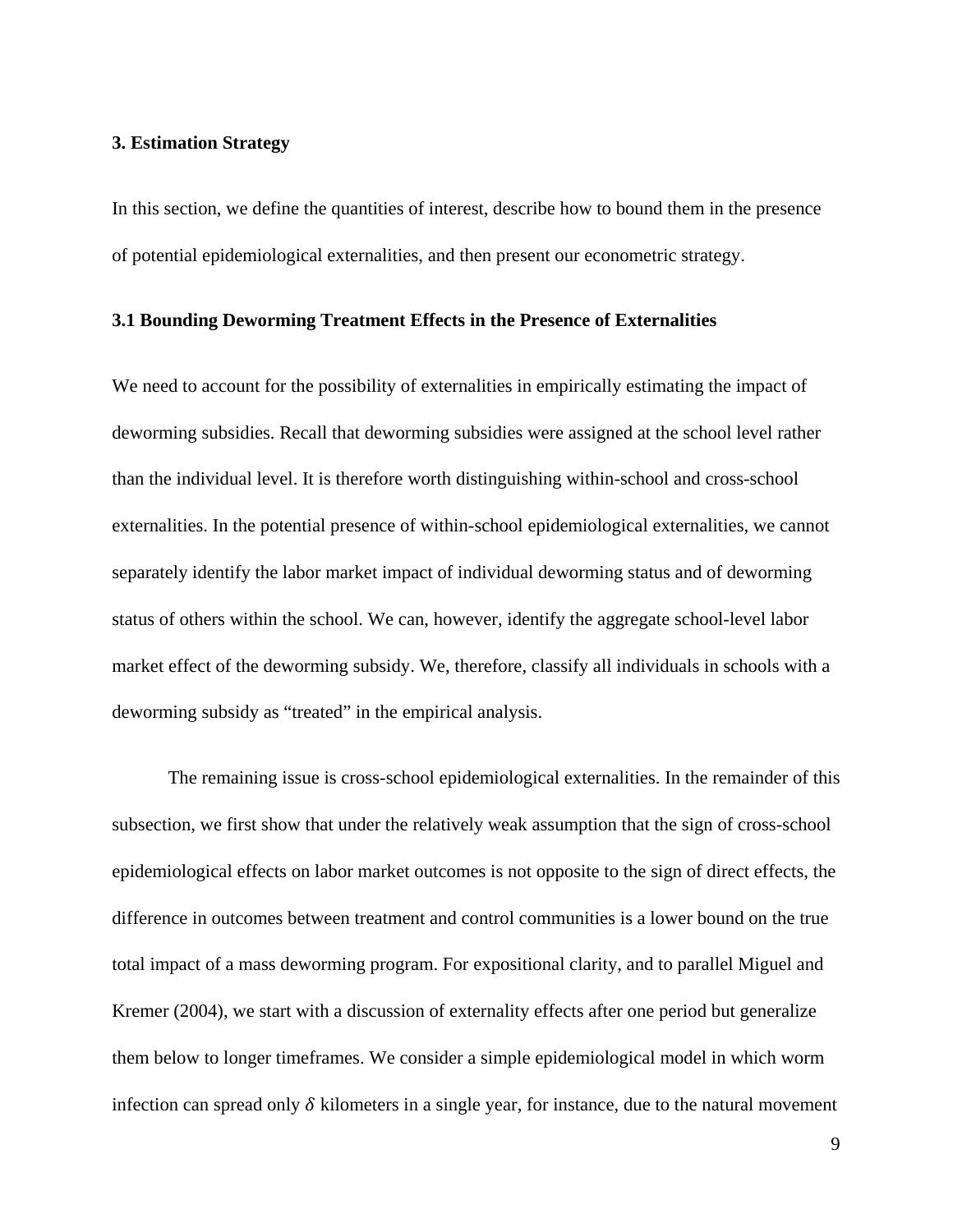## 3. Estimation Strategy

In this section, we define the quantities of interest, describe how to bound them in the presence of potential epidemiological externalities, and then present our econometric strategy.

### 3.1 Bounding Deworming Treatment Effects in the Presence of Externalities

We need to account for the possibility of externalities in empirically estimating the impact of deworming subsidies. Recall that deworming subsidies were assigned at the school level rather than the individual level. It is therefore worth distinguishing within-school and cross-school externalities. In the potential presence of within-school epidemiological externalities, we cannot separately identify the labor market impact of individual deworming status and of deworming status of others within the school. We can, however, identify the aggregate school-level labor market effect of the deworming subsidy. We, therefore, classify all individuals in schools with a deworming subsidy as "treated" in the empirical analysis.

The remaining issue is cross-school epidemiological externalities. In the remainder of this subsection, we first show that under the relatively weak assumption that the sign of cross-school epidemiological effects on labor market outcomes is not opposite to the sign of direct effects, the difference in outcomes between treatment and control communities is a lower bound on the true total impact of a mass deworming program. For expositional clarity, and to parallel Miguel and Kremer (2004), we start with a discussion of externality effects after one period but generalize them below to longer timeframes. We consider a simple epidemiological model in which worm infection can spread only $\delta$ kilometers in a single year, for instance, due to the natural movement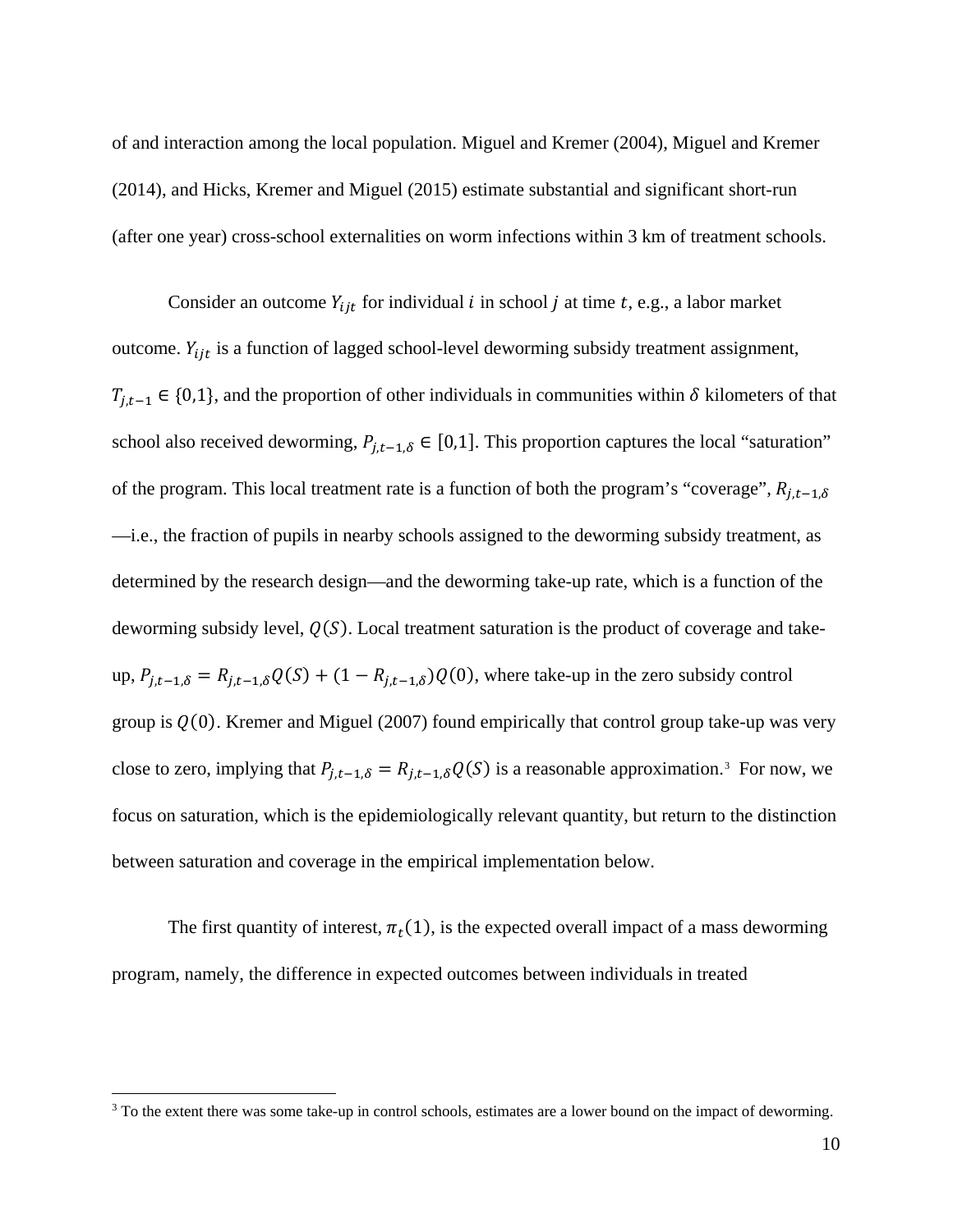of and interaction among the local population. Miguel and Kremer (2004), Miguel and Kremer (2014), and Hicks, Kremer and Miguel (2015) estimate substantial and significant short-run (after one year) cross-school externalities on worm infections within 3 km of treatment schools.

Consider an outcome $Y_{ijt}$ for individual $i$ in school $j$ at time $t$, e.g., a labor market outcome. $Y_{ijt}$ is a function of lagged school-level deworming subsidy treatment assignment, $T_{j,t-1} \in \{0,1\}$, and the proportion of other individuals in communities within $\delta$ kilometers of that school also received deworming, $P_{j,t-1,\delta} \in [0,1]$. This proportion captures the local "saturation" of the program. This local treatment rate is a function of both the program's "coverage", $R_{j,t-1,\delta}$—i.e., the fraction of pupils in nearby schools assigned to the deworming subsidy treatment, as determined by the research design—and the deworming take-up rate, which is a function of the deworming subsidy level, $Q(S)$. Local treatment saturation is the product of coverage and take-up, $P_{j,t-1,\delta} = R_{j,t-1,\delta}Q(S) + (1 - R_{j,t-1,\delta})Q(0)$, where take-up in the zero subsidy control group is $Q(0)$. Kremer and Miguel (2007) found empirically that control group take-up was very close to zero, implying that $P_{j,t-1,\delta} = R_{j,t-1,\delta}Q(S)$ is a reasonable approximation.[3] For now, we focus on saturation, which is the epidemiologically relevant quantity, but return to the distinction between saturation and coverage in the empirical implementation below.

The first quantity of interest, $\pi_t(1)$, is the expected overall impact of a mass deworming program, namely, the difference in expected outcomes between individuals in treated

[3] To the extent there was some take-up in control schools, estimates are a lower bound on the impact of deworming.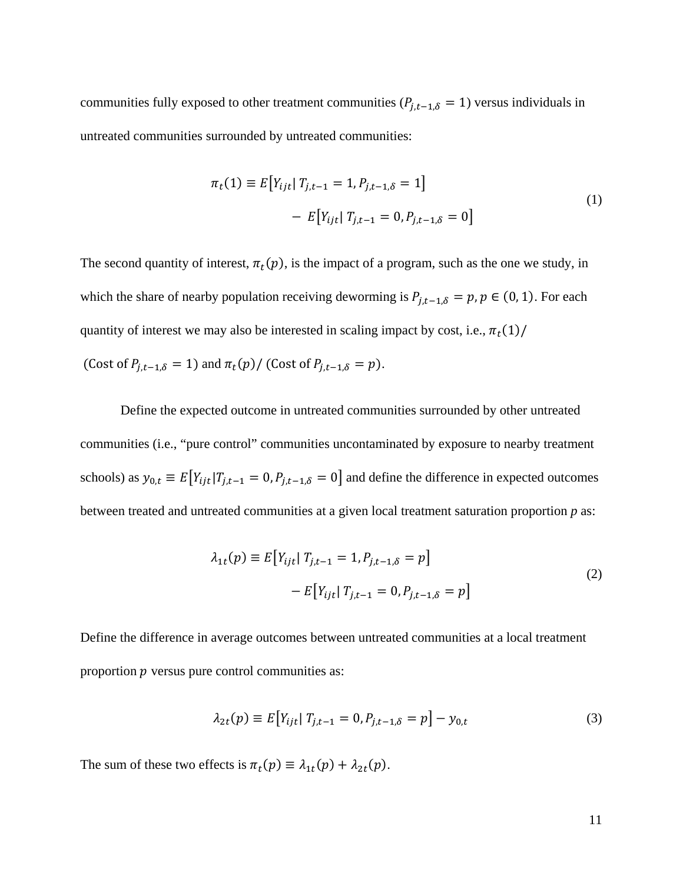communities fully exposed to other treatment communities ($P_{j,t-1,\delta} = 1$) versus individuals in untreated communities surrounded by untreated communities:

$$\pi_t(1) \equiv E\left[Y_{ijt} | \, T_{j,t-1} = 1, P_{j,t-1,\delta} = 1\right] - E\left[Y_{ijt} | \, T_{j,t-1} = 0, P_{j,t-1,\delta} = 0\right] \tag{1}$$

The second quantity of interest, $\pi_t(p)$, is the impact of a program, such as the one we study, in which the share of nearby population receiving deworming is $P_{j,t-1,\delta} = p, p \in (0, 1)$. For each quantity of interest we may also be interested in scaling impact by cost, i.e., $\pi_t(1)/$ (Cost of $P_{j,t-1,\delta} = 1$) and $\pi_t(p)/$ (Cost of $P_{j,t-1,\delta} = p$).

Define the expected outcome in untreated communities surrounded by other untreated communities (i.e., "pure control" communities uncontaminated by exposure to nearby treatment schools) as $y_{0,t} \equiv E\left[Y_{ijt} | T_{j,t-1} = 0, P_{j,t-1,\delta} = 0\right]$ and define the difference in expected outcomes between treated and untreated communities at a given local treatment saturation proportion $p$ as:

$$\lambda_{1t}(p) \equiv E\left[Y_{ijt} | \, T_{j,t-1} = 1, P_{j,t-1,\delta} = p\right] - E\left[Y_{ijt} | \, T_{j,t-1} = 0, P_{j,t-1,\delta} = p\right] \tag{2}$$

Define the difference in average outcomes between untreated communities at a local treatment proportion $p$ versus pure control communities as:

$$\lambda_{2t}(p) \equiv E\left[Y_{ijt} | \, T_{j,t-1} = 0, P_{j,t-1,\delta} = p\right] - y_{0,t} \tag{3}$$

The sum of these two effects is $\pi_t(p) \equiv \lambda_{1t}(p) + \lambda_{2t}(p)$.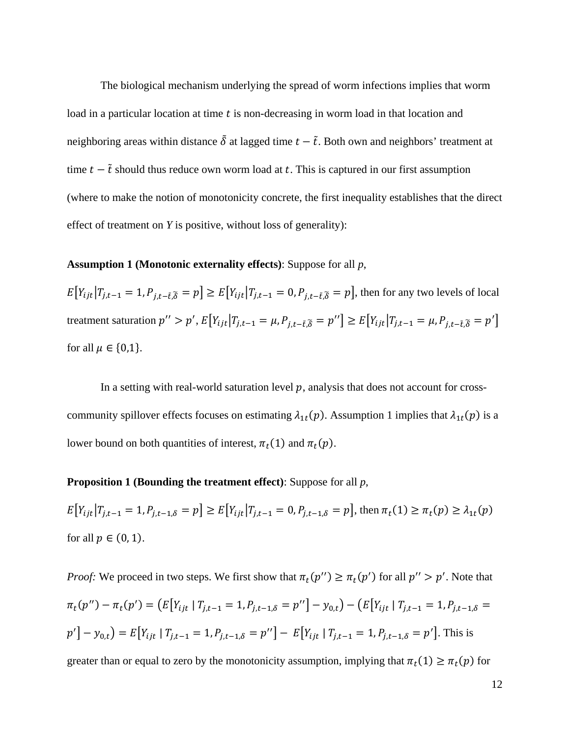The biological mechanism underlying the spread of worm infections implies that worm load in a particular location at time $t$ is non-decreasing in worm load in that location and neighboring areas within distance $\tilde{\delta}$ at lagged time $t - \tilde{t}$. Both own and neighbors' treatment at time $t - \tilde{t}$ should thus reduce own worm load at $t$. This is captured in our first assumption (where to make the notion of monotonicity concrete, the first inequality establishes that the direct effect of treatment on *Y* is positive, without loss of generality):

**Assumption 1 (Monotonic externality effects)**: Suppose for all *p*, $E\left[Y_{ijt}\middle|T_{j,t-1} = 1, P_{j,t-\tilde{t},\tilde{\delta}} = p\right] \geq E\left[Y_{ijt}\middle|T_{j,t-1} = 0, P_{j,t-\tilde{t},\tilde{\delta}} = p\right]$, then for any two levels of local treatment saturation $p'' > p'$, $E\left[Y_{ijt}\middle|T_{j,t-1} = \mu, P_{j,t-\tilde{t},\tilde{\delta}} = p''\right] \geq E\left[Y_{ijt}\middle|T_{j,t-1} = \mu, P_{j,t-\tilde{t},\tilde{\delta}} = p'\right]$ for all $\mu \in \{0,1\}$.

In a setting with real-world saturation level $p$, analysis that does not account for cross-community spillover effects focuses on estimating $\lambda_{1t}(p)$. Assumption 1 implies that $\lambda_{1t}(p)$ is a lower bound on both quantities of interest, $\pi_t(1)$ and $\pi_t(p)$.

**Proposition 1 (Bounding the treatment effect)**: Suppose for all *p*, $E\left[Y_{ijt}\middle|T_{j,t-1} = 1, P_{j,t-1,\delta} = p\right] \geq E\left[Y_{ijt}\middle|T_{j,t-1} = 0, P_{j,t-1,\delta} = p\right]$, then $\pi_t(1) \geq \pi_t(p) \geq \lambda_{1t}(p)$ for all $p \in (0, 1)$.

*Proof:* We proceed in two steps. We first show that $\pi_t(p'') \geq \pi_t(p')$ for all $p'' > p'$. Note that $\pi_t(p'') - \pi_t(p') = \left(E\left[Y_{ijt} \mid T_{j,t-1} = 1, P_{j,t-1,\delta} = p''\right] - y_{0,t}\right) - \left(E\left[Y_{ijt} \mid T_{j,t-1} = 1, P_{j,t-1,\delta} = p'\right] - y_{0,t}\right) = E\left[Y_{ijt} \mid T_{j,t-1} = 1, P_{j,t-1,\delta} = p''\right] - E\left[Y_{ijt} \mid T_{j,t-1} = 1, P_{j,t-1,\delta} = p'\right]$. This is greater than or equal to zero by the monotonicity assumption, implying that $\pi_t(1) \geq \pi_t(p)$ for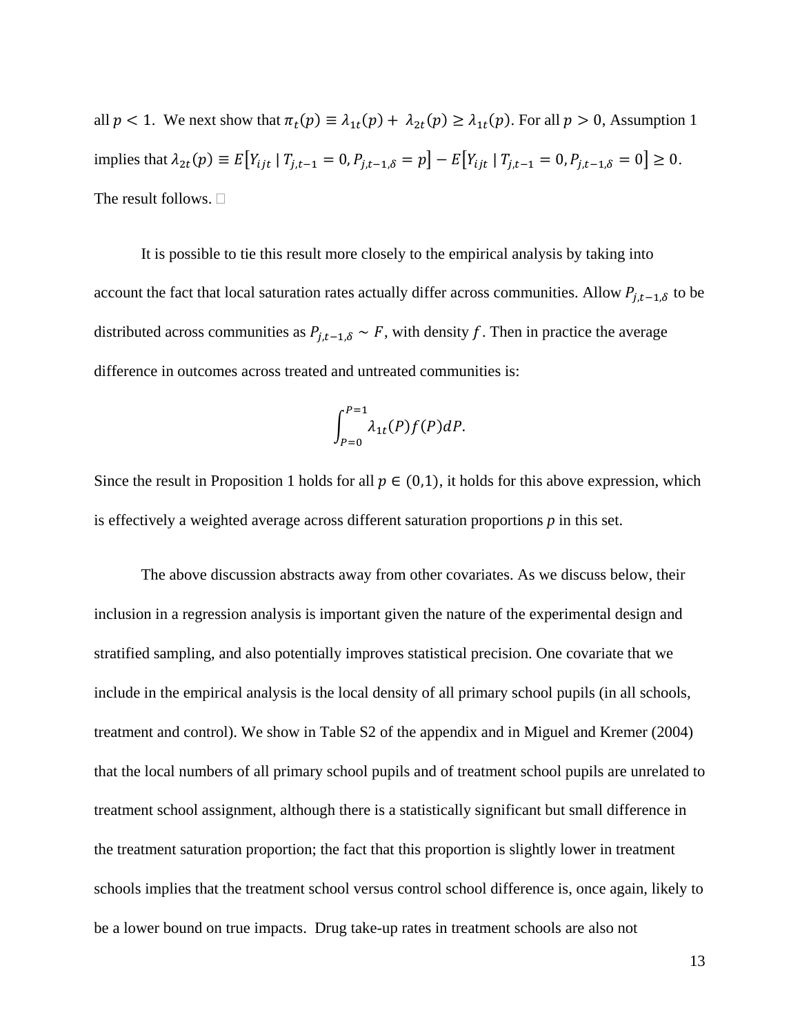all $p < 1$. We next show that $\pi_t(p) \equiv \lambda_{1t}(p) + \lambda_{2t}(p) \geq \lambda_{1t}(p)$. For all $p > 0$, Assumption 1 implies that $\lambda_{2t}(p) \equiv E[Y_{ijt} \mid T_{j,t-1} = 0, P_{j,t-1,\delta} = p] - E[Y_{ijt} \mid T_{j,t-1} = 0, P_{j,t-1,\delta} = 0] \geq 0$. The result follows. □

It is possible to tie this result more closely to the empirical analysis by taking into account the fact that local saturation rates actually differ across communities. Allow $P_{j,t-1,\delta}$ to be distributed across communities as $P_{j,t-1,\delta} \sim F$, with density $f$. Then in practice the average difference in outcomes across treated and untreated communities is:

$$\int_{P=0}^{P=1} \lambda_{1t}(P) f(P) dP.$$

Since the result in Proposition 1 holds for all $p \in (0,1)$, it holds for this above expression, which is effectively a weighted average across different saturation proportions *p* in this set.

The above discussion abstracts away from other covariates. As we discuss below, their inclusion in a regression analysis is important given the nature of the experimental design and stratified sampling, and also potentially improves statistical precision. One covariate that we include in the empirical analysis is the local density of all primary school pupils (in all schools, treatment and control). We show in Table S2 of the appendix and in Miguel and Kremer (2004) that the local numbers of all primary school pupils and of treatment school pupils are unrelated to treatment school assignment, although there is a statistically significant but small difference in the treatment saturation proportion; the fact that this proportion is slightly lower in treatment schools implies that the treatment school versus control school difference is, once again, likely to be a lower bound on true impacts. Drug take-up rates in treatment schools are also not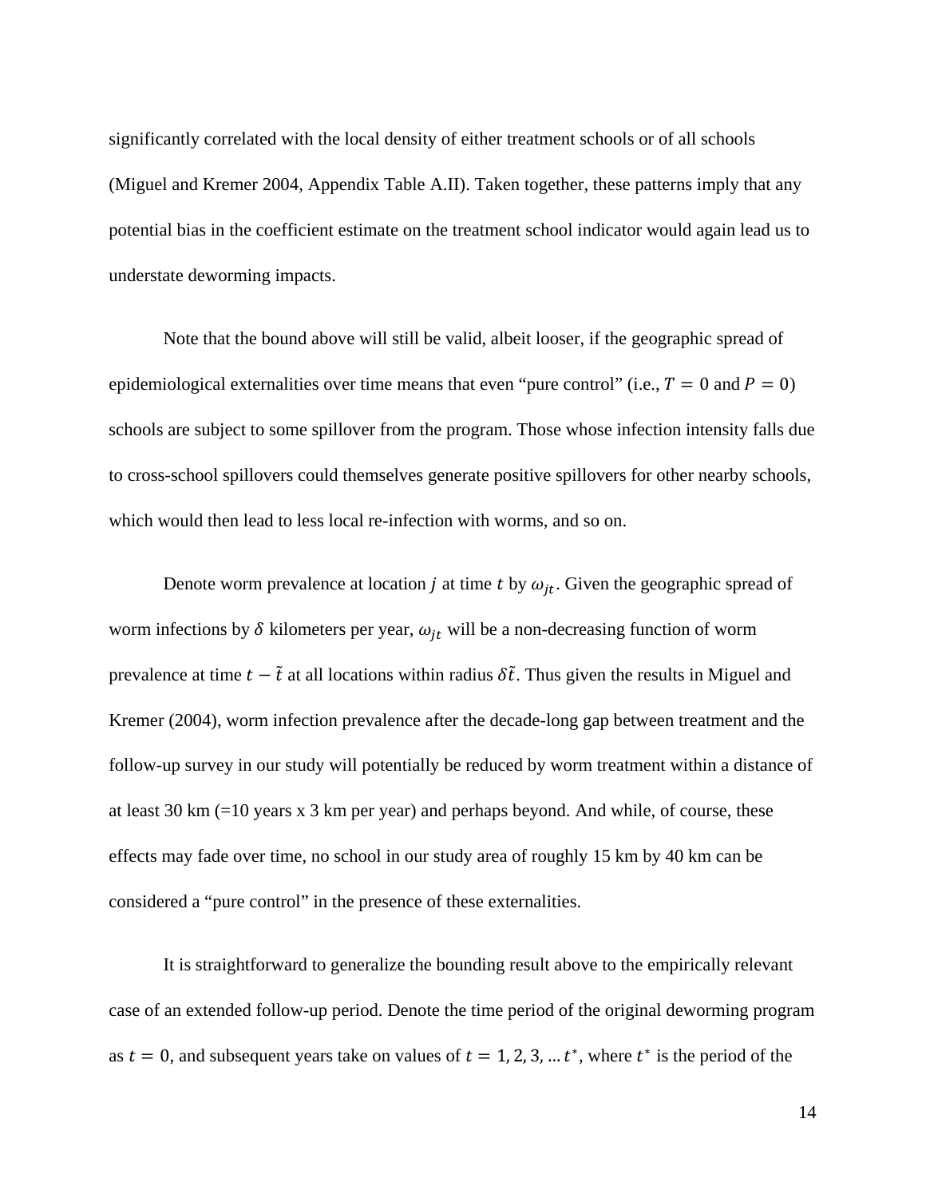significantly correlated with the local density of either treatment schools or of all schools (Miguel and Kremer 2004, Appendix Table A.II). Taken together, these patterns imply that any potential bias in the coefficient estimate on the treatment school indicator would again lead us to understate deworming impacts.

Note that the bound above will still be valid, albeit looser, if the geographic spread of epidemiological externalities over time means that even "pure control" (i.e., $T = 0$ and $P = 0$) schools are subject to some spillover from the program. Those whose infection intensity falls due to cross-school spillovers could themselves generate positive spillovers for other nearby schools, which would then lead to less local re-infection with worms, and so on.

Denote worm prevalence at location $j$ at time $t$ by $\omega_{jt}$. Given the geographic spread of worm infections by $\delta$ kilometers per year, $\omega_{jt}$ will be a non-decreasing function of worm prevalence at time $t - \tilde{t}$ at all locations within radius $\delta\tilde{t}$. Thus given the results in Miguel and Kremer (2004), worm infection prevalence after the decade-long gap between treatment and the follow-up survey in our study will potentially be reduced by worm treatment within a distance of at least 30 km (=10 years x 3 km per year) and perhaps beyond. And while, of course, these effects may fade over time, no school in our study area of roughly 15 km by 40 km can be considered a "pure control" in the presence of these externalities.

It is straightforward to generalize the bounding result above to the empirically relevant case of an extended follow-up period. Denote the time period of the original deworming program as $t = 0$, and subsequent years take on values of $t = 1, 2, 3, \ldots t^*$, where $t^*$ is the period of the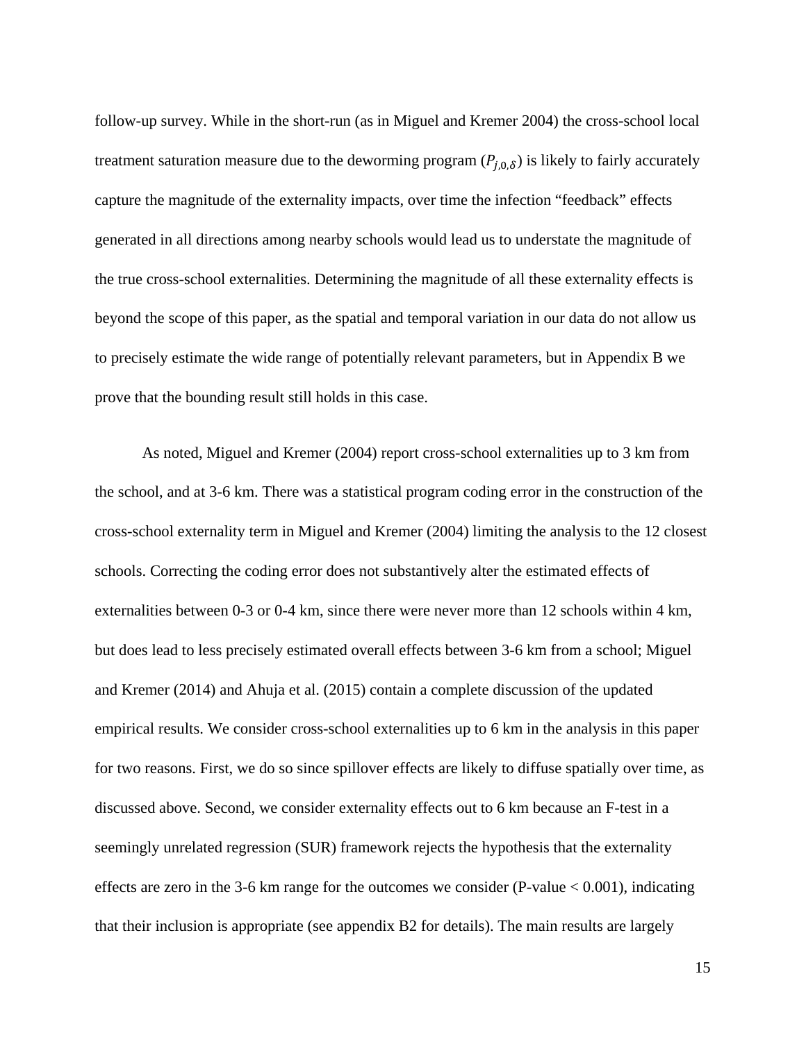follow-up survey. While in the short-run (as in Miguel and Kremer 2004) the cross-school local treatment saturation measure due to the deworming program ($P_{j,0,\delta}$) is likely to fairly accurately capture the magnitude of the externality impacts, over time the infection "feedback" effects generated in all directions among nearby schools would lead us to understate the magnitude of the true cross-school externalities. Determining the magnitude of all these externality effects is beyond the scope of this paper, as the spatial and temporal variation in our data do not allow us to precisely estimate the wide range of potentially relevant parameters, but in Appendix B we prove that the bounding result still holds in this case.

As noted, Miguel and Kremer (2004) report cross-school externalities up to 3 km from the school, and at 3-6 km. There was a statistical program coding error in the construction of the cross-school externality term in Miguel and Kremer (2004) limiting the analysis to the 12 closest schools. Correcting the coding error does not substantively alter the estimated effects of externalities between 0-3 or 0-4 km, since there were never more than 12 schools within 4 km, but does lead to less precisely estimated overall effects between 3-6 km from a school; Miguel and Kremer (2014) and Ahuja et al. (2015) contain a complete discussion of the updated empirical results. We consider cross-school externalities up to 6 km in the analysis in this paper for two reasons. First, we do so since spillover effects are likely to diffuse spatially over time, as discussed above. Second, we consider externality effects out to 6 km because an F-test in a seemingly unrelated regression (SUR) framework rejects the hypothesis that the externality effects are zero in the 3-6 km range for the outcomes we consider (P-value < 0.001), indicating that their inclusion is appropriate (see appendix B2 for details). The main results are largely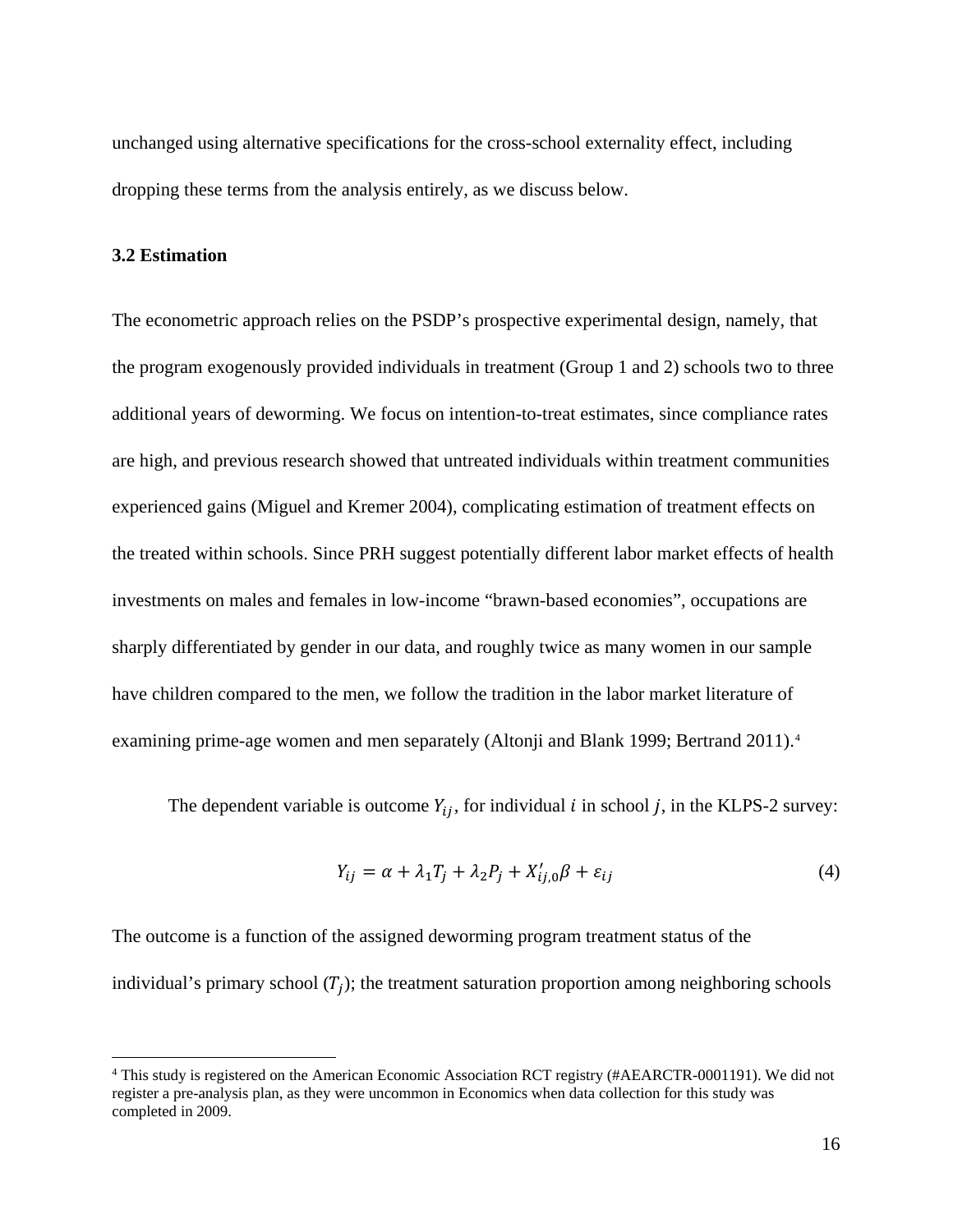unchanged using alternative specifications for the cross-school externality effect, including dropping these terms from the analysis entirely, as we discuss below.

### 3.2 Estimation

The econometric approach relies on the PSDP's prospective experimental design, namely, that the program exogenously provided individuals in treatment (Group 1 and 2) schools two to three additional years of deworming. We focus on intention-to-treat estimates, since compliance rates are high, and previous research showed that untreated individuals within treatment communities experienced gains (Miguel and Kremer 2004), complicating estimation of treatment effects on the treated within schools. Since PRH suggest potentially different labor market effects of health investments on males and females in low-income "brawn-based economies", occupations are sharply differentiated by gender in our data, and roughly twice as many women in our sample have children compared to the men, we follow the tradition in the labor market literature of examining prime-age women and men separately (Altonji and Blank 1999; Bertrand 2011).[4]

The dependent variable is outcome $Y_{ij}$, for individual $i$ in school $j$, in the KLPS-2 survey:

$$Y_{ij} = \alpha + \lambda_1 T_j + \lambda_2 P_j + X'_{ij,0}\beta + \varepsilon_{ij} \tag{4}$$

The outcome is a function of the assigned deworming program treatment status of the individual's primary school ($T_j$); the treatment saturation proportion among neighboring schools

[4] This study is registered on the American Economic Association RCT registry (#AEARCTR-0001191). We did not register a pre-analysis plan, as they were uncommon in Economics when data collection for this study was completed in 2009.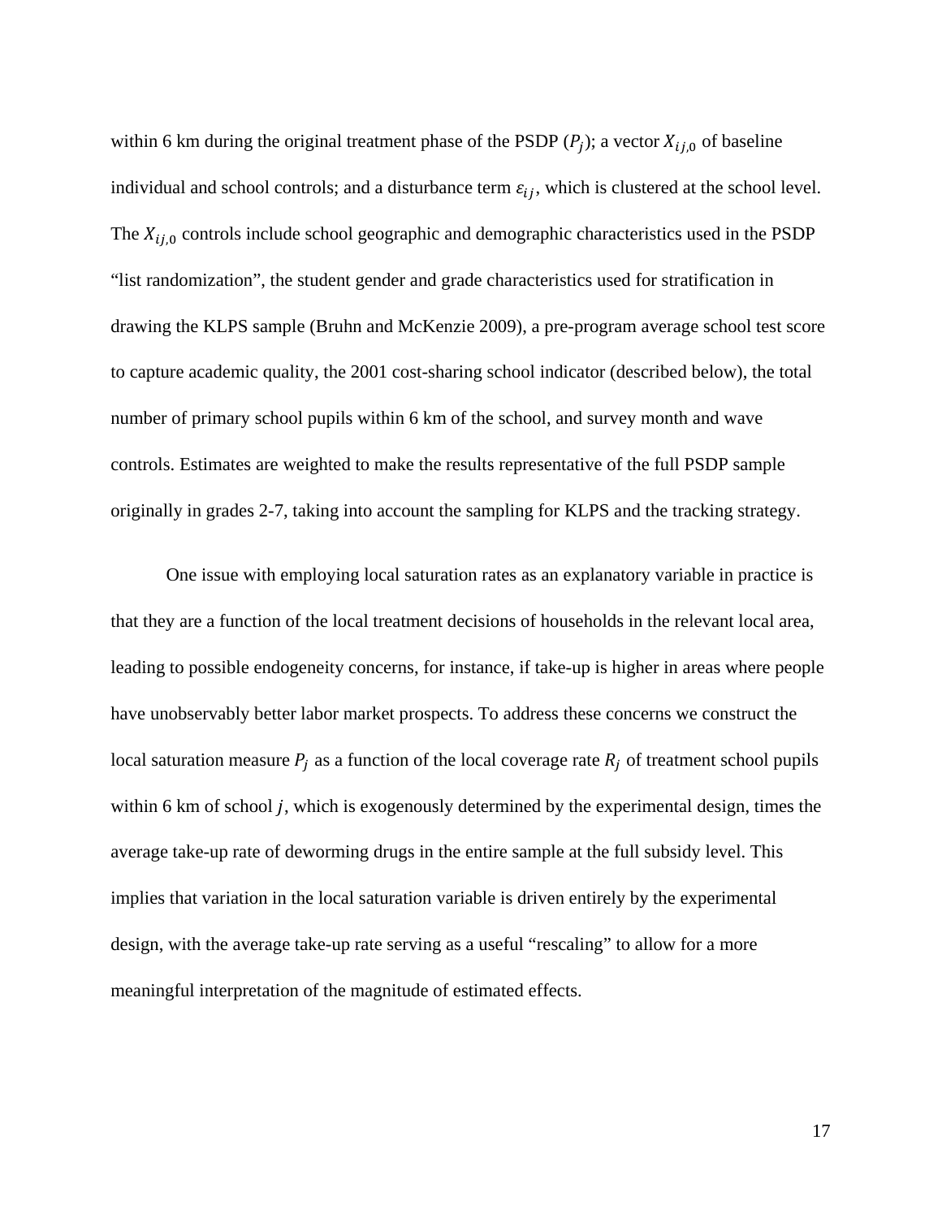within 6 km during the original treatment phase of the PSDP ($P_j$); a vector $X_{ij,0}$ of baseline individual and school controls; and a disturbance term $\varepsilon_{ij}$, which is clustered at the school level. The $X_{ij,0}$ controls include school geographic and demographic characteristics used in the PSDP "list randomization", the student gender and grade characteristics used for stratification in drawing the KLPS sample (Bruhn and McKenzie 2009), a pre-program average school test score to capture academic quality, the 2001 cost-sharing school indicator (described below), the total number of primary school pupils within 6 km of the school, and survey month and wave controls. Estimates are weighted to make the results representative of the full PSDP sample originally in grades 2-7, taking into account the sampling for KLPS and the tracking strategy.

One issue with employing local saturation rates as an explanatory variable in practice is that they are a function of the local treatment decisions of households in the relevant local area, leading to possible endogeneity concerns, for instance, if take-up is higher in areas where people have unobservably better labor market prospects. To address these concerns we construct the local saturation measure $P_j$ as a function of the local coverage rate $R_j$ of treatment school pupils within 6 km of school $j$, which is exogenously determined by the experimental design, times the average take-up rate of deworming drugs in the entire sample at the full subsidy level. This implies that variation in the local saturation variable is driven entirely by the experimental design, with the average take-up rate serving as a useful "rescaling" to allow for a more meaningful interpretation of the magnitude of estimated effects.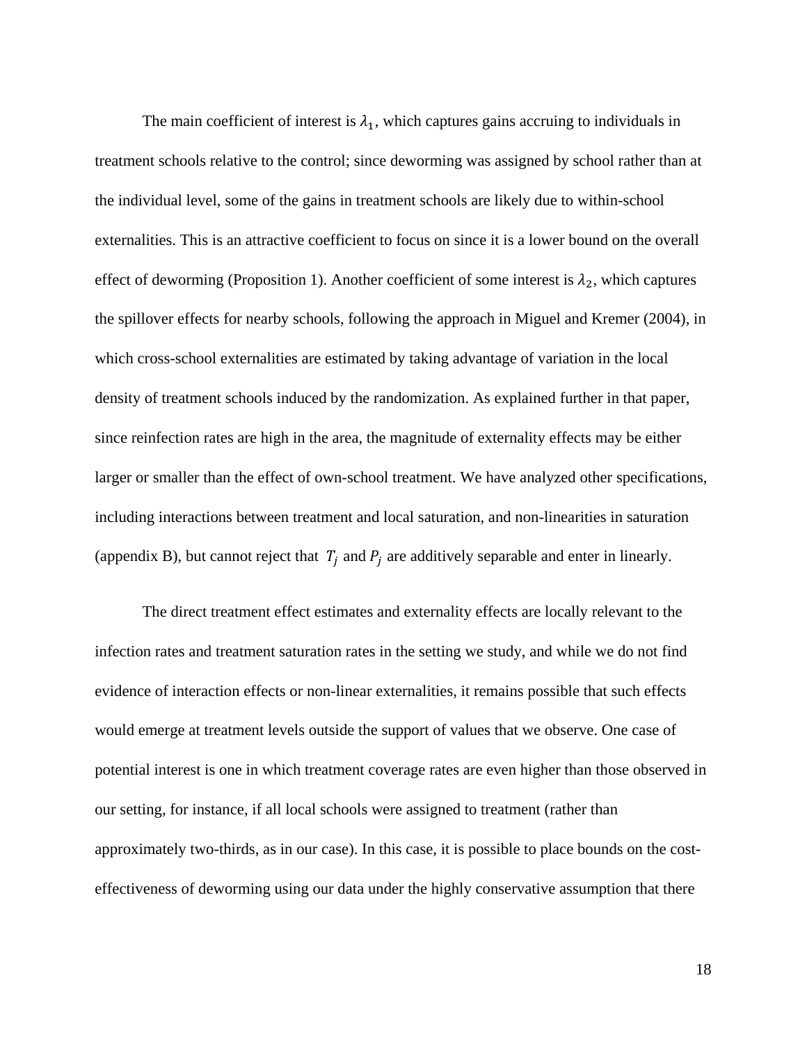The main coefficient of interest is $\lambda_1$, which captures gains accruing to individuals in treatment schools relative to the control; since deworming was assigned by school rather than at the individual level, some of the gains in treatment schools are likely due to within-school externalities. This is an attractive coefficient to focus on since it is a lower bound on the overall effect of deworming (Proposition 1). Another coefficient of some interest is $\lambda_2$, which captures the spillover effects for nearby schools, following the approach in Miguel and Kremer (2004), in which cross-school externalities are estimated by taking advantage of variation in the local density of treatment schools induced by the randomization. As explained further in that paper, since reinfection rates are high in the area, the magnitude of externality effects may be either larger or smaller than the effect of own-school treatment. We have analyzed other specifications, including interactions between treatment and local saturation, and non-linearities in saturation (appendix B), but cannot reject that $T_j$ and $P_j$ are additively separable and enter in linearly.

The direct treatment effect estimates and externality effects are locally relevant to the infection rates and treatment saturation rates in the setting we study, and while we do not find evidence of interaction effects or non-linear externalities, it remains possible that such effects would emerge at treatment levels outside the support of values that we observe. One case of potential interest is one in which treatment coverage rates are even higher than those observed in our setting, for instance, if all local schools were assigned to treatment (rather than approximately two-thirds, as in our case). In this case, it is possible to place bounds on the cost-effectiveness of deworming using our data under the highly conservative assumption that there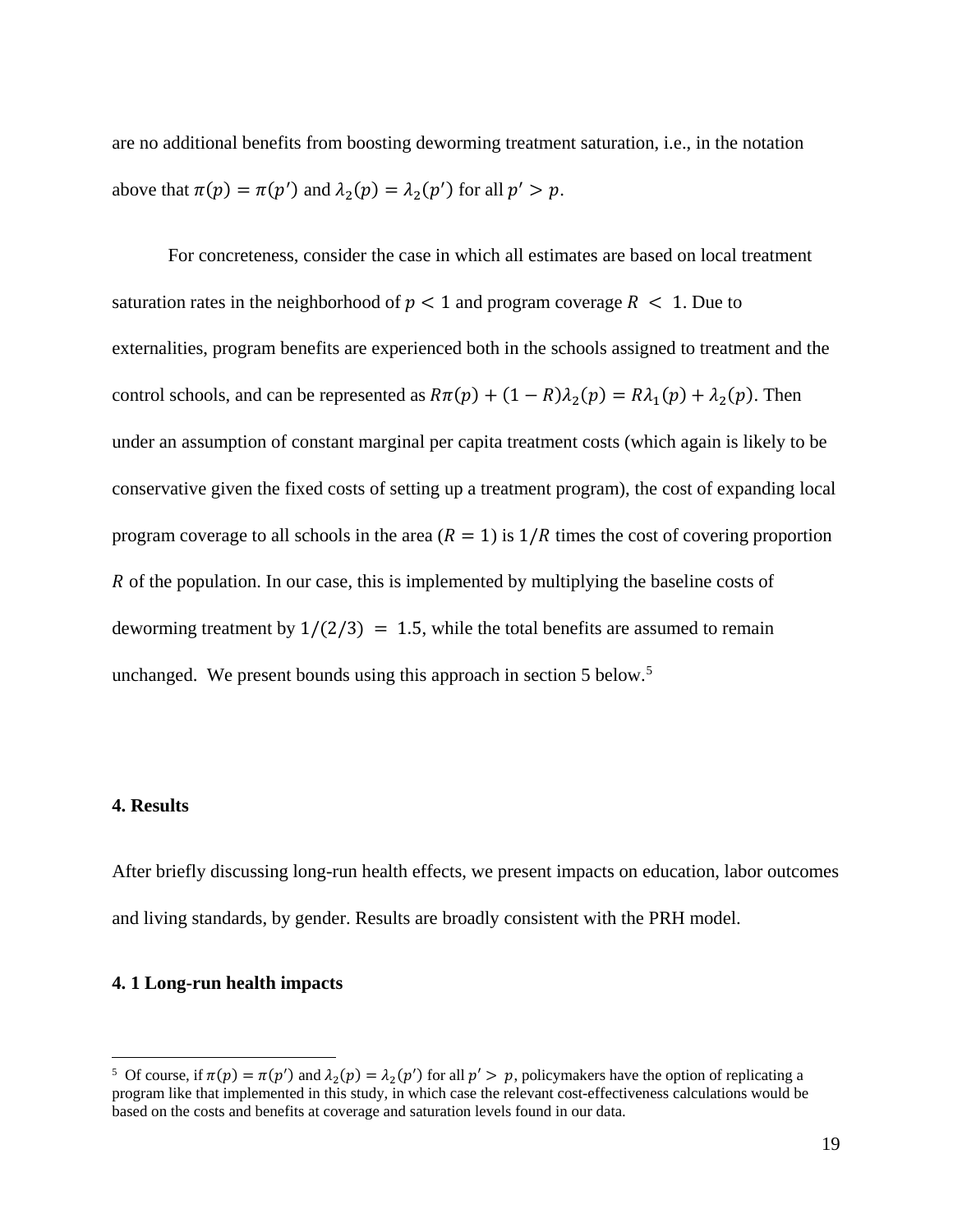are no additional benefits from boosting deworming treatment saturation, i.e., in the notation above that $\pi(p) = \pi(p')$ and $\lambda_2(p) = \lambda_2(p')$ for all $p' > p$.

For concreteness, consider the case in which all estimates are based on local treatment saturation rates in the neighborhood of $p < 1$ and program coverage $R < 1$. Due to externalities, program benefits are experienced both in the schools assigned to treatment and the control schools, and can be represented as $R\pi(p) + (1 - R)\lambda_2(p) = R\lambda_1(p) + \lambda_2(p)$. Then under an assumption of constant marginal per capita treatment costs (which again is likely to be conservative given the fixed costs of setting up a treatment program), the cost of expanding local program coverage to all schools in the area ($R = 1$) is $1/R$ times the cost of covering proportion $R$ of the population. In our case, this is implemented by multiplying the baseline costs of deworming treatment by $1/(2/3) = 1.5$, while the total benefits are assumed to remain unchanged. We present bounds using this approach in section 5 below.[5]

## 4. Results

After briefly discussing long-run health effects, we present impacts on education, labor outcomes and living standards, by gender. Results are broadly consistent with the PRH model.

### 4. 1 Long-run health impacts

[5] Of course, if $\pi(p) = \pi(p')$ and $\lambda_2(p) = \lambda_2(p')$ for all $p' > p$, policymakers have the option of replicating a program like that implemented in this study, in which case the relevant cost-effectiveness calculations would be based on the costs and benefits at coverage and saturation levels found in our data.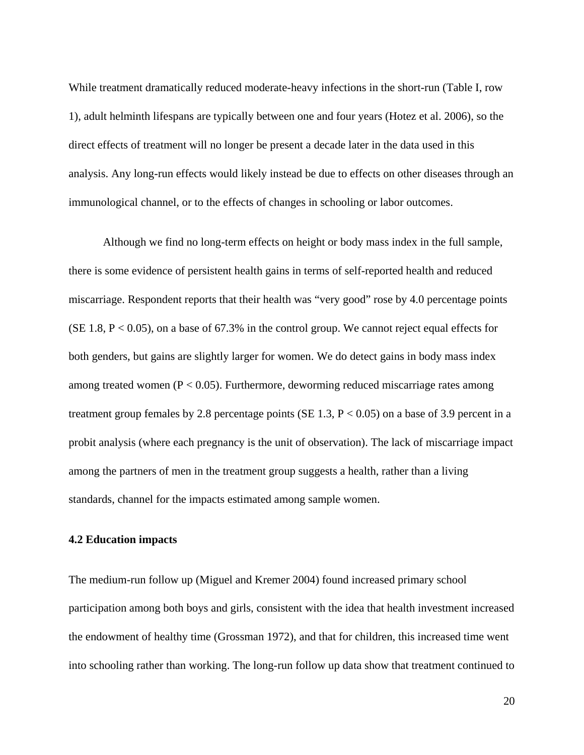While treatment dramatically reduced moderate-heavy infections in the short-run (Table I, row 1), adult helminth lifespans are typically between one and four years (Hotez et al. 2006), so the direct effects of treatment will no longer be present a decade later in the data used in this analysis. Any long-run effects would likely instead be due to effects on other diseases through an immunological channel, or to the effects of changes in schooling or labor outcomes.

Although we find no long-term effects on height or body mass index in the full sample, there is some evidence of persistent health gains in terms of self-reported health and reduced miscarriage. Respondent reports that their health was "very good" rose by 4.0 percentage points (SE 1.8, $P < 0.05$), on a base of 67.3% in the control group. We cannot reject equal effects for both genders, but gains are slightly larger for women. We do detect gains in body mass index among treated women ($P < 0.05$). Furthermore, deworming reduced miscarriage rates among treatment group females by 2.8 percentage points (SE 1.3, $P < 0.05$) on a base of 3.9 percent in a probit analysis (where each pregnancy is the unit of observation). The lack of miscarriage impact among the partners of men in the treatment group suggests a health, rather than a living standards, channel for the impacts estimated among sample women.

### 4.2 Education impacts

The medium-run follow up (Miguel and Kremer 2004) found increased primary school participation among both boys and girls, consistent with the idea that health investment increased the endowment of healthy time (Grossman 1972), and that for children, this increased time went into schooling rather than working. The long-run follow up data show that treatment continued to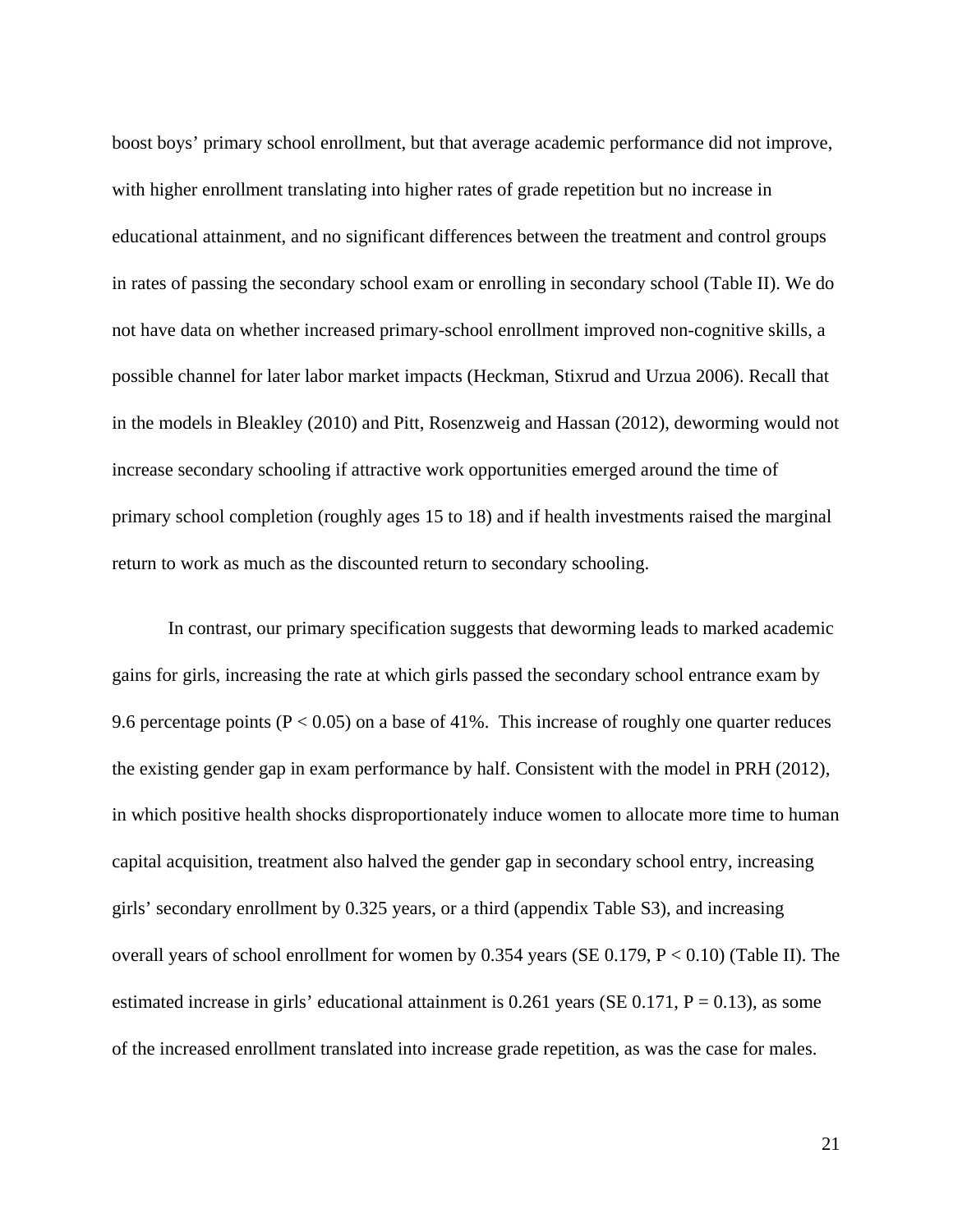boost boys' primary school enrollment, but that average academic performance did not improve, with higher enrollment translating into higher rates of grade repetition but no increase in educational attainment, and no significant differences between the treatment and control groups in rates of passing the secondary school exam or enrolling in secondary school (Table II). We do not have data on whether increased primary-school enrollment improved non-cognitive skills, a possible channel for later labor market impacts (Heckman, Stixrud and Urzua 2006). Recall that in the models in Bleakley (2010) and Pitt, Rosenzweig and Hassan (2012), deworming would not increase secondary schooling if attractive work opportunities emerged around the time of primary school completion (roughly ages 15 to 18) and if health investments raised the marginal return to work as much as the discounted return to secondary schooling.

In contrast, our primary specification suggests that deworming leads to marked academic gains for girls, increasing the rate at which girls passed the secondary school entrance exam by 9.6 percentage points ($P < 0.05$) on a base of 41%. This increase of roughly one quarter reduces the existing gender gap in exam performance by half. Consistent with the model in PRH (2012), in which positive health shocks disproportionately induce women to allocate more time to human capital acquisition, treatment also halved the gender gap in secondary school entry, increasing girls' secondary enrollment by 0.325 years, or a third (appendix Table S3), and increasing overall years of school enrollment for women by 0.354 years (SE 0.179, $P < 0.10$) (Table II). The estimated increase in girls' educational attainment is 0.261 years (SE 0.171, $P = 0.13$), as some of the increased enrollment translated into increase grade repetition, as was the case for males.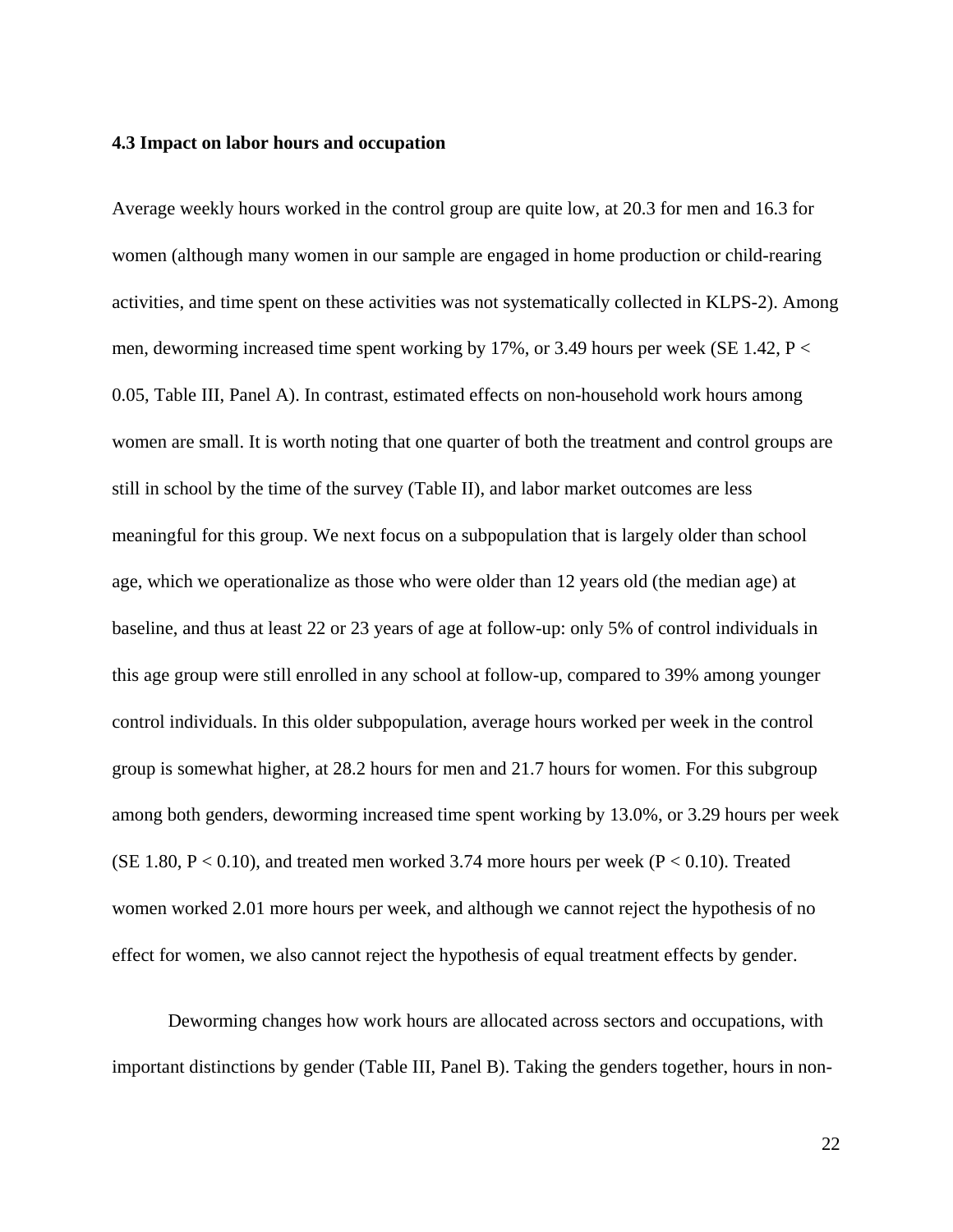### 4.3 Impact on labor hours and occupation

Average weekly hours worked in the control group are quite low, at 20.3 for men and 16.3 for women (although many women in our sample are engaged in home production or child-rearing activities, and time spent on these activities was not systematically collected in KLPS-2). Among men, deworming increased time spent working by 17%, or 3.49 hours per week (SE 1.42, $P < 0.05$, Table III, Panel A). In contrast, estimated effects on non-household work hours among women are small. It is worth noting that one quarter of both the treatment and control groups are still in school by the time of the survey (Table II), and labor market outcomes are less meaningful for this group. We next focus on a subpopulation that is largely older than school age, which we operationalize as those who were older than 12 years old (the median age) at baseline, and thus at least 22 or 23 years of age at follow-up: only 5% of control individuals in this age group were still enrolled in any school at follow-up, compared to 39% among younger control individuals. In this older subpopulation, average hours worked per week in the control group is somewhat higher, at 28.2 hours for men and 21.7 hours for women. For this subgroup among both genders, deworming increased time spent working by 13.0%, or 3.29 hours per week (SE 1.80, $P < 0.10$), and treated men worked 3.74 more hours per week ($P < 0.10$). Treated women worked 2.01 more hours per week, and although we cannot reject the hypothesis of no effect for women, we also cannot reject the hypothesis of equal treatment effects by gender.

Deworming changes how work hours are allocated across sectors and occupations, with important distinctions by gender (Table III, Panel B). Taking the genders together, hours in non-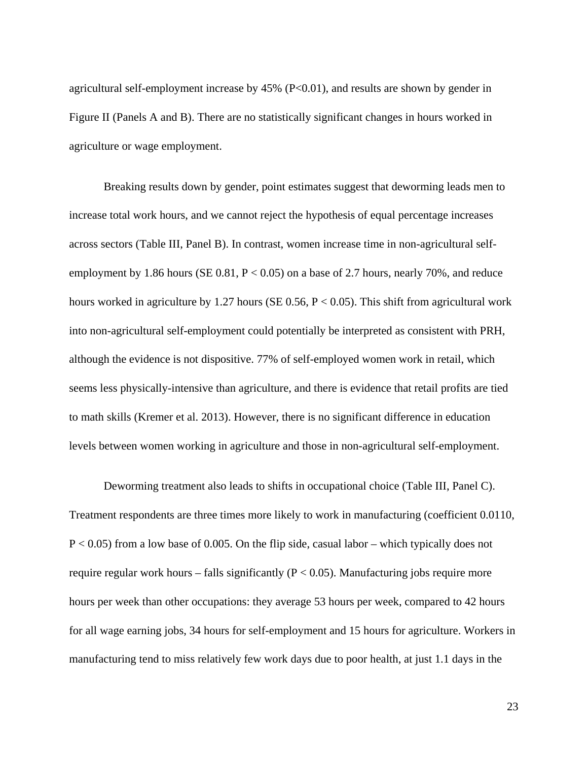agricultural self-employment increase by 45% ($P<0.01$), and results are shown by gender in Figure II (Panels A and B). There are no statistically significant changes in hours worked in agriculture or wage employment.

Breaking results down by gender, point estimates suggest that deworming leads men to increase total work hours, and we cannot reject the hypothesis of equal percentage increases across sectors (Table III, Panel B). In contrast, women increase time in non-agricultural self-employment by 1.86 hours (SE 0.81, $P < 0.05$) on a base of 2.7 hours, nearly 70%, and reduce hours worked in agriculture by 1.27 hours (SE 0.56, $P < 0.05$). This shift from agricultural work into non-agricultural self-employment could potentially be interpreted as consistent with PRH, although the evidence is not dispositive. 77% of self-employed women work in retail, which seems less physically-intensive than agriculture, and there is evidence that retail profits are tied to math skills (Kremer et al. 2013). However, there is no significant difference in education levels between women working in agriculture and those in non-agricultural self-employment.

Deworming treatment also leads to shifts in occupational choice (Table III, Panel C). Treatment respondents are three times more likely to work in manufacturing (coefficient 0.0110, $P < 0.05$) from a low base of 0.005. On the flip side, casual labor – which typically does not require regular work hours – falls significantly ($P < 0.05$). Manufacturing jobs require more hours per week than other occupations: they average 53 hours per week, compared to 42 hours for all wage earning jobs, 34 hours for self-employment and 15 hours for agriculture. Workers in manufacturing tend to miss relatively few work days due to poor health, at just 1.1 days in the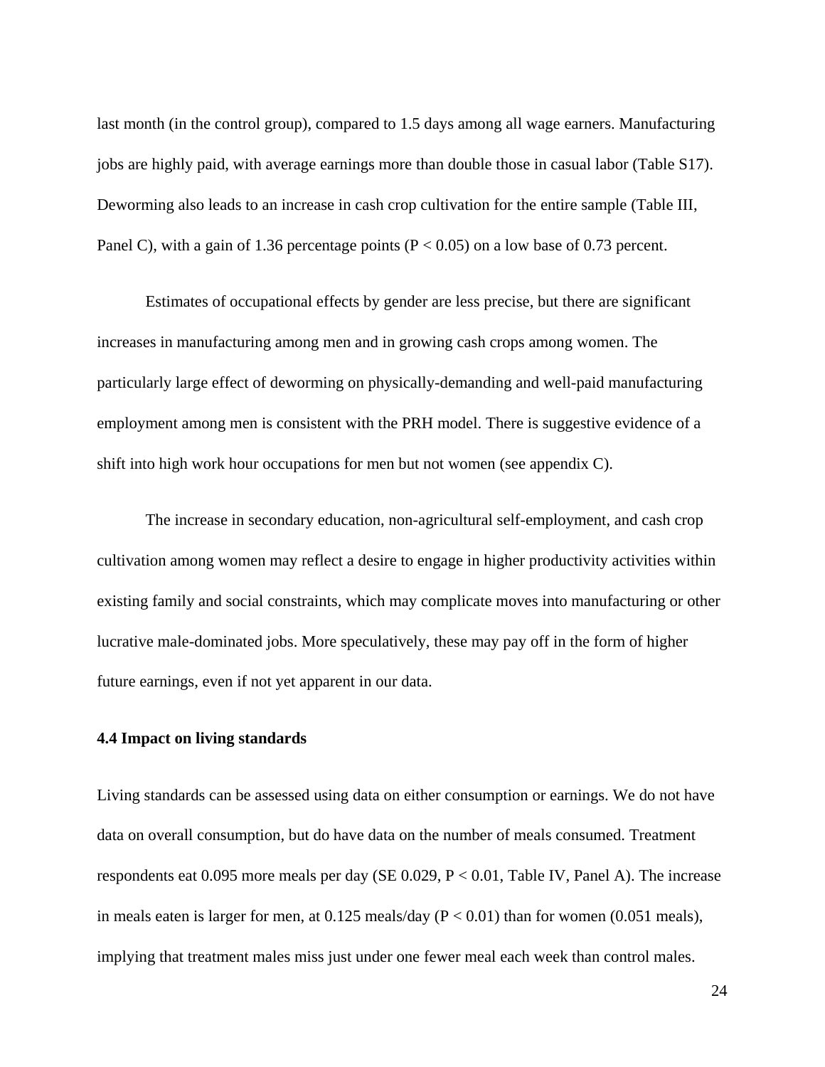last month (in the control group), compared to 1.5 days among all wage earners. Manufacturing jobs are highly paid, with average earnings more than double those in casual labor (Table S17). Deworming also leads to an increase in cash crop cultivation for the entire sample (Table III, Panel C), with a gain of 1.36 percentage points ($P < 0.05$) on a low base of 0.73 percent.

Estimates of occupational effects by gender are less precise, but there are significant increases in manufacturing among men and in growing cash crops among women. The particularly large effect of deworming on physically-demanding and well-paid manufacturing employment among men is consistent with the PRH model. There is suggestive evidence of a shift into high work hour occupations for men but not women (see appendix C).

The increase in secondary education, non-agricultural self-employment, and cash crop cultivation among women may reflect a desire to engage in higher productivity activities within existing family and social constraints, which may complicate moves into manufacturing or other lucrative male-dominated jobs. More speculatively, these may pay off in the form of higher future earnings, even if not yet apparent in our data.

### 4.4 Impact on living standards

Living standards can be assessed using data on either consumption or earnings. We do not have data on overall consumption, but do have data on the number of meals consumed. Treatment respondents eat 0.095 more meals per day (SE 0.029, $P < 0.01$, Table IV, Panel A). The increase in meals eaten is larger for men, at 0.125 meals/day ($P < 0.01$) than for women (0.051 meals), implying that treatment males miss just under one fewer meal each week than control males.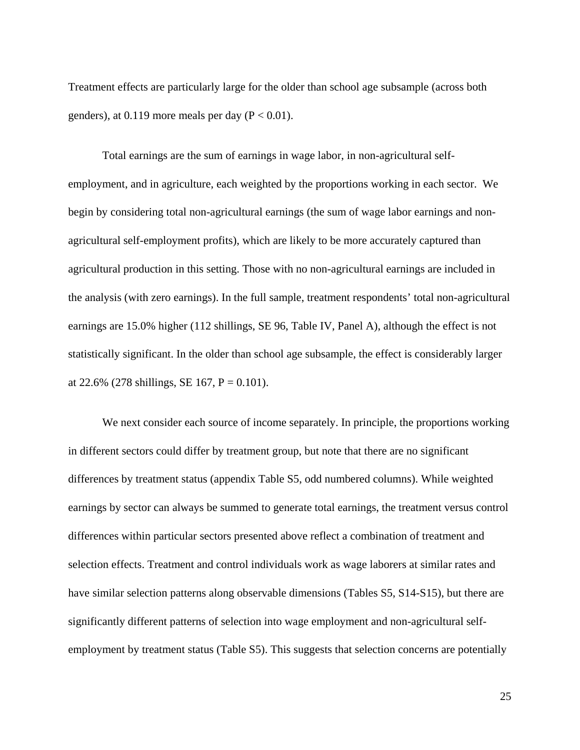Treatment effects are particularly large for the older than school age subsample (across both genders), at 0.119 more meals per day ($P < 0.01$).

Total earnings are the sum of earnings in wage labor, in non-agricultural self-employment, and in agriculture, each weighted by the proportions working in each sector. We begin by considering total non-agricultural earnings (the sum of wage labor earnings and non-agricultural self-employment profits), which are likely to be more accurately captured than agricultural production in this setting. Those with no non-agricultural earnings are included in the analysis (with zero earnings). In the full sample, treatment respondents' total non-agricultural earnings are 15.0% higher (112 shillings, SE 96, Table IV, Panel A), although the effect is not statistically significant. In the older than school age subsample, the effect is considerably larger at 22.6% (278 shillings, SE 167, $P = 0.101$).

We next consider each source of income separately. In principle, the proportions working in different sectors could differ by treatment group, but note that there are no significant differences by treatment status (appendix Table S5, odd numbered columns). While weighted earnings by sector can always be summed to generate total earnings, the treatment versus control differences within particular sectors presented above reflect a combination of treatment and selection effects. Treatment and control individuals work as wage laborers at similar rates and have similar selection patterns along observable dimensions (Tables S5, S14-S15), but there are significantly different patterns of selection into wage employment and non-agricultural self-employment by treatment status (Table S5). This suggests that selection concerns are potentially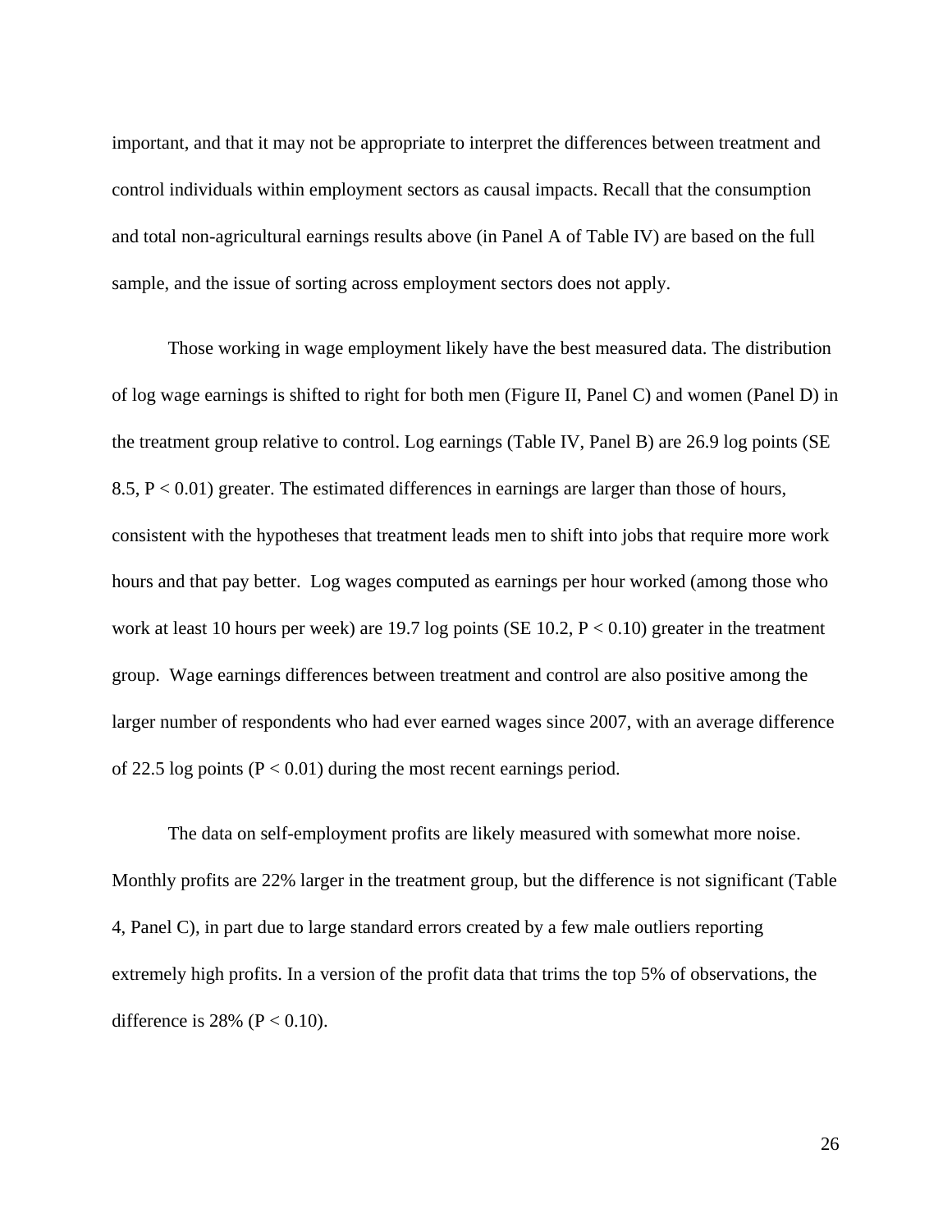important, and that it may not be appropriate to interpret the differences between treatment and control individuals within employment sectors as causal impacts. Recall that the consumption and total non-agricultural earnings results above (in Panel A of Table IV) are based on the full sample, and the issue of sorting across employment sectors does not apply.

Those working in wage employment likely have the best measured data. The distribution of log wage earnings is shifted to right for both men (Figure II, Panel C) and women (Panel D) in the treatment group relative to control. Log earnings (Table IV, Panel B) are 26.9 log points (SE 8.5, $P < 0.01$) greater. The estimated differences in earnings are larger than those of hours, consistent with the hypotheses that treatment leads men to shift into jobs that require more work hours and that pay better. Log wages computed as earnings per hour worked (among those who work at least 10 hours per week) are 19.7 log points (SE 10.2, $P < 0.10$) greater in the treatment group. Wage earnings differences between treatment and control are also positive among the larger number of respondents who had ever earned wages since 2007, with an average difference of 22.5 log points ($P < 0.01$) during the most recent earnings period.

The data on self-employment profits are likely measured with somewhat more noise. Monthly profits are 22% larger in the treatment group, but the difference is not significant (Table 4, Panel C), in part due to large standard errors created by a few male outliers reporting extremely high profits. In a version of the profit data that trims the top 5% of observations, the difference is 28% ($P < 0.10$).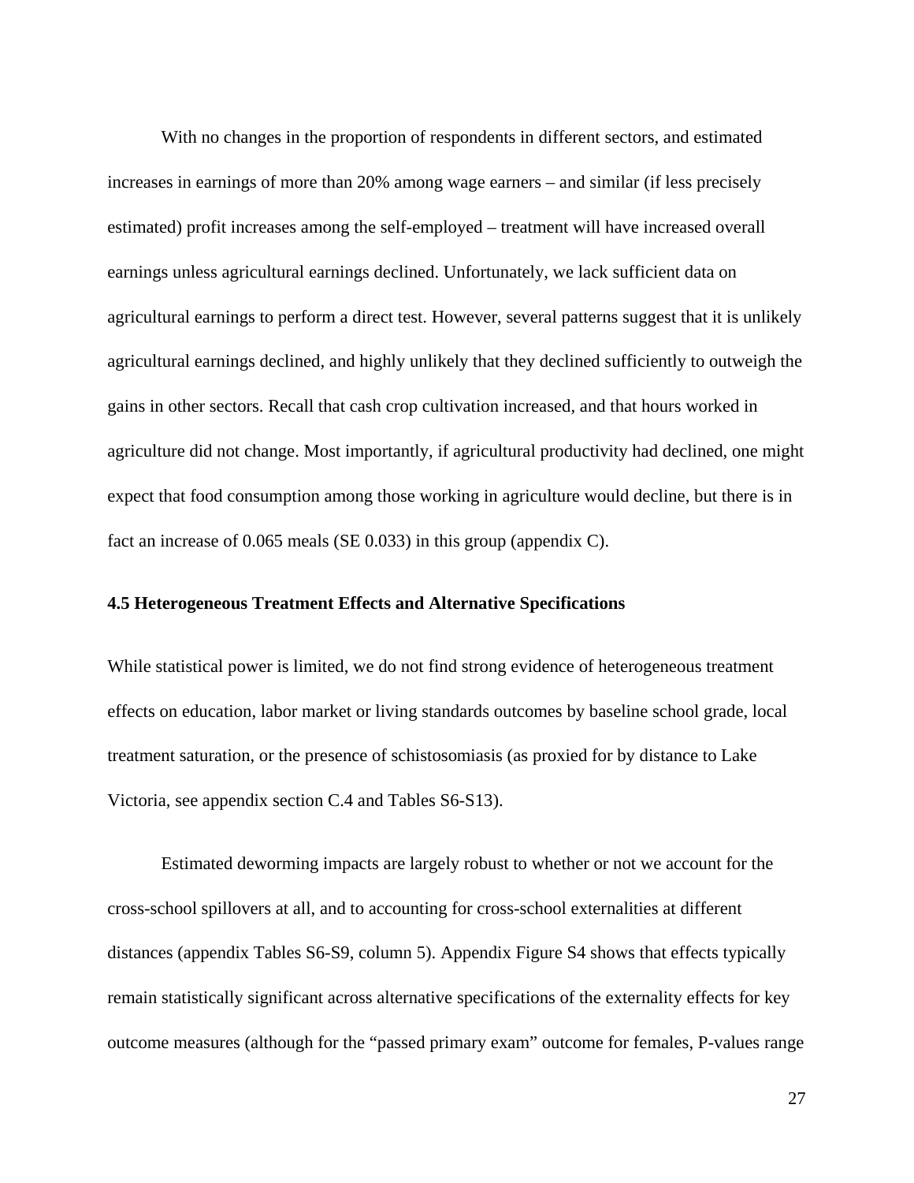With no changes in the proportion of respondents in different sectors, and estimated increases in earnings of more than 20% among wage earners – and similar (if less precisely estimated) profit increases among the self-employed – treatment will have increased overall earnings unless agricultural earnings declined. Unfortunately, we lack sufficient data on agricultural earnings to perform a direct test. However, several patterns suggest that it is unlikely agricultural earnings declined, and highly unlikely that they declined sufficiently to outweigh the gains in other sectors. Recall that cash crop cultivation increased, and that hours worked in agriculture did not change. Most importantly, if agricultural productivity had declined, one might expect that food consumption among those working in agriculture would decline, but there is in fact an increase of 0.065 meals (SE 0.033) in this group (appendix C).

### 4.5 Heterogeneous Treatment Effects and Alternative Specifications

While statistical power is limited, we do not find strong evidence of heterogeneous treatment effects on education, labor market or living standards outcomes by baseline school grade, local treatment saturation, or the presence of schistosomiasis (as proxied for by distance to Lake Victoria, see appendix section C.4 and Tables S6-S13).

Estimated deworming impacts are largely robust to whether or not we account for the cross-school spillovers at all, and to accounting for cross-school externalities at different distances (appendix Tables S6-S9, column 5). Appendix Figure S4 shows that effects typically remain statistically significant across alternative specifications of the externality effects for key outcome measures (although for the "passed primary exam" outcome for females, P-values range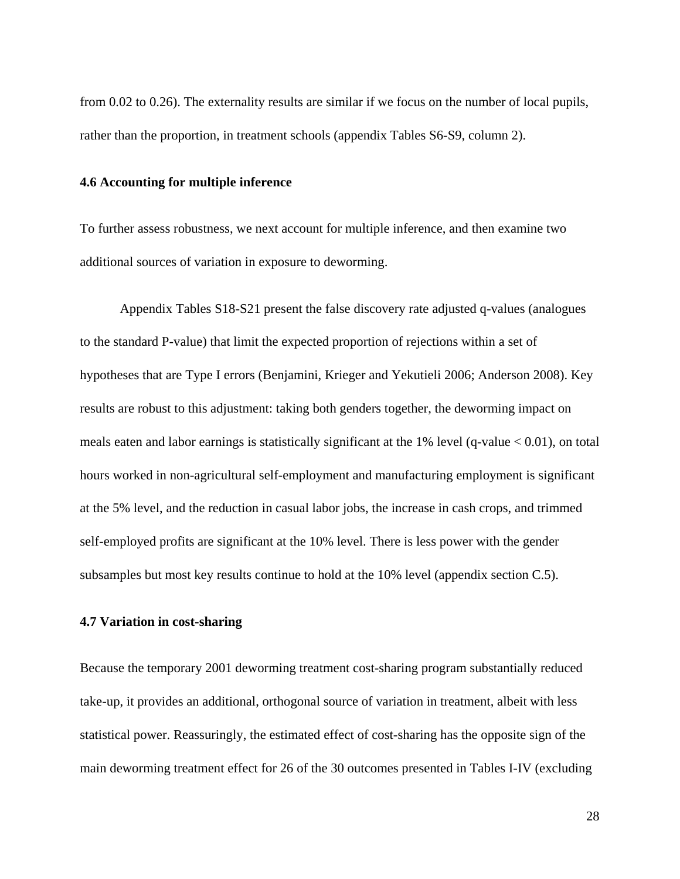from 0.02 to 0.26). The externality results are similar if we focus on the number of local pupils, rather than the proportion, in treatment schools (appendix Tables S6-S9, column 2).

### 4.6 Accounting for multiple inference

To further assess robustness, we next account for multiple inference, and then examine two additional sources of variation in exposure to deworming.

Appendix Tables S18-S21 present the false discovery rate adjusted q-values (analogues to the standard P-value) that limit the expected proportion of rejections within a set of hypotheses that are Type I errors (Benjamini, Krieger and Yekutieli 2006; Anderson 2008). Key results are robust to this adjustment: taking both genders together, the deworming impact on meals eaten and labor earnings is statistically significant at the 1% level (q-value < 0.01), on total hours worked in non-agricultural self-employment and manufacturing employment is significant at the 5% level, and the reduction in casual labor jobs, the increase in cash crops, and trimmed self-employed profits are significant at the 10% level. There is less power with the gender subsamples but most key results continue to hold at the 10% level (appendix section C.5).

### 4.7 Variation in cost-sharing

Because the temporary 2001 deworming treatment cost-sharing program substantially reduced take-up, it provides an additional, orthogonal source of variation in treatment, albeit with less statistical power. Reassuringly, the estimated effect of cost-sharing has the opposite sign of the main deworming treatment effect for 26 of the 30 outcomes presented in Tables I-IV (excluding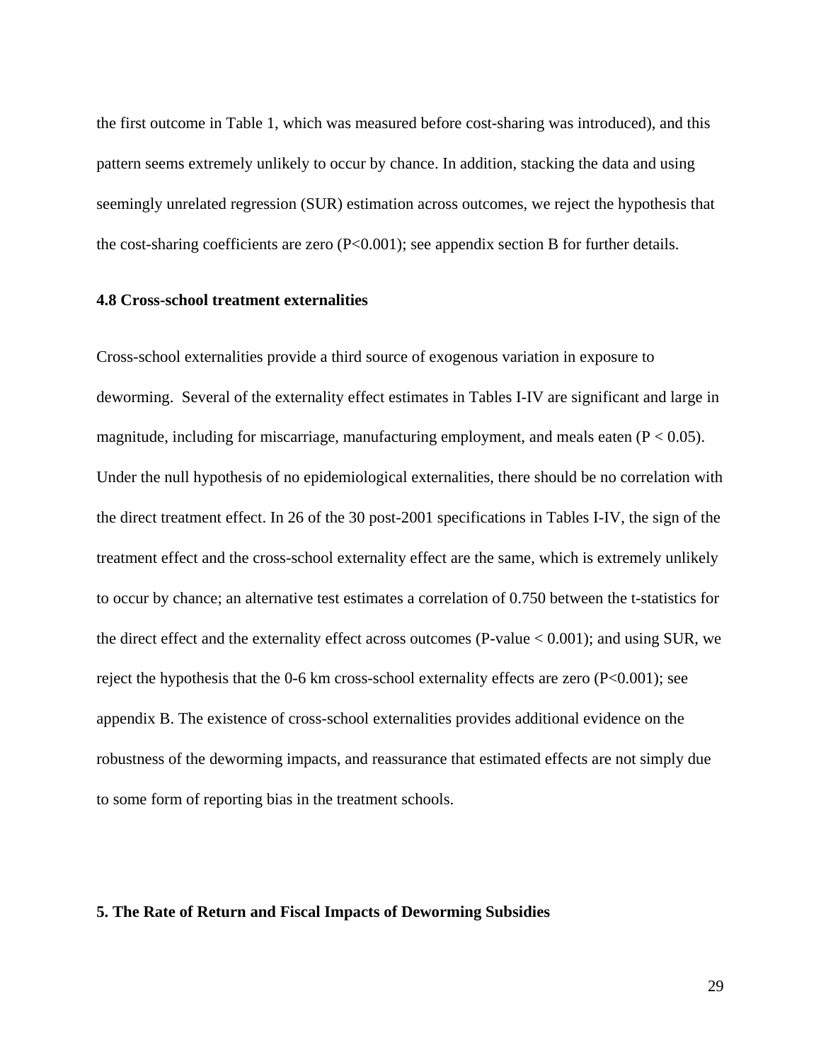the first outcome in Table 1, which was measured before cost-sharing was introduced), and this pattern seems extremely unlikely to occur by chance. In addition, stacking the data and using seemingly unrelated regression (SUR) estimation across outcomes, we reject the hypothesis that the cost-sharing coefficients are zero ($P<0.001$); see appendix section B for further details.

### 4.8 Cross-school treatment externalities

Cross-school externalities provide a third source of exogenous variation in exposure to deworming. Several of the externality effect estimates in Tables I-IV are significant and large in magnitude, including for miscarriage, manufacturing employment, and meals eaten ($P < 0.05$). Under the null hypothesis of no epidemiological externalities, there should be no correlation with the direct treatment effect. In 26 of the 30 post-2001 specifications in Tables I-IV, the sign of the treatment effect and the cross-school externality effect are the same, which is extremely unlikely to occur by chance; an alternative test estimates a correlation of 0.750 between the t-statistics for the direct effect and the externality effect across outcomes (P-value $< 0.001$); and using SUR, we reject the hypothesis that the 0-6 km cross-school externality effects are zero ($P<0.001$); see appendix B. The existence of cross-school externalities provides additional evidence on the robustness of the deworming impacts, and reassurance that estimated effects are not simply due to some form of reporting bias in the treatment schools.

## 5. The Rate of Return and Fiscal Impacts of Deworming Subsidies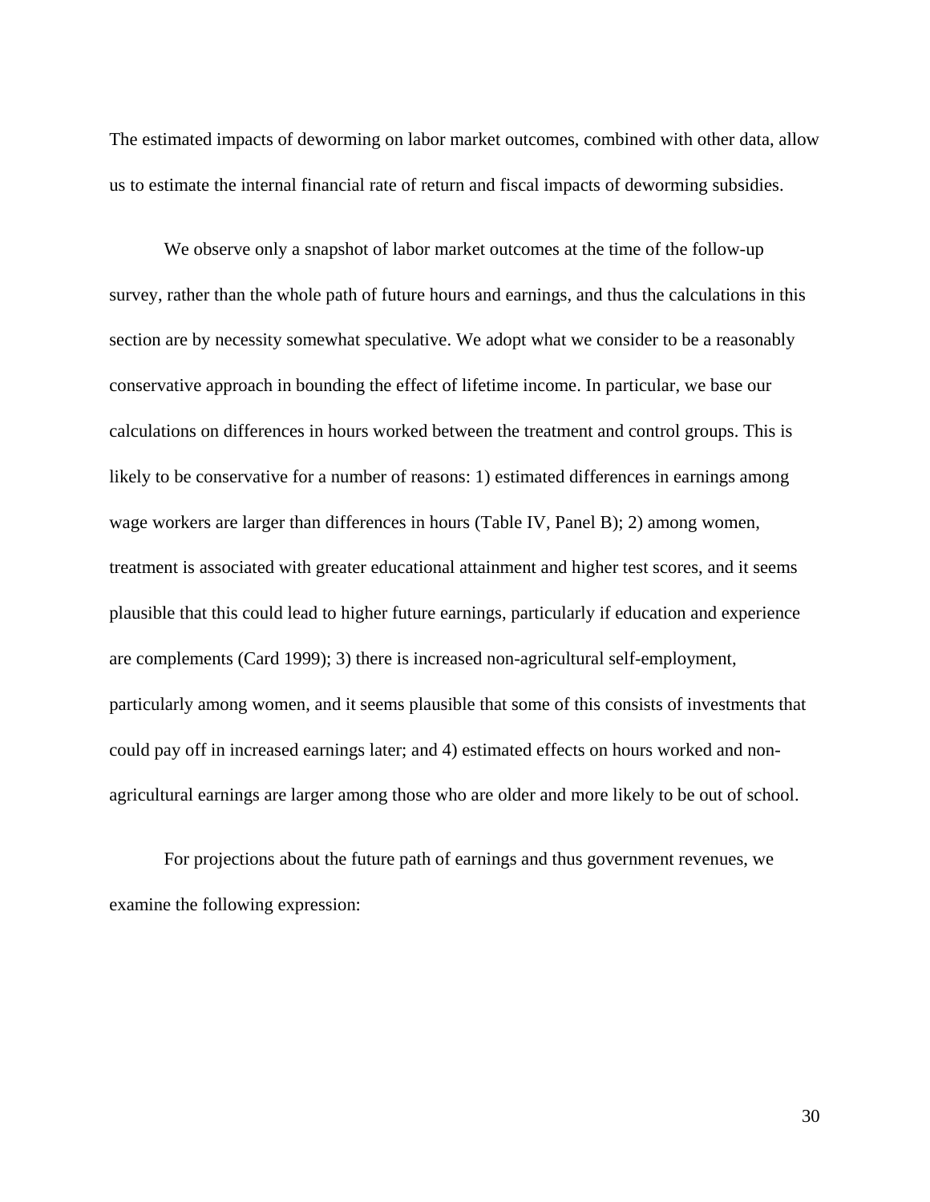The estimated impacts of deworming on labor market outcomes, combined with other data, allow us to estimate the internal financial rate of return and fiscal impacts of deworming subsidies.

We observe only a snapshot of labor market outcomes at the time of the follow-up survey, rather than the whole path of future hours and earnings, and thus the calculations in this section are by necessity somewhat speculative. We adopt what we consider to be a reasonably conservative approach in bounding the effect of lifetime income. In particular, we base our calculations on differences in hours worked between the treatment and control groups. This is likely to be conservative for a number of reasons: 1) estimated differences in earnings among wage workers are larger than differences in hours (Table IV, Panel B); 2) among women, treatment is associated with greater educational attainment and higher test scores, and it seems plausible that this could lead to higher future earnings, particularly if education and experience are complements (Card 1999); 3) there is increased non-agricultural self-employment, particularly among women, and it seems plausible that some of this consists of investments that could pay off in increased earnings later; and 4) estimated effects on hours worked and non-agricultural earnings are larger among those who are older and more likely to be out of school.

For projections about the future path of earnings and thus government revenues, we examine the following expression: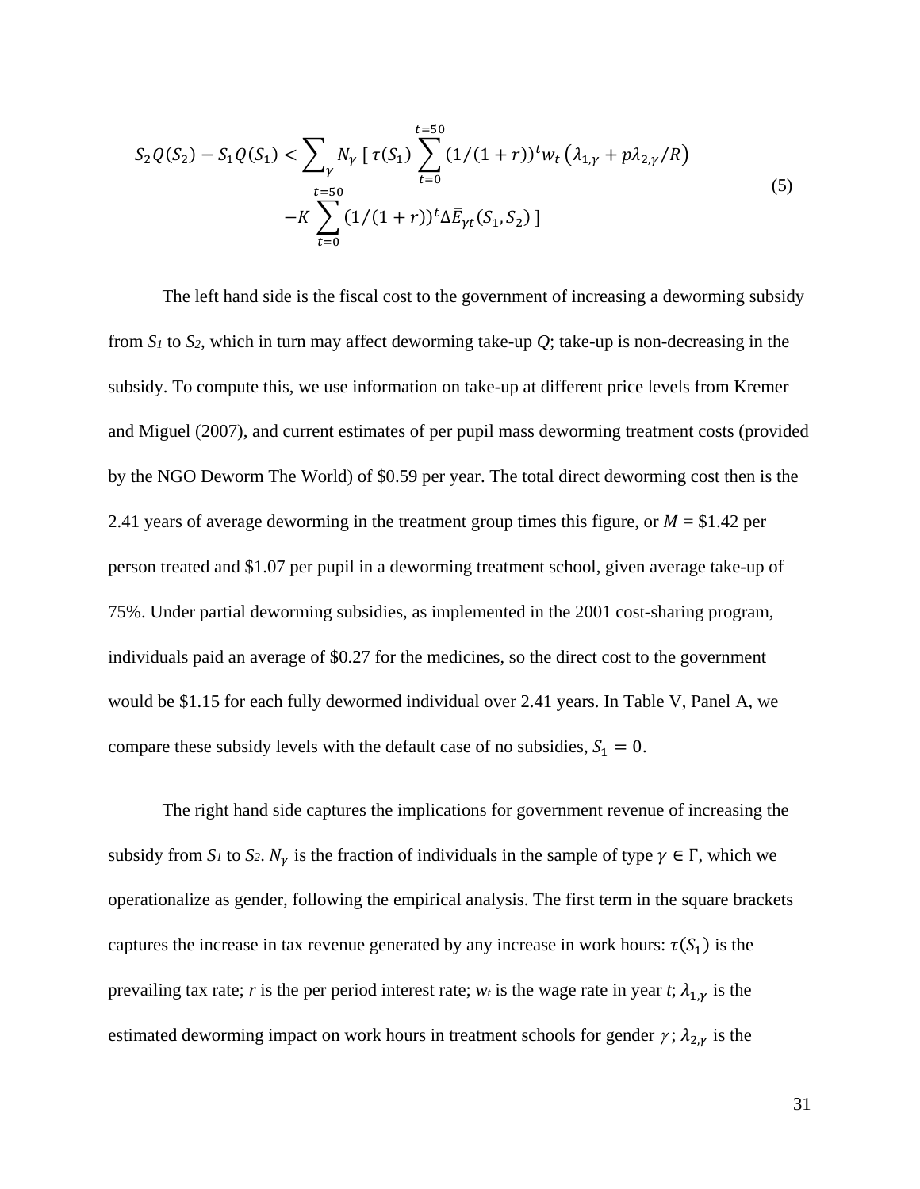$$S_2 Q(S_2) - S_1 Q(S_1) < \sum_{\gamma} N_{\gamma} \, [\, \tau(S_1) \sum_{t=0}^{t=50} (1/(1+r))^t w_t \left(\lambda_{1,\gamma} + p\lambda_{2,\gamma}/R\right) - K \sum_{t=0}^{t=50} (1/(1+r))^t \Delta \bar{E}_{\gamma t}(S_1, S_2) \,] \tag{5}$$

The left hand side is the fiscal cost to the government of increasing a deworming subsidy from $S_1$ to $S_2$, which in turn may affect deworming take-up $Q$; take-up is non-decreasing in the subsidy. To compute this, we use information on take-up at different price levels from Kremer and Miguel (2007), and current estimates of per pupil mass deworming treatment costs (provided by the NGO Deworm The World) of \$0.59 per year. The total direct deworming cost then is the 2.41 years of average deworming in the treatment group times this figure, or $M$ = \$1.42 per person treated and \$1.07 per pupil in a deworming treatment school, given average take-up of 75%. Under partial deworming subsidies, as implemented in the 2001 cost-sharing program, individuals paid an average of \$0.27 for the medicines, so the direct cost to the government would be \$1.15 for each fully dewormed individual over 2.41 years. In Table V, Panel A, we compare these subsidy levels with the default case of no subsidies, $S_1 = 0$.

The right hand side captures the implications for government revenue of increasing the subsidy from $S_1$ to $S_2$. $N_{\gamma}$ is the fraction of individuals in the sample of type $\gamma \in \Gamma$, which we operationalize as gender, following the empirical analysis. The first term in the square brackets captures the increase in tax revenue generated by any increase in work hours: $\tau(S_1)$ is the prevailing tax rate; $r$ is the per period interest rate; $w_t$ is the wage rate in year $t$; $\lambda_{1,\gamma}$ is the estimated deworming impact on work hours in treatment schools for gender $\gamma$; $\lambda_{2,\gamma}$ is the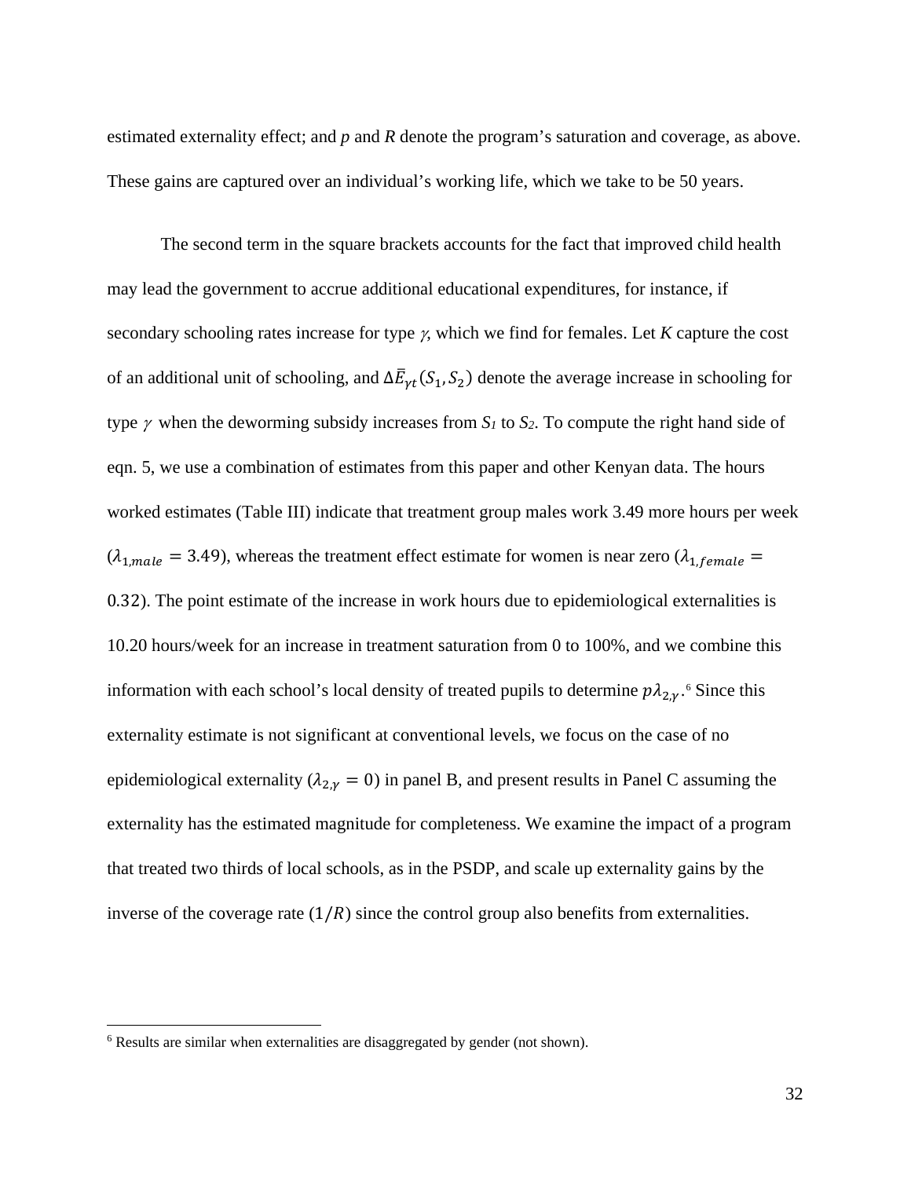estimated externality effect; and *p* and *R* denote the program's saturation and coverage, as above. These gains are captured over an individual's working life, which we take to be 50 years.

The second term in the square brackets accounts for the fact that improved child health may lead the government to accrue additional educational expenditures, for instance, if secondary schooling rates increase for type $\gamma$, which we find for females. Let *K* capture the cost of an additional unit of schooling, and $\Delta\bar{E}_{\gamma t}(S_1, S_2)$ denote the average increase in schooling for type $\gamma$ when the deworming subsidy increases from $S_1$ to $S_2$. To compute the right hand side of eqn. 5, we use a combination of estimates from this paper and other Kenyan data. The hours worked estimates (Table III) indicate that treatment group males work 3.49 more hours per week ($\lambda_{1,male} = 3.49$), whereas the treatment effect estimate for women is near zero ($\lambda_{1,female} = 0.32$). The point estimate of the increase in work hours due to epidemiological externalities is 10.20 hours/week for an increase in treatment saturation from 0 to 100%, and we combine this information with each school's local density of treated pupils to determine $p\lambda_{2,\gamma}$.[6] Since this externality estimate is not significant at conventional levels, we focus on the case of no epidemiological externality ($\lambda_{2,\gamma} = 0$) in panel B, and present results in Panel C assuming the externality has the estimated magnitude for completeness. We examine the impact of a program that treated two thirds of local schools, as in the PSDP, and scale up externality gains by the inverse of the coverage rate ($1/R$) since the control group also benefits from externalities.

---

[6] Results are similar when externalities are disaggregated by gender (not shown).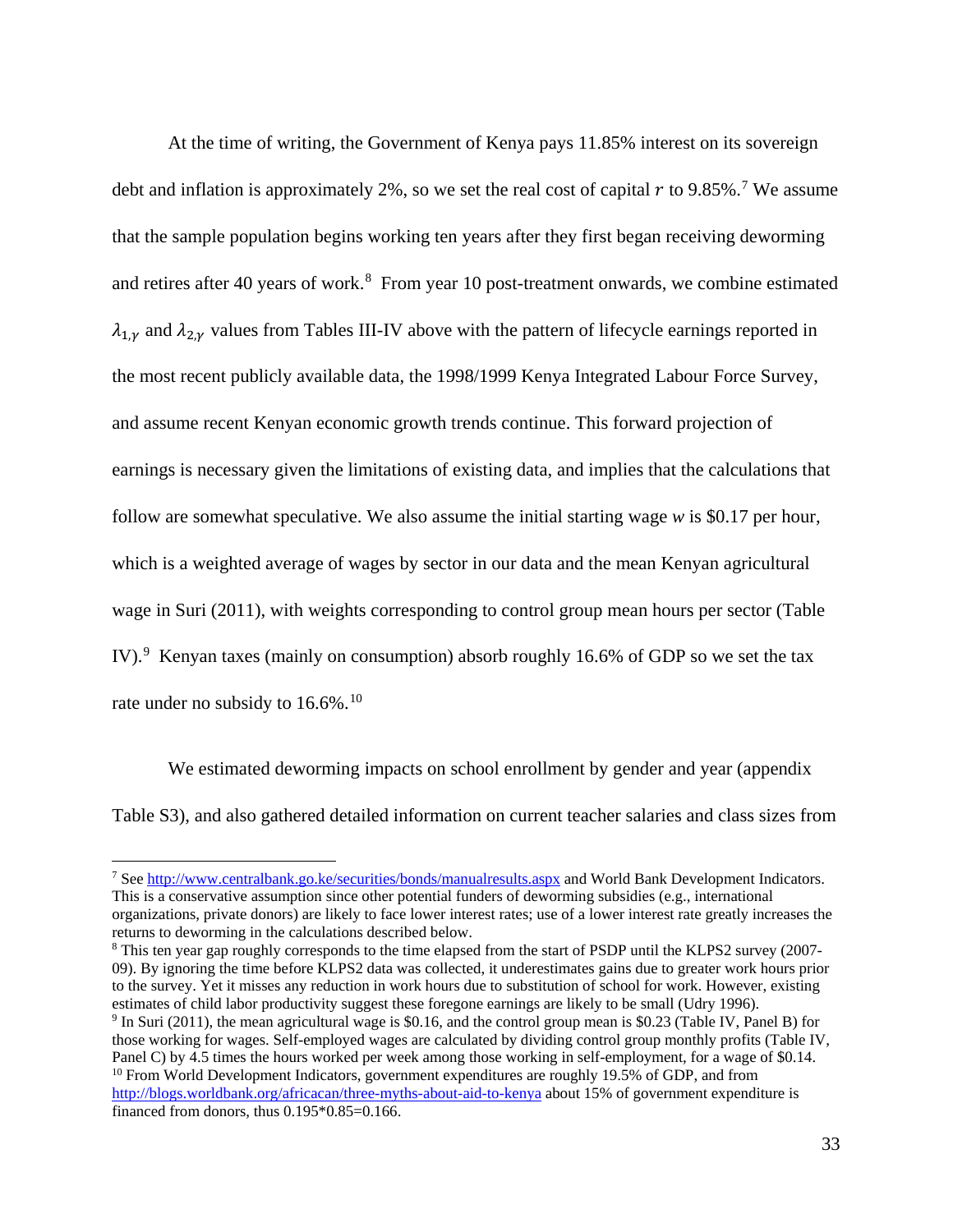At the time of writing, the Government of Kenya pays 11.85% interest on its sovereign debt and inflation is approximately 2%, so we set the real cost of capital $r$ to 9.85%.[7] We assume that the sample population begins working ten years after they first began receiving deworming and retires after 40 years of work.[8] From year 10 post-treatment onwards, we combine estimated $\lambda_{1,\gamma}$ and $\lambda_{2,\gamma}$ values from Tables III-IV above with the pattern of lifecycle earnings reported in the most recent publicly available data, the 1998/1999 Kenya Integrated Labour Force Survey, and assume recent Kenyan economic growth trends continue. This forward projection of earnings is necessary given the limitations of existing data, and implies that the calculations that follow are somewhat speculative. We also assume the initial starting wage $w$ is \$0.17 per hour, which is a weighted average of wages by sector in our data and the mean Kenyan agricultural wage in Suri (2011), with weights corresponding to control group mean hours per sector (Table IV).[9] Kenyan taxes (mainly on consumption) absorb roughly 16.6% of GDP so we set the tax rate under no subsidy to 16.6%.[10]

We estimated deworming impacts on school enrollment by gender and year (appendix Table S3), and also gathered detailed information on current teacher salaries and class sizes from

---

[7] See http://www.centralbank.go.ke/securities/bonds/manualresults.aspx and World Bank Development Indicators. This is a conservative assumption since other potential funders of deworming subsidies (e.g., international organizations, private donors) are likely to face lower interest rates; use of a lower interest rate greatly increases the returns to deworming in the calculations described below.

[8] This ten year gap roughly corresponds to the time elapsed from the start of PSDP until the KLPS2 survey (2007-09). By ignoring the time before KLPS2 data was collected, it underestimates gains due to greater work hours prior to the survey. Yet it misses any reduction in work hours due to substitution of school for work. However, existing estimates of child labor productivity suggest these foregone earnings are likely to be small (Udry 1996).

[9] In Suri (2011), the mean agricultural wage is \$0.16, and the control group mean is \$0.23 (Table IV, Panel B) for those working for wages. Self-employed wages are calculated by dividing control group monthly profits (Table IV, Panel C) by 4.5 times the hours worked per week among those working in self-employment, for a wage of \$0.14.

[10] From World Development Indicators, government expenditures are roughly 19.5% of GDP, and from http://blogs.worldbank.org/africacan/three-myths-about-aid-to-kenya about 15% of government expenditure is financed from donors, thus 0.195*0.85=0.166.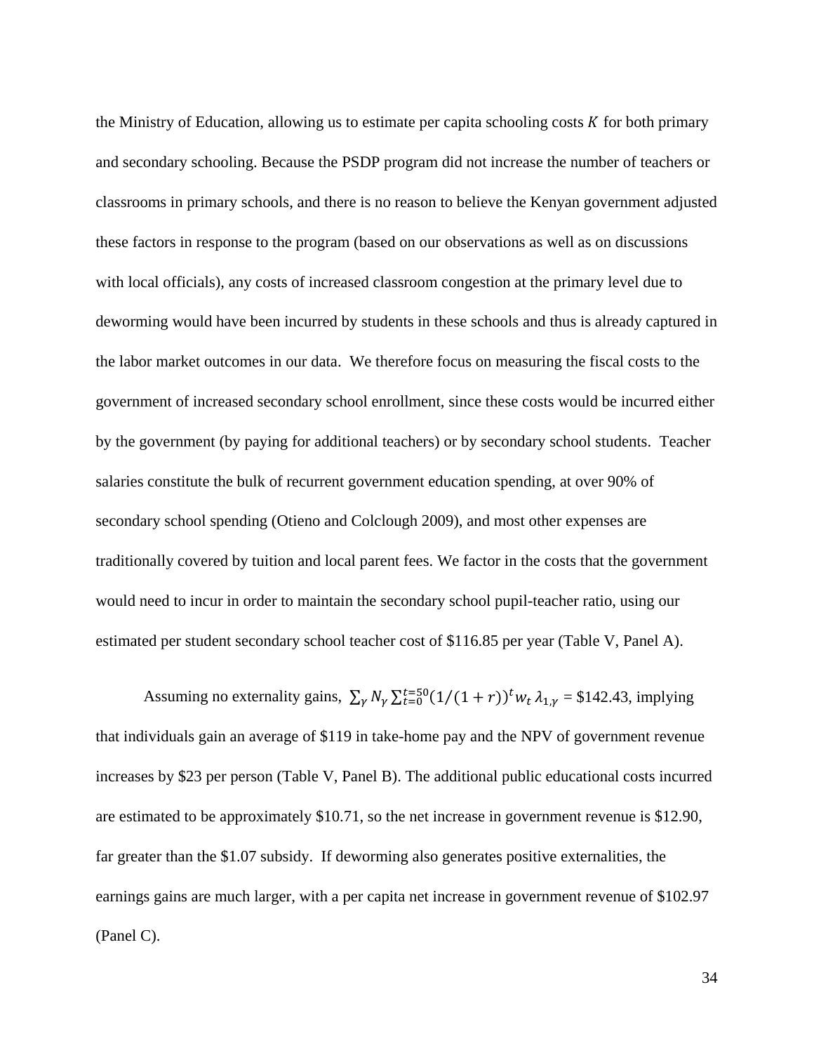the Ministry of Education, allowing us to estimate per capita schooling costs $K$ for both primary and secondary schooling. Because the PSDP program did not increase the number of teachers or classrooms in primary schools, and there is no reason to believe the Kenyan government adjusted these factors in response to the program (based on our observations as well as on discussions with local officials), any costs of increased classroom congestion at the primary level due to deworming would have been incurred by students in these schools and thus is already captured in the labor market outcomes in our data. We therefore focus on measuring the fiscal costs to the government of increased secondary school enrollment, since these costs would be incurred either by the government (by paying for additional teachers) or by secondary school students. Teacher salaries constitute the bulk of recurrent government education spending, at over 90% of secondary school spending (Otieno and Colclough 2009), and most other expenses are traditionally covered by tuition and local parent fees. We factor in the costs that the government would need to incur in order to maintain the secondary school pupil-teacher ratio, using our estimated per student secondary school teacher cost of \$116.85 per year (Table V, Panel A).

Assuming no externality gains, $\sum_{\gamma} N_{\gamma} \sum_{t=0}^{t=50} (1/(1+r))^t w_t \lambda_{1,\gamma}$ = \$142.43, implying that individuals gain an average of \$119 in take-home pay and the NPV of government revenue increases by \$23 per person (Table V, Panel B). The additional public educational costs incurred are estimated to be approximately \$10.71, so the net increase in government revenue is \$12.90, far greater than the \$1.07 subsidy. If deworming also generates positive externalities, the earnings gains are much larger, with a per capita net increase in government revenue of \$102.97 (Panel C).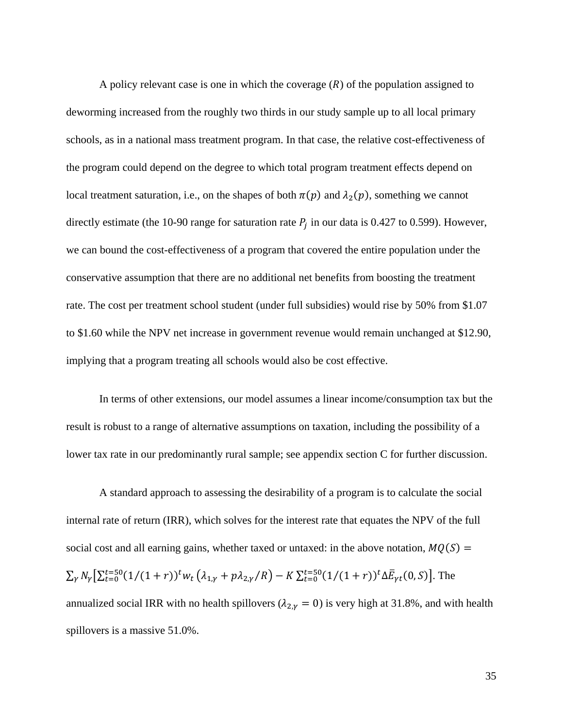A policy relevant case is one in which the coverage ($R$) of the population assigned to deworming increased from the roughly two thirds in our study sample up to all local primary schools, as in a national mass treatment program. In that case, the relative cost-effectiveness of the program could depend on the degree to which total program treatment effects depend on local treatment saturation, i.e., on the shapes of both $\pi(p)$ and $\lambda_2(p)$, something we cannot directly estimate (the 10-90 range for saturation rate $P_j$ in our data is 0.427 to 0.599). However, we can bound the cost-effectiveness of a program that covered the entire population under the conservative assumption that there are no additional net benefits from boosting the treatment rate. The cost per treatment school student (under full subsidies) would rise by 50% from $1.07 to $1.60 while the NPV net increase in government revenue would remain unchanged at $12.90, implying that a program treating all schools would also be cost effective.

In terms of other extensions, our model assumes a linear income/consumption tax but the result is robust to a range of alternative assumptions on taxation, including the possibility of a lower tax rate in our predominantly rural sample; see appendix section C for further discussion.

A standard approach to assessing the desirability of a program is to calculate the social internal rate of return (IRR), which solves for the interest rate that equates the NPV of the full social cost and all earning gains, whether taxed or untaxed: in the above notation, $MQ(S) = \sum_{\gamma} N_{\gamma}\left[\sum_{t=0}^{t=50}(1/(1+r))^t w_t\left(\lambda_{1,\gamma} + p\lambda_{2,\gamma}/R\right) - K\sum_{t=0}^{t=50}(1/(1+r))^t \Delta\bar{E}_{\gamma t}(0,S)\right]$. The annualized social IRR with no health spillovers ($\lambda_{2,\gamma} = 0$) is very high at 31.8%, and with health spillovers is a massive 51.0%.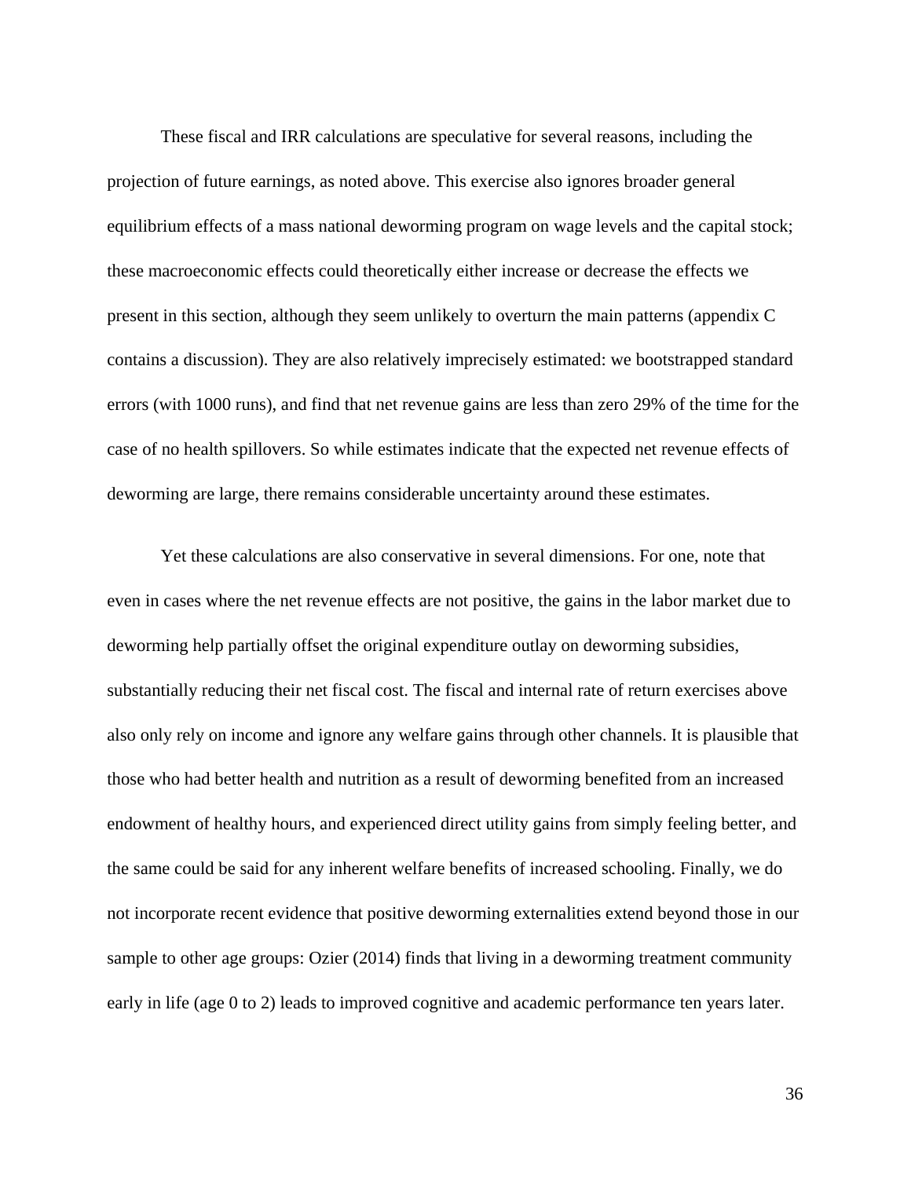These fiscal and IRR calculations are speculative for several reasons, including the projection of future earnings, as noted above. This exercise also ignores broader general equilibrium effects of a mass national deworming program on wage levels and the capital stock; these macroeconomic effects could theoretically either increase or decrease the effects we present in this section, although they seem unlikely to overturn the main patterns (appendix C contains a discussion). They are also relatively imprecisely estimated: we bootstrapped standard errors (with 1000 runs), and find that net revenue gains are less than zero 29% of the time for the case of no health spillovers. So while estimates indicate that the expected net revenue effects of deworming are large, there remains considerable uncertainty around these estimates.

Yet these calculations are also conservative in several dimensions. For one, note that even in cases where the net revenue effects are not positive, the gains in the labor market due to deworming help partially offset the original expenditure outlay on deworming subsidies, substantially reducing their net fiscal cost. The fiscal and internal rate of return exercises above also only rely on income and ignore any welfare gains through other channels. It is plausible that those who had better health and nutrition as a result of deworming benefited from an increased endowment of healthy hours, and experienced direct utility gains from simply feeling better, and the same could be said for any inherent welfare benefits of increased schooling. Finally, we do not incorporate recent evidence that positive deworming externalities extend beyond those in our sample to other age groups: Ozier (2014) finds that living in a deworming treatment community early in life (age 0 to 2) leads to improved cognitive and academic performance ten years later.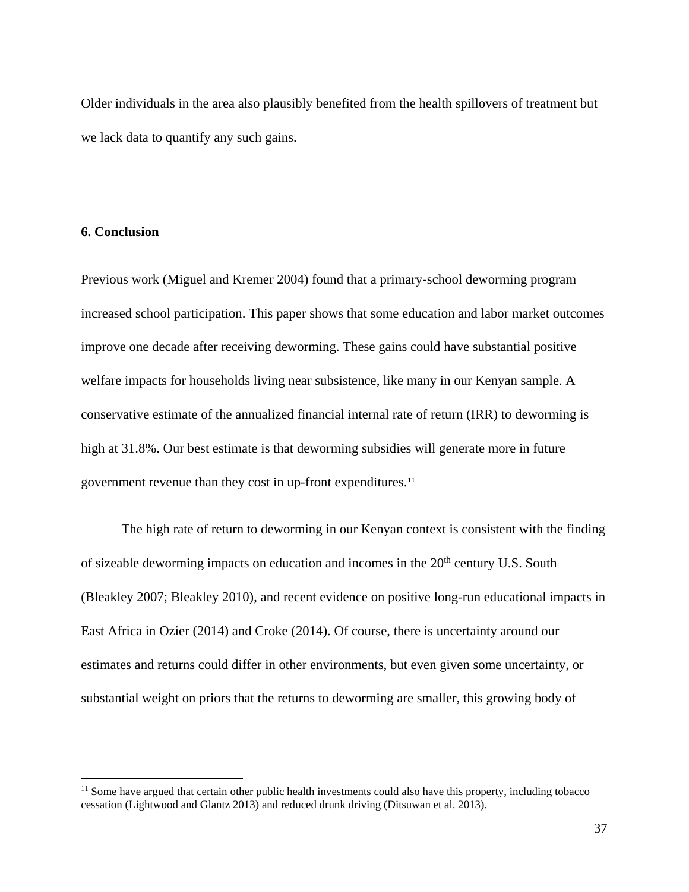Older individuals in the area also plausibly benefited from the health spillovers of treatment but we lack data to quantify any such gains.

## 6. Conclusion

Previous work (Miguel and Kremer 2004) found that a primary-school deworming program increased school participation. This paper shows that some education and labor market outcomes improve one decade after receiving deworming. These gains could have substantial positive welfare impacts for households living near subsistence, like many in our Kenyan sample. A conservative estimate of the annualized financial internal rate of return (IRR) to deworming is high at 31.8%. Our best estimate is that deworming subsidies will generate more in future government revenue than they cost in up-front expenditures.[11]

The high rate of return to deworming in our Kenyan context is consistent with the finding of sizeable deworming impacts on education and incomes in the 20th century U.S. South (Bleakley 2007; Bleakley 2010), and recent evidence on positive long-run educational impacts in East Africa in Ozier (2014) and Croke (2014). Of course, there is uncertainty around our estimates and returns could differ in other environments, but even given some uncertainty, or substantial weight on priors that the returns to deworming are smaller, this growing body of

[11] Some have argued that certain other public health investments could also have this property, including tobacco cessation (Lightwood and Glantz 2013) and reduced drunk driving (Ditsuwan et al. 2013).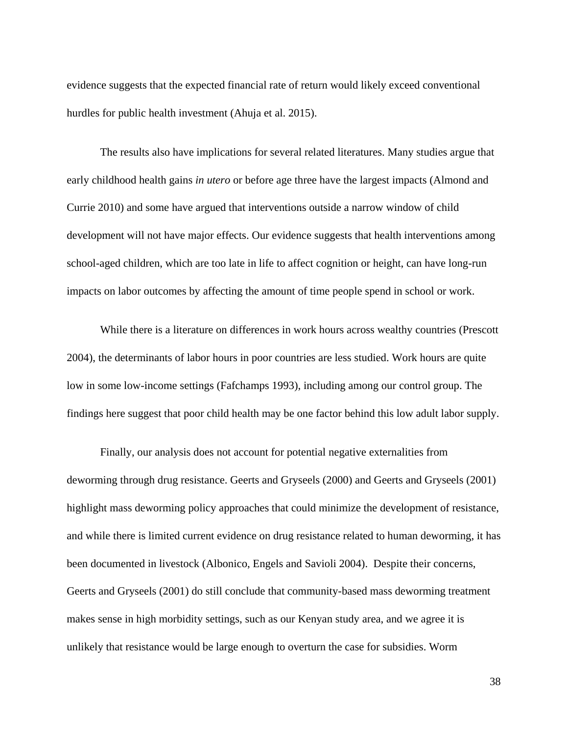evidence suggests that the expected financial rate of return would likely exceed conventional hurdles for public health investment (Ahuja et al. 2015).

The results also have implications for several related literatures. Many studies argue that early childhood health gains *in utero* or before age three have the largest impacts (Almond and Currie 2010) and some have argued that interventions outside a narrow window of child development will not have major effects. Our evidence suggests that health interventions among school-aged children, which are too late in life to affect cognition or height, can have long-run impacts on labor outcomes by affecting the amount of time people spend in school or work.

While there is a literature on differences in work hours across wealthy countries (Prescott 2004), the determinants of labor hours in poor countries are less studied. Work hours are quite low in some low-income settings (Fafchamps 1993), including among our control group. The findings here suggest that poor child health may be one factor behind this low adult labor supply.

Finally, our analysis does not account for potential negative externalities from deworming through drug resistance. Geerts and Gryseels (2000) and Geerts and Gryseels (2001) highlight mass deworming policy approaches that could minimize the development of resistance, and while there is limited current evidence on drug resistance related to human deworming, it has been documented in livestock (Albonico, Engels and Savioli 2004). Despite their concerns, Geerts and Gryseels (2001) do still conclude that community-based mass deworming treatment makes sense in high morbidity settings, such as our Kenyan study area, and we agree it is unlikely that resistance would be large enough to overturn the case for subsidies. Worm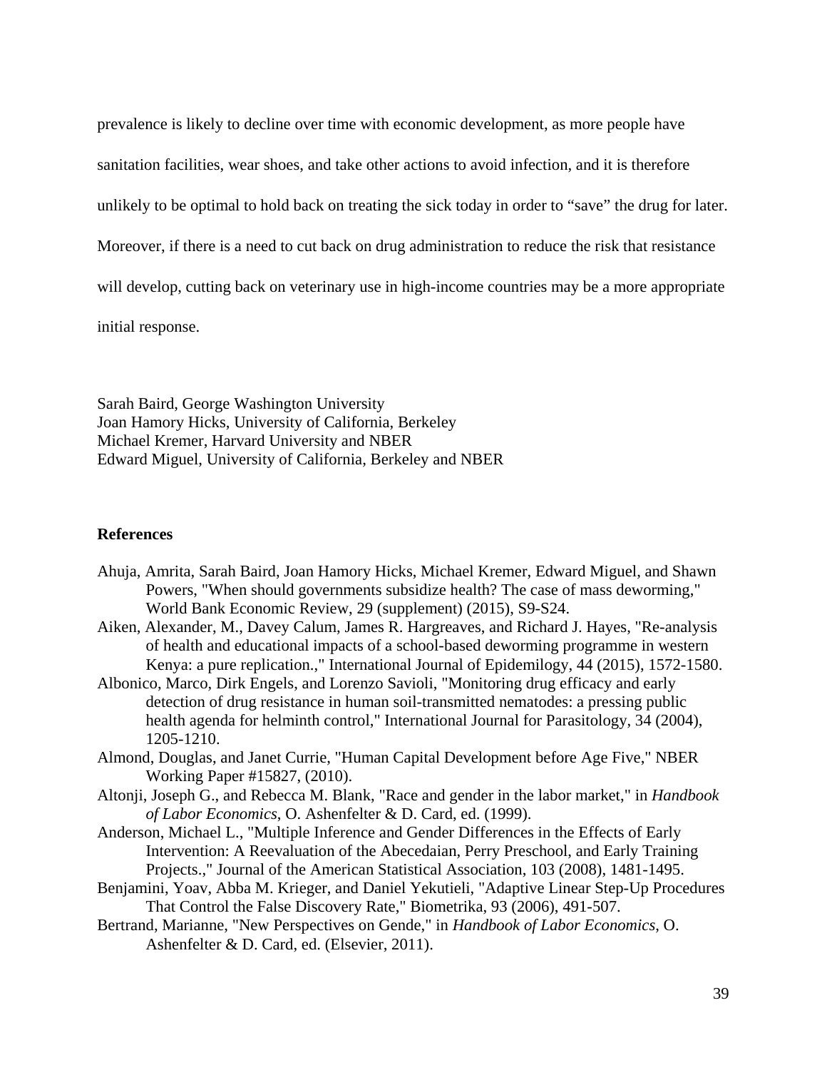prevalence is likely to decline over time with economic development, as more people have sanitation facilities, wear shoes, and take other actions to avoid infection, and it is therefore unlikely to be optimal to hold back on treating the sick today in order to "save" the drug for later. Moreover, if there is a need to cut back on drug administration to reduce the risk that resistance will develop, cutting back on veterinary use in high-income countries may be a more appropriate initial response.

Sarah Baird, George Washington University
Joan Hamory Hicks, University of California, Berkeley
Michael Kremer, Harvard University and NBER
Edward Miguel, University of California, Berkeley and NBER

**References**

Ahuja, Amrita, Sarah Baird, Joan Hamory Hicks, Michael Kremer, Edward Miguel, and Shawn Powers, "When should governments subsidize health? The case of mass deworming," World Bank Economic Review, 29 (supplement) (2015), S9-S24.

Aiken, Alexander, M., Davey Calum, James R. Hargreaves, and Richard J. Hayes, "Re-analysis of health and educational impacts of a school-based deworming programme in western Kenya: a pure replication.," International Journal of Epidemilogy, 44 (2015), 1572-1580.

Albonico, Marco, Dirk Engels, and Lorenzo Savioli, "Monitoring drug efficacy and early detection of drug resistance in human soil-transmitted nematodes: a pressing public health agenda for helminth control," International Journal for Parasitology, 34 (2004), 1205-1210.

Almond, Douglas, and Janet Currie, "Human Capital Development before Age Five," NBER Working Paper #15827, (2010).

Altonji, Joseph G., and Rebecca M. Blank, "Race and gender in the labor market," in *Handbook of Labor Economics*, O. Ashenfelter & D. Card, ed. (1999).

Anderson, Michael L., "Multiple Inference and Gender Differences in the Effects of Early Intervention: A Reevaluation of the Abecedaian, Perry Preschool, and Early Training Projects.," Journal of the American Statistical Association, 103 (2008), 1481-1495.

Benjamini, Yoav, Abba M. Krieger, and Daniel Yekutieli, "Adaptive Linear Step-Up Procedures That Control the False Discovery Rate," Biometrika, 93 (2006), 491-507.

Bertrand, Marianne, "New Perspectives on Gende," in *Handbook of Labor Economics*, O. Ashenfelter & D. Card, ed. (Elsevier, 2011).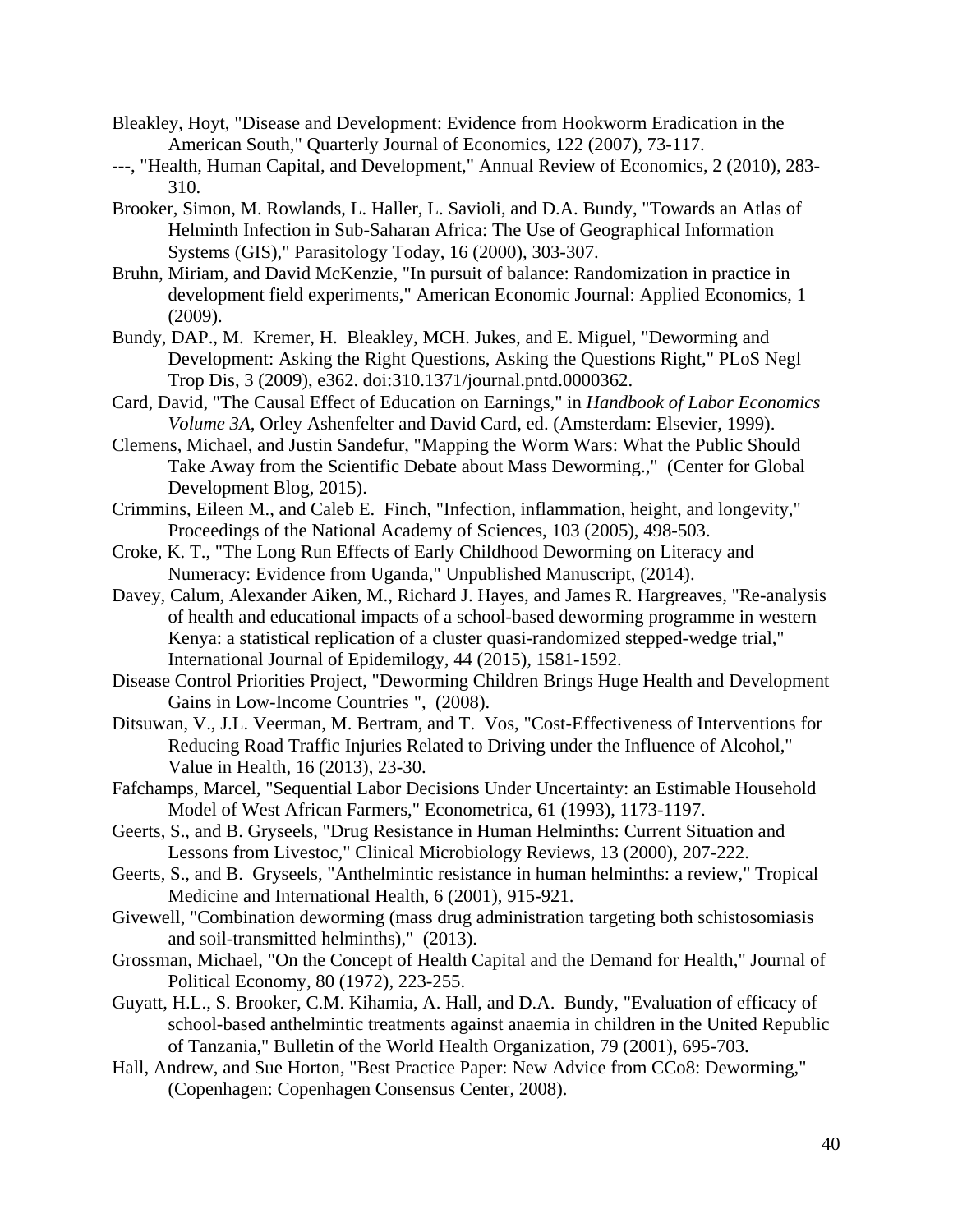Bleakley, Hoyt, "Disease and Development: Evidence from Hookworm Eradication in the American South," Quarterly Journal of Economics, 122 (2007), 73-117.

---, "Health, Human Capital, and Development," Annual Review of Economics, 2 (2010), 283-310.

Brooker, Simon, M. Rowlands, L. Haller, L. Savioli, and D.A. Bundy, "Towards an Atlas of Helminth Infection in Sub-Saharan Africa: The Use of Geographical Information Systems (GIS)," Parasitology Today, 16 (2000), 303-307.

Bruhn, Miriam, and David McKenzie, "In pursuit of balance: Randomization in practice in development field experiments," American Economic Journal: Applied Economics, 1 (2009).

Bundy, DAP., M. Kremer, H. Bleakley, MCH. Jukes, and E. Miguel, "Deworming and Development: Asking the Right Questions, Asking the Questions Right," PLoS Negl Trop Dis, 3 (2009), e362. doi:310.1371/journal.pntd.0000362.

Card, David, "The Causal Effect of Education on Earnings," in *Handbook of Labor Economics Volume 3A*, Orley Ashenfelter and David Card, ed. (Amsterdam: Elsevier, 1999).

Clemens, Michael, and Justin Sandefur, "Mapping the Worm Wars: What the Public Should Take Away from the Scientific Debate about Mass Deworming.," (Center for Global Development Blog, 2015).

Crimmins, Eileen M., and Caleb E. Finch, "Infection, inflammation, height, and longevity," Proceedings of the National Academy of Sciences, 103 (2005), 498-503.

Croke, K. T., "The Long Run Effects of Early Childhood Deworming on Literacy and Numeracy: Evidence from Uganda," Unpublished Manuscript, (2014).

Davey, Calum, Alexander Aiken, M., Richard J. Hayes, and James R. Hargreaves, "Re-analysis of health and educational impacts of a school-based deworming programme in western Kenya: a statistical replication of a cluster quasi-randomized stepped-wedge trial," International Journal of Epidemilogy, 44 (2015), 1581-1592.

Disease Control Priorities Project, "Deworming Children Brings Huge Health and Development Gains in Low-Income Countries ", (2008).

Ditsuwan, V., J.L. Veerman, M. Bertram, and T. Vos, "Cost-Effectiveness of Interventions for Reducing Road Traffic Injuries Related to Driving under the Influence of Alcohol," Value in Health, 16 (2013), 23-30.

Fafchamps, Marcel, "Sequential Labor Decisions Under Uncertainty: an Estimable Household Model of West African Farmers," Econometrica, 61 (1993), 1173-1197.

Geerts, S., and B. Gryseels, "Drug Resistance in Human Helminths: Current Situation and Lessons from Livestoc," Clinical Microbiology Reviews, 13 (2000), 207-222.

Geerts, S., and B. Gryseels, "Anthelmintic resistance in human helminths: a review," Tropical Medicine and International Health, 6 (2001), 915-921.

Givewell, "Combination deworming (mass drug administration targeting both schistosomiasis and soil-transmitted helminths)," (2013).

Grossman, Michael, "On the Concept of Health Capital and the Demand for Health," Journal of Political Economy, 80 (1972), 223-255.

Guyatt, H.L., S. Brooker, C.M. Kihamia, A. Hall, and D.A. Bundy, "Evaluation of efficacy of school-based anthelmintic treatments against anaemia in children in the United Republic of Tanzania," Bulletin of the World Health Organization, 79 (2001), 695-703.

Hall, Andrew, and Sue Horton, "Best Practice Paper: New Advice from CCo8: Deworming," (Copenhagen: Copenhagen Consensus Center, 2008).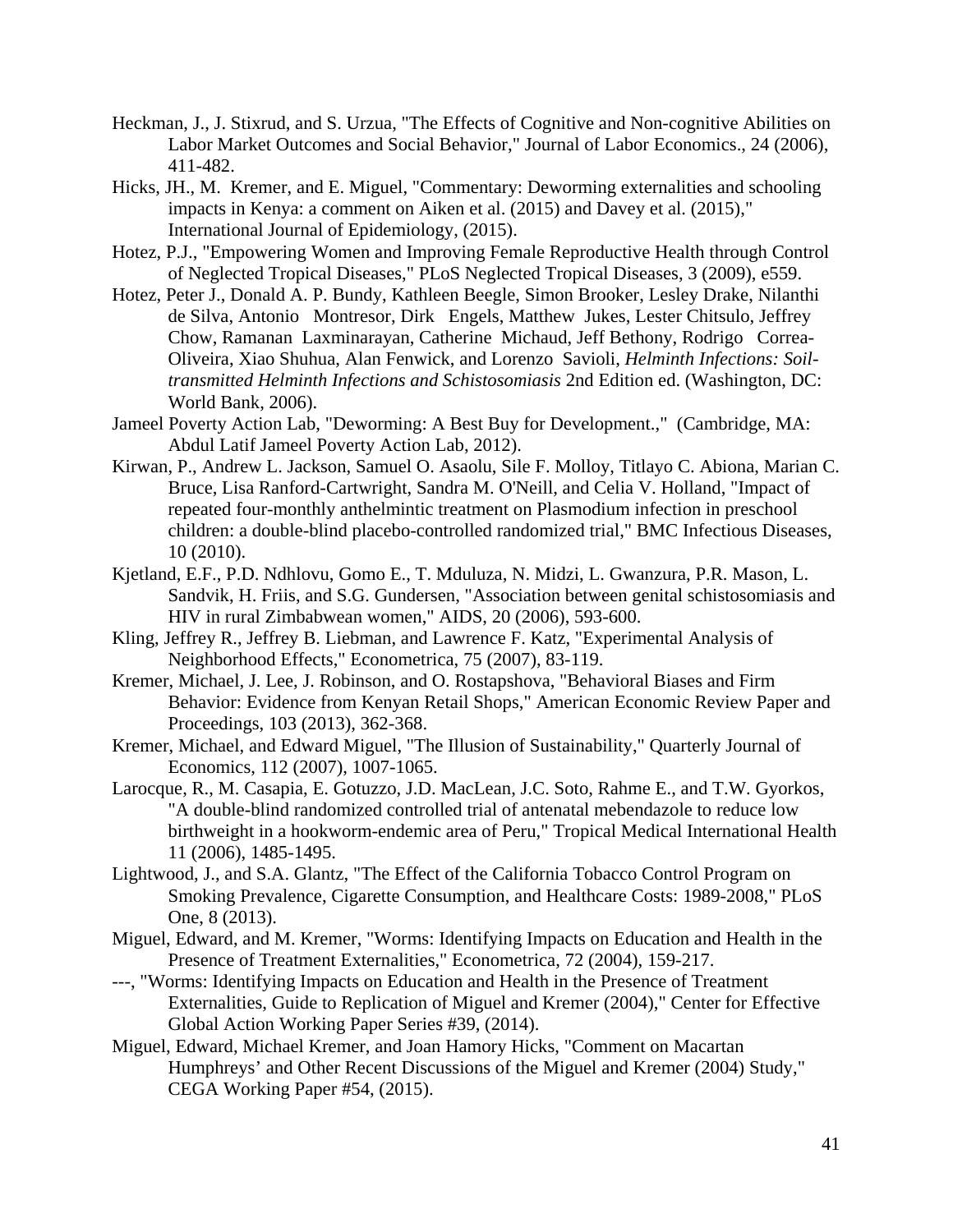Heckman, J., J. Stixrud, and S. Urzua, "The Effects of Cognitive and Non-cognitive Abilities on Labor Market Outcomes and Social Behavior," Journal of Labor Economics., 24 (2006), 411-482.

Hicks, JH., M. Kremer, and E. Miguel, "Commentary: Deworming externalities and schooling impacts in Kenya: a comment on Aiken et al. (2015) and Davey et al. (2015)," International Journal of Epidemiology, (2015).

Hotez, P.J., "Empowering Women and Improving Female Reproductive Health through Control of Neglected Tropical Diseases," PLoS Neglected Tropical Diseases, 3 (2009), e559.

Hotez, Peter J., Donald A. P. Bundy, Kathleen Beegle, Simon Brooker, Lesley Drake, Nilanthi de Silva, Antonio Montresor, Dirk Engels, Matthew Jukes, Lester Chitsulo, Jeffrey Chow, Ramanan Laxminarayan, Catherine Michaud, Jeff Bethony, Rodrigo Correa-Oliveira, Xiao Shuhua, Alan Fenwick, and Lorenzo Savioli, *Helminth Infections: Soil-transmitted Helminth Infections and Schistosomiasis* 2nd Edition ed. (Washington, DC: World Bank, 2006).

Jameel Poverty Action Lab, "Deworming: A Best Buy for Development.," (Cambridge, MA: Abdul Latif Jameel Poverty Action Lab, 2012).

Kirwan, P., Andrew L. Jackson, Samuel O. Asaolu, Sile F. Molloy, Titlayo C. Abiona, Marian C. Bruce, Lisa Ranford-Cartwright, Sandra M. O'Neill, and Celia V. Holland, "Impact of repeated four-monthly anthelmintic treatment on Plasmodium infection in preschool children: a double-blind placebo-controlled randomized trial," BMC Infectious Diseases, 10 (2010).

Kjetland, E.F., P.D. Ndhlovu, Gomo E., T. Mduluza, N. Midzi, L. Gwanzura, P.R. Mason, L. Sandvik, H. Friis, and S.G. Gundersen, "Association between genital schistosomiasis and HIV in rural Zimbabwean women," AIDS, 20 (2006), 593-600.

Kling, Jeffrey R., Jeffrey B. Liebman, and Lawrence F. Katz, "Experimental Analysis of Neighborhood Effects," Econometrica, 75 (2007), 83-119.

Kremer, Michael, J. Lee, J. Robinson, and O. Rostapshova, "Behavioral Biases and Firm Behavior: Evidence from Kenyan Retail Shops," American Economic Review Paper and Proceedings, 103 (2013), 362-368.

Kremer, Michael, and Edward Miguel, "The Illusion of Sustainability," Quarterly Journal of Economics, 112 (2007), 1007-1065.

Larocque, R., M. Casapia, E. Gotuzzo, J.D. MacLean, J.C. Soto, Rahme E., and T.W. Gyorkos, "A double-blind randomized controlled trial of antenatal mebendazole to reduce low birthweight in a hookworm-endemic area of Peru," Tropical Medical International Health 11 (2006), 1485-1495.

Lightwood, J., and S.A. Glantz, "The Effect of the California Tobacco Control Program on Smoking Prevalence, Cigarette Consumption, and Healthcare Costs: 1989-2008," PLoS One, 8 (2013).

Miguel, Edward, and M. Kremer, "Worms: Identifying Impacts on Education and Health in the Presence of Treatment Externalities," Econometrica, 72 (2004), 159-217.

---, "Worms: Identifying Impacts on Education and Health in the Presence of Treatment Externalities, Guide to Replication of Miguel and Kremer (2004)," Center for Effective Global Action Working Paper Series #39, (2014).

Miguel, Edward, Michael Kremer, and Joan Hamory Hicks, "Comment on Macartan Humphreys' and Other Recent Discussions of the Miguel and Kremer (2004) Study," CEGA Working Paper #54, (2015).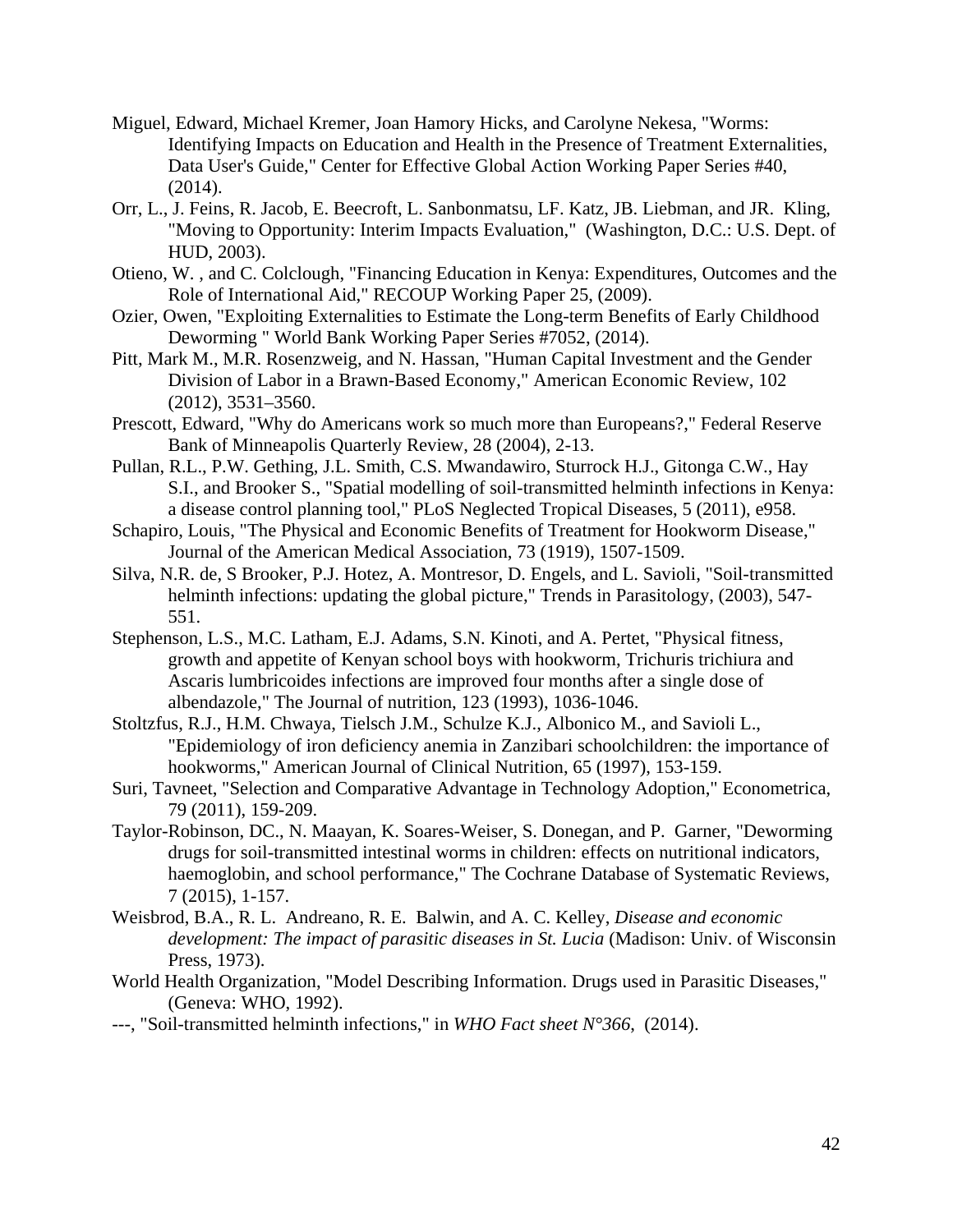Miguel, Edward, Michael Kremer, Joan Hamory Hicks, and Carolyne Nekesa, "Worms: Identifying Impacts on Education and Health in the Presence of Treatment Externalities, Data User's Guide," Center for Effective Global Action Working Paper Series #40, (2014).

Orr, L., J. Feins, R. Jacob, E. Beecroft, L. Sanbonmatsu, LF. Katz, JB. Liebman, and JR. Kling, "Moving to Opportunity: Interim Impacts Evaluation," (Washington, D.C.: U.S. Dept. of HUD, 2003).

Otieno, W. , and C. Colclough, "Financing Education in Kenya: Expenditures, Outcomes and the Role of International Aid," RECOUP Working Paper 25, (2009).

Ozier, Owen, "Exploiting Externalities to Estimate the Long-term Benefits of Early Childhood Deworming " World Bank Working Paper Series #7052, (2014).

Pitt, Mark M., M.R. Rosenzweig, and N. Hassan, "Human Capital Investment and the Gender Division of Labor in a Brawn-Based Economy," American Economic Review, 102 (2012), 3531–3560.

Prescott, Edward, "Why do Americans work so much more than Europeans?," Federal Reserve Bank of Minneapolis Quarterly Review, 28 (2004), 2-13.

Pullan, R.L., P.W. Gething, J.L. Smith, C.S. Mwandawiro, Sturrock H.J., Gitonga C.W., Hay S.I., and Brooker S., "Spatial modelling of soil-transmitted helminth infections in Kenya: a disease control planning tool," PLoS Neglected Tropical Diseases, 5 (2011), e958.

Schapiro, Louis, "The Physical and Economic Benefits of Treatment for Hookworm Disease," Journal of the American Medical Association, 73 (1919), 1507-1509.

Silva, N.R. de, S Brooker, P.J. Hotez, A. Montresor, D. Engels, and L. Savioli, "Soil-transmitted helminth infections: updating the global picture," Trends in Parasitology, (2003), 547-551.

Stephenson, L.S., M.C. Latham, E.J. Adams, S.N. Kinoti, and A. Pertet, "Physical fitness, growth and appetite of Kenyan school boys with hookworm, Trichuris trichiura and Ascaris lumbricoides infections are improved four months after a single dose of albendazole," The Journal of nutrition, 123 (1993), 1036-1046.

Stoltzfus, R.J., H.M. Chwaya, Tielsch J.M., Schulze K.J., Albonico M., and Savioli L., "Epidemiology of iron deficiency anemia in Zanzibari schoolchildren: the importance of hookworms," American Journal of Clinical Nutrition, 65 (1997), 153-159.

Suri, Tavneet, "Selection and Comparative Advantage in Technology Adoption," Econometrica, 79 (2011), 159-209.

Taylor-Robinson, DC., N. Maayan, K. Soares-Weiser, S. Donegan, and P. Garner, "Deworming drugs for soil-transmitted intestinal worms in children: effects on nutritional indicators, haemoglobin, and school performance," The Cochrane Database of Systematic Reviews, 7 (2015), 1-157.

Weisbrod, B.A., R. L. Andreano, R. E. Balwin, and A. C. Kelley, *Disease and economic development: The impact of parasitic diseases in St. Lucia* (Madison: Univ. of Wisconsin Press, 1973).

World Health Organization, "Model Describing Information. Drugs used in Parasitic Diseases," (Geneva: WHO, 1992).

---, "Soil-transmitted helminth infections," in *WHO Fact sheet N°366*, (2014).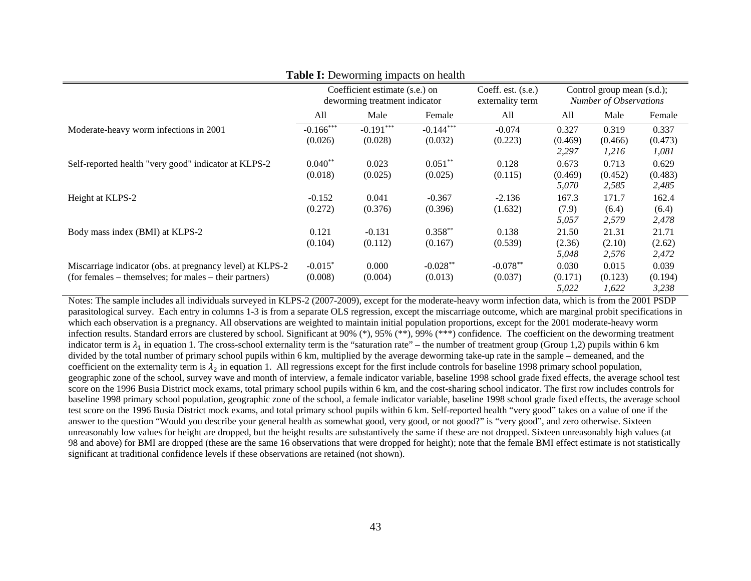**Table I:** Deworming impacts on health

| | Coefficient estimate (s.e.) on deworming treatment indicator | | | Coeff. est. (s.e.) externality term | Control group mean (s.d.); *Number of Observations* | | |
|---|---|---|---|---|---|---|---|
| | All | Male | Female | All | All | Male | Female |
| Moderate-heavy worm infections in 2001 | -0.166*** | -0.191*** | -0.144*** | -0.074 | 0.327 | 0.319 | 0.337 |
| | (0.026) | (0.028) | (0.032) | (0.223) | (0.469) | (0.466) | (0.473) |
| | | | | | *2,297* | *1,216* | *1,081* |
| Self-reported health "very good" indicator at KLPS-2 | 0.040** | 0.023 | 0.051** | 0.128 | 0.673 | 0.713 | 0.629 |
| | (0.018) | (0.025) | (0.025) | (0.115) | (0.469) | (0.452) | (0.483) |
| | | | | | *5,070* | *2,585* | *2,485* |
| Height at KLPS-2 | -0.152 | 0.041 | -0.367 | -2.136 | 167.3 | 171.7 | 162.4 |
| | (0.272) | (0.376) | (0.396) | (1.632) | (7.9) | (6.4) | (6.4) |
| | | | | | *5,057* | *2,579* | *2,478* |
| Body mass index (BMI) at KLPS-2 | 0.121 | -0.131 | 0.358** | 0.138 | 21.50 | 21.31 | 21.71 |
| | (0.104) | (0.112) | (0.167) | (0.539) | (2.36) | (2.10) | (2.62) |
| | | | | | *5,048* | *2,576* | *2,472* |
| Miscarriage indicator (obs. at pregnancy level) at KLPS-2 (for females – themselves; for males – their partners) | -0.015* | 0.000 | -0.028** | -0.078** | 0.030 | 0.015 | 0.039 |
| | (0.008) | (0.004) | (0.013) | (0.037) | (0.171) | (0.123) | (0.194) |
| | | | | | *5,022* | *1,622* | *3,238* |

Notes: The sample includes all individuals surveyed in KLPS-2 (2007-2009), except for the moderate-heavy worm infection data, which is from the 2001 PSDP parasitological survey. Each entry in columns 1-3 is from a separate OLS regression, except the miscarriage outcome, which are marginal probit specifications in which each observation is a pregnancy. All observations are weighted to maintain initial population proportions, except for the 2001 moderate-heavy worm infection results. Standard errors are clustered by school. Significant at 90% (*), 95% (**), 99% (***) confidence. The coefficient on the deworming treatment indicator term is $\lambda_1$ in equation 1. The cross-school externality term is the "saturation rate" – the number of treatment group (Group 1,2) pupils within 6 km divided by the total number of primary school pupils within 6 km, multiplied by the average deworming take-up rate in the sample – demeaned, and the coefficient on the externality term is $\lambda_2$ in equation 1. All regressions except for the first include controls for baseline 1998 primary school population, geographic zone of the school, survey wave and month of interview, a female indicator variable, baseline 1998 school grade fixed effects, the average school test score on the 1996 Busia District mock exams, total primary school pupils within 6 km, and the cost-sharing school indicator. The first row includes controls for baseline 1998 primary school population, geographic zone of the school, a female indicator variable, baseline 1998 school grade fixed effects, the average school test score on the 1996 Busia District mock exams, and total primary school pupils within 6 km. Self-reported health "very good" takes on a value of one if the answer to the question "Would you describe your general health as somewhat good, very good, or not good?" is "very good", and zero otherwise. Sixteen unreasonably low values for height are dropped, but the height results are substantively the same if these are not dropped. Sixteen unreasonably high values (at 98 and above) for BMI are dropped (these are the same 16 observations that were dropped for height); note that the female BMI effect estimate is not statistically significant at traditional confidence levels if these observations are retained (not shown).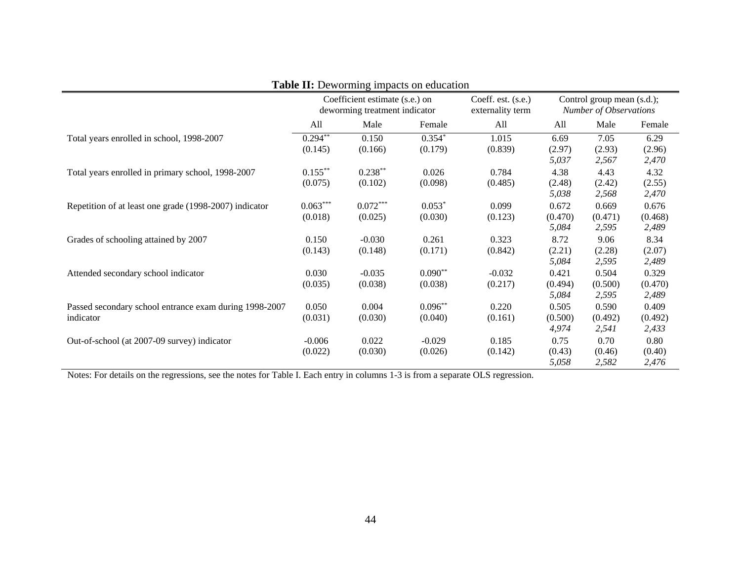**Table II:** Deworming impacts on education

| | Coefficient estimate (s.e.) on deworming treatment indicator | | | Coeff. est. (s.e.) externality term | Control group mean (s.d.); *Number of Observations* | | |
|---|---|---|---|---|---|---|---|
| | All | Male | Female | All | All | Male | Female |
| Total years enrolled in school, 1998-2007 | 0.294** | 0.150 | 0.354* | 1.015 | 6.69 | 7.05 | 6.29 |
| | (0.145) | (0.166) | (0.179) | (0.839) | (2.97) | (2.93) | (2.96) |
| | | | | | *5,037* | *2,567* | *2,470* |
| Total years enrolled in primary school, 1998-2007 | 0.155** | 0.238** | 0.026 | 0.784 | 4.38 | 4.43 | 4.32 |
| | (0.075) | (0.102) | (0.098) | (0.485) | (2.48) | (2.42) | (2.55) |
| | | | | | *5,038* | *2,568* | *2,470* |
| Repetition of at least one grade (1998-2007) indicator | 0.063*** | 0.072*** | 0.053* | 0.099 | 0.672 | 0.669 | 0.676 |
| | (0.018) | (0.025) | (0.030) | (0.123) | (0.470) | (0.471) | (0.468) |
| | | | | | *5,084* | *2,595* | *2,489* |
| Grades of schooling attained by 2007 | 0.150 | -0.030 | 0.261 | 0.323 | 8.72 | 9.06 | 8.34 |
| | (0.143) | (0.148) | (0.171) | (0.842) | (2.21) | (2.28) | (2.07) |
| | | | | | *5,084* | *2,595* | *2,489* |
| Attended secondary school indicator | 0.030 | -0.035 | 0.090** | -0.032 | 0.421 | 0.504 | 0.329 |
| | (0.035) | (0.038) | (0.038) | (0.217) | (0.494) | (0.500) | (0.470) |
| | | | | | *5,084* | *2,595* | *2,489* |
| Passed secondary school entrance exam during 1998-2007 indicator | 0.050 | 0.004 | 0.096** | 0.220 | 0.505 | 0.590 | 0.409 |
| | (0.031) | (0.030) | (0.040) | (0.161) | (0.500) | (0.492) | (0.492) |
| | | | | | *4,974* | *2,541* | *2,433* |
| Out-of-school (at 2007-09 survey) indicator | -0.006 | 0.022 | -0.029 | 0.185 | 0.75 | 0.70 | 0.80 |
| | (0.022) | (0.030) | (0.026) | (0.142) | (0.43) | (0.46) | (0.40) |
| | | | | | *5,058* | *2,582* | *2,476* |

Notes: For details on the regressions, see the notes for Table I. Each entry in columns 1-3 is from a separate OLS regression.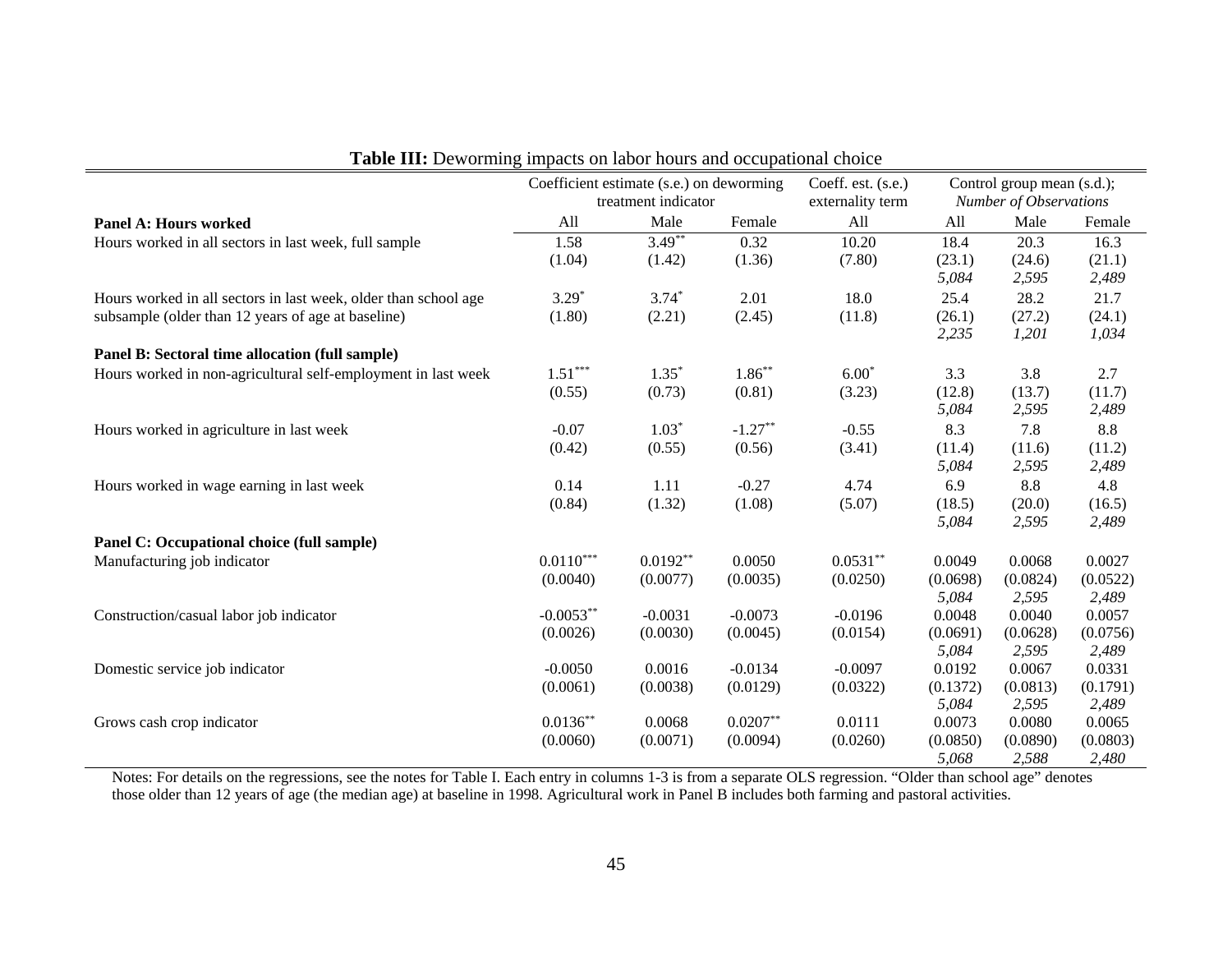**Table III:** Deworming impacts on labor hours and occupational choice

| | Coefficient estimate (s.e.) on deworming treatment indicator | | | Coeff. est. (s.e.) externality term | Control group mean (s.d.); *Number of Observations* | | |
|---|---|---|---|---|---|---|---|
| **Panel A: Hours worked** | All | Male | Female | All | All | Male | Female |
| Hours worked in all sectors in last week, full sample | 1.58<br>(1.04) | 3.49**<br>(1.42) | 0.32<br>(1.36) | 10.20<br>(7.80) | 18.4<br>(23.1)<br>*5,084* | 20.3<br>(24.6)<br>*2,595* | 16.3<br>(21.1)<br>*2,489* |
| Hours worked in all sectors in last week, older than school age subsample (older than 12 years of age at baseline) | 3.29*<br>(1.80) | 3.74*<br>(2.21) | 2.01<br>(2.45) | 18.0<br>(11.8) | 25.4<br>(26.1)<br>*2,235* | 28.2<br>(27.2)<br>*1,201* | 21.7<br>(24.1)<br>*1,034* |
| **Panel B: Sectoral time allocation (full sample)** | | | | | | | |
| Hours worked in non-agricultural self-employment in last week | 1.51***<br>(0.55) | 1.35*<br>(0.73) | 1.86**<br>(0.81) | 6.00*<br>(3.23) | 3.3<br>(12.8)<br>*5,084* | 3.8<br>(13.7)<br>*2,595* | 2.7<br>(11.7)<br>*2,489* |
| Hours worked in agriculture in last week | -0.07<br>(0.42) | 1.03*<br>(0.55) | -1.27**<br>(0.56) | -0.55<br>(3.41) | 8.3<br>(11.4)<br>*5,084* | 7.8<br>(11.6)<br>*2,595* | 8.8<br>(11.2)<br>*2,489* |
| Hours worked in wage earning in last week | 0.14<br>(0.84) | 1.11<br>(1.32) | -0.27<br>(1.08) | 4.74<br>(5.07) | 6.9<br>(18.5)<br>*5,084* | 8.8<br>(20.0)<br>*2,595* | 4.8<br>(16.5)<br>*2,489* |
| **Panel C: Occupational choice (full sample)** | | | | | | | |
| Manufacturing job indicator | 0.0110***<br>(0.0040) | 0.0192**<br>(0.0077) | 0.0050<br>(0.0035) | 0.0531**<br>(0.0250) | 0.0049<br>(0.0698)<br>*5,084* | 0.0068<br>(0.0824)<br>*2,595* | 0.0027<br>(0.0522)<br>*2,489* |
| Construction/casual labor job indicator | -0.0053**<br>(0.0026) | -0.0031<br>(0.0030) | -0.0073<br>(0.0045) | -0.0196<br>(0.0154) | 0.0048<br>(0.0691)<br>*5,084* | 0.0040<br>(0.0628)<br>*2,595* | 0.0057<br>(0.0756)<br>*2,489* |
| Domestic service job indicator | -0.0050<br>(0.0061) | 0.0016<br>(0.0038) | -0.0134<br>(0.0129) | -0.0097<br>(0.0322) | 0.0192<br>(0.1372)<br>*5,084* | 0.0067<br>(0.0813)<br>*2,595* | 0.0331<br>(0.1791)<br>*2,489* |
| Grows cash crop indicator | 0.0136**<br>(0.0060) | 0.0068<br>(0.0071) | 0.0207**<br>(0.0094) | 0.0111<br>(0.0260) | 0.0073<br>(0.0850)<br>*5,068* | 0.0080<br>(0.0890)<br>*2,588* | 0.0065<br>(0.0803)<br>*2,480* |

Notes: For details on the regressions, see the notes for Table I. Each entry in columns 1-3 is from a separate OLS regression. "Older than school age" denotes those older than 12 years of age (the median age) at baseline in 1998. Agricultural work in Panel B includes both farming and pastoral activities.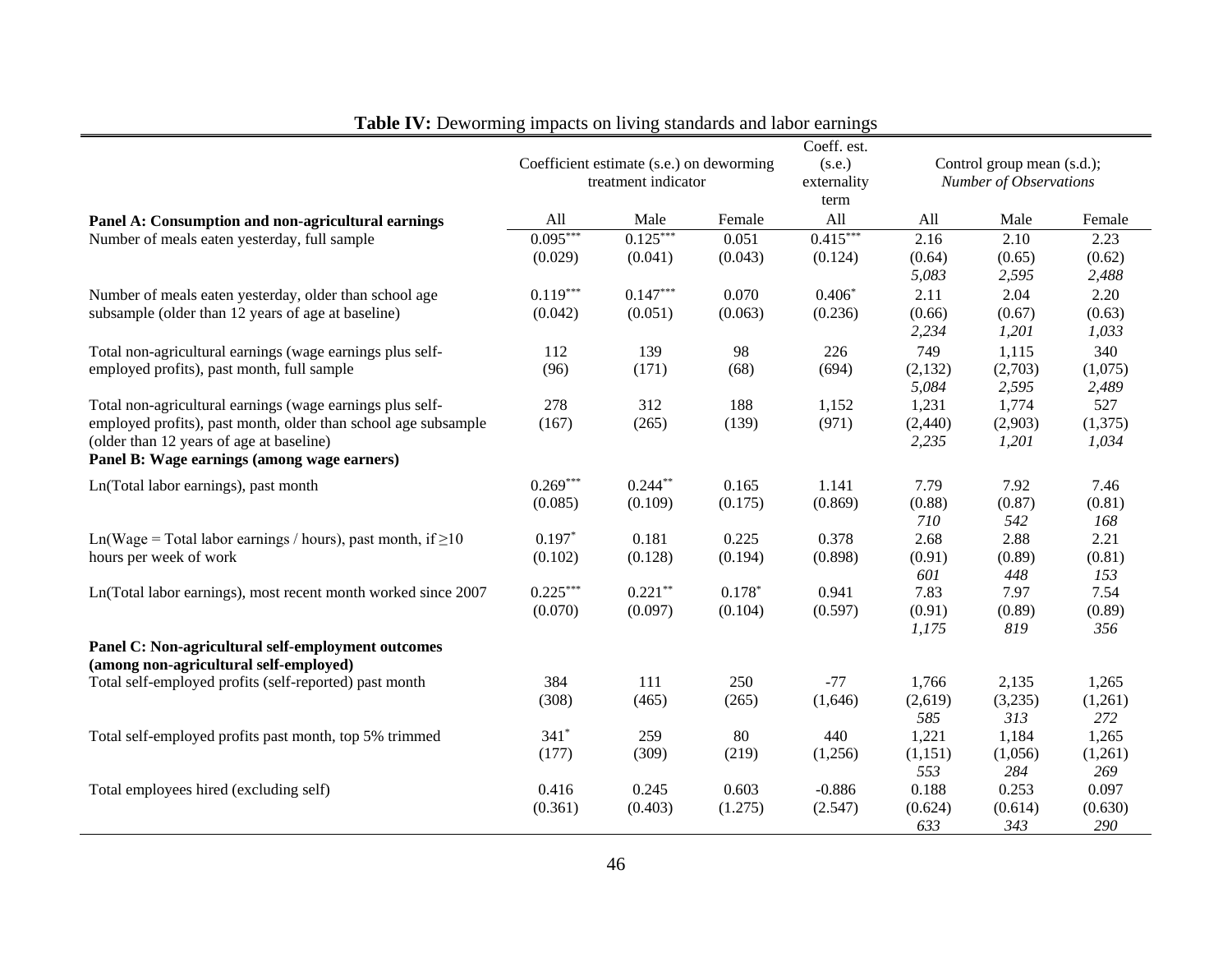**Table IV:** Deworming impacts on living standards and labor earnings

| | Coefficient estimate (s.e.) on deworming treatment indicator | | | Coeff. est. (s.e.) externality term | Control group mean (s.d.); *Number of Observations* | | |
|---|---|---|---|---|---|---|---|
| | All | Male | Female | All | All | Male | Female |
| **Panel A: Consumption and non-agricultural earnings** | | | | | | | |
| Number of meals eaten yesterday, full sample | 0.095*** | 0.125*** | 0.051 | 0.415*** | 2.16 | 2.10 | 2.23 |
| | (0.029) | (0.041) | (0.043) | (0.124) | (0.64) | (0.65) | (0.62) |
| | | | | | *5,083* | *2,595* | *2,488* |
| Number of meals eaten yesterday, older than school age subsample (older than 12 years of age at baseline) | 0.119*** | 0.147*** | 0.070 | 0.406* | 2.11 | 2.04 | 2.20 |
| | (0.042) | (0.051) | (0.063) | (0.236) | (0.66) | (0.67) | (0.63) |
| | | | | | *2,234* | *1,201* | *1,033* |
| Total non-agricultural earnings (wage earnings plus self-employed profits), past month, full sample | 112 | 139 | 98 | 226 | 749 | 1,115 | 340 |
| | (96) | (171) | (68) | (694) | (2,132) | (2,703) | (1,075) |
| | | | | | *5,084* | *2,595* | *2,489* |
| Total non-agricultural earnings (wage earnings plus self-employed profits), past month, older than school age subsample (older than 12 years of age at baseline) | 278 | 312 | 188 | 1,152 | 1,231 | 1,774 | 527 |
| | (167) | (265) | (139) | (971) | (2,440) | (2,903) | (1,375) |
| | | | | | *2,235* | *1,201* | *1,034* |
| **Panel B: Wage earnings (among wage earners)** | | | | | | | |
| Ln(Total labor earnings), past month | 0.269*** | 0.244** | 0.165 | 1.141 | 7.79 | 7.92 | 7.46 |
| | (0.085) | (0.109) | (0.175) | (0.869) | (0.88) | (0.87) | (0.81) |
| | | | | | *710* | *542* | *168* |
| Ln(Wage = Total labor earnings / hours), past month, if ≥10 hours per week of work | 0.197* | 0.181 | 0.225 | 0.378 | 2.68 | 2.88 | 2.21 |
| | (0.102) | (0.128) | (0.194) | (0.898) | (0.91) | (0.89) | (0.81) |
| | | | | | *601* | *448* | *153* |
| Ln(Total labor earnings), most recent month worked since 2007 | 0.225*** | 0.221** | 0.178* | 0.941 | 7.83 | 7.97 | 7.54 |
| | (0.070) | (0.097) | (0.104) | (0.597) | (0.91) | (0.89) | (0.89) |
| | | | | | *1,175* | *819* | *356* |
| **Panel C: Non-agricultural self-employment outcomes (among non-agricultural self-employed)** | | | | | | | |
| Total self-employed profits (self-reported) past month | 384 | 111 | 250 | -77 | 1,766 | 2,135 | 1,265 |
| | (308) | (465) | (265) | (1,646) | (2,619) | (3,235) | (1,261) |
| | | | | | *585* | *313* | *272* |
| Total self-employed profits past month, top 5% trimmed | 341* | 259 | 80 | 440 | 1,221 | 1,184 | 1,265 |
| | (177) | (309) | (219) | (1,256) | (1,151) | (1,056) | (1,261) |
| | | | | | *553* | *284* | *269* |
| Total employees hired (excluding self) | 0.416 | 0.245 | 0.603 | -0.886 | 0.188 | 0.253 | 0.097 |
| | (0.361) | (0.403) | (1.275) | (2.547) | (0.624) | (0.614) | (0.630) |
| | | | | | *633* | *343* | *290* |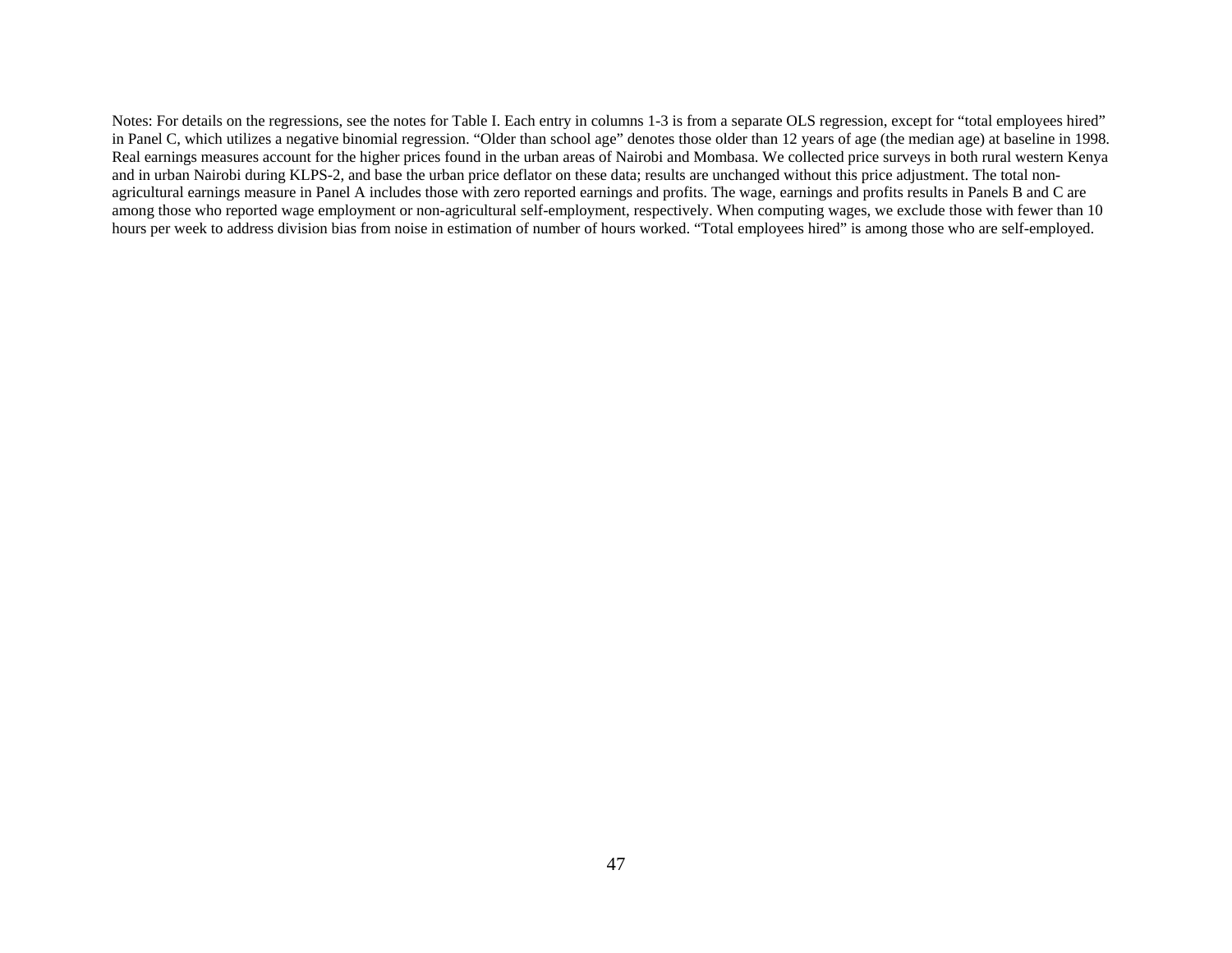Notes: For details on the regressions, see the notes for Table I. Each entry in columns 1-3 is from a separate OLS regression, except for "total employees hired" in Panel C, which utilizes a negative binomial regression. "Older than school age" denotes those older than 12 years of age (the median age) at baseline in 1998. Real earnings measures account for the higher prices found in the urban areas of Nairobi and Mombasa. We collected price surveys in both rural western Kenya and in urban Nairobi during KLPS-2, and base the urban price deflator on these data; results are unchanged without this price adjustment. The total non-agricultural earnings measure in Panel A includes those with zero reported earnings and profits. The wage, earnings and profits results in Panels B and C are among those who reported wage employment or non-agricultural self-employment, respectively. When computing wages, we exclude those with fewer than 10 hours per week to address division bias from noise in estimation of number of hours worked. "Total employees hired" is among those who are self-employed.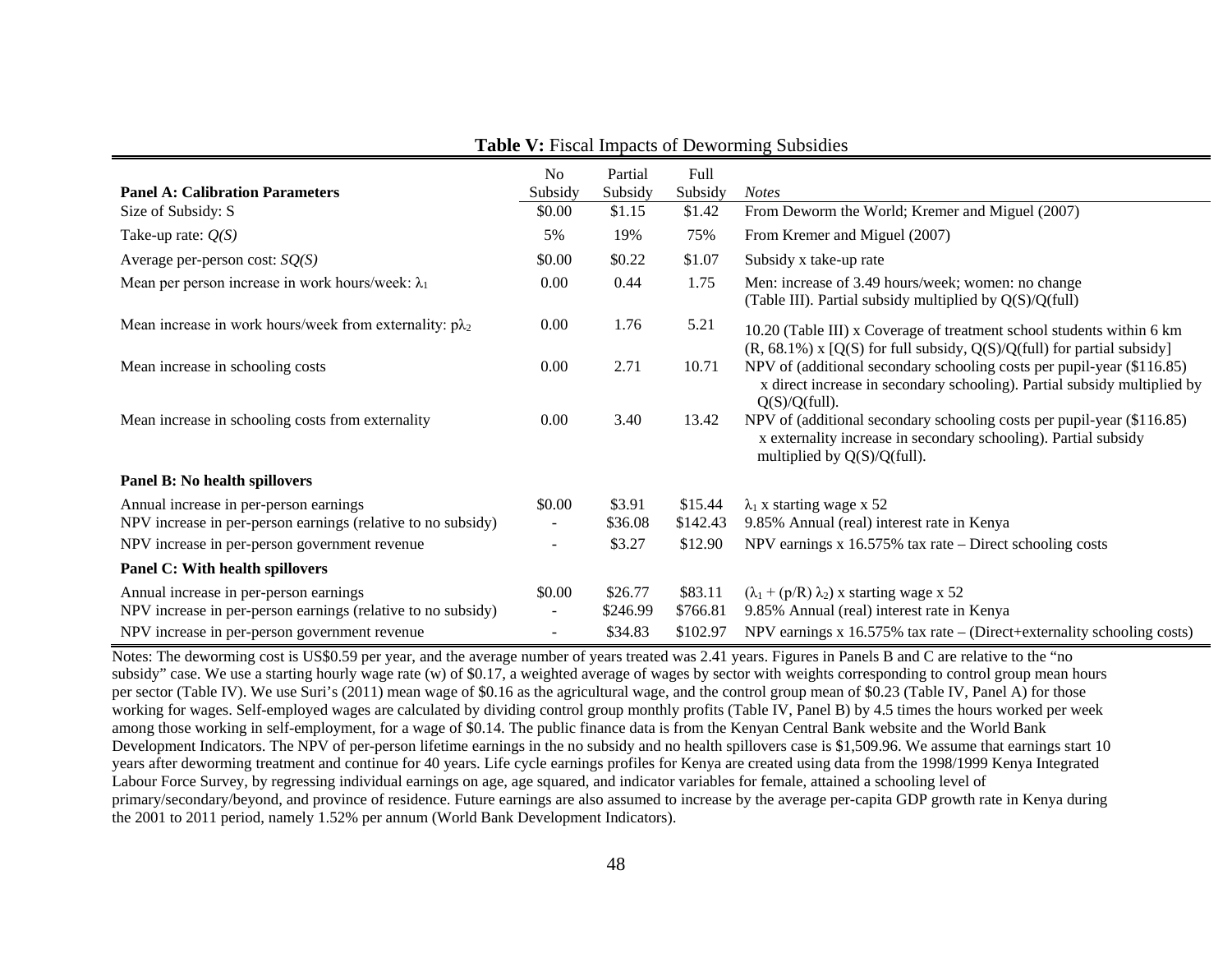**Table V:** Fiscal Impacts of Deworming Subsidies

| **Panel A: Calibration Parameters** | No Subsidy | Partial Subsidy | Full Subsidy | *Notes* |
|---|---|---|---|---|
| Size of Subsidy: S | \$0.00 | \$1.15 | \$1.42 | From Deworm the World; Kremer and Miguel (2007) |
| Take-up rate: $Q(S)$ | 5% | 19% | 75% | From Kremer and Miguel (2007) |
| Average per-person cost: $SQ(S)$ | \$0.00 | \$0.22 | \$1.07 | Subsidy x take-up rate |
| Mean per person increase in work hours/week: $\lambda_1$ | 0.00 | 0.44 | 1.75 | Men: increase of 3.49 hours/week; women: no change (Table III). Partial subsidy multiplied by Q(S)/Q(full) |
| Mean increase in work hours/week from externality: $p\lambda_2$ | 0.00 | 1.76 | 5.21 | 10.20 (Table III) x Coverage of treatment school students within 6 km (R, 68.1%) x [Q(S) for full subsidy, Q(S)/Q(full) for partial subsidy] |
| Mean increase in schooling costs | 0.00 | 2.71 | 10.71 | NPV of (additional secondary schooling costs per pupil-year (\$116.85) x direct increase in secondary schooling). Partial subsidy multiplied by Q(S)/Q(full). |
| Mean increase in schooling costs from externality | 0.00 | 3.40 | 13.42 | NPV of (additional secondary schooling costs per pupil-year (\$116.85) x externality increase in secondary schooling). Partial subsidy multiplied by Q(S)/Q(full). |
| **Panel B: No health spillovers** | | | | |
| Annual increase in per-person earnings | \$0.00 | \$3.91 | \$15.44 | $\lambda_1$ x starting wage x 52 |
| NPV increase in per-person earnings (relative to no subsidy) | - | \$36.08 | \$142.43 | 9.85% Annual (real) interest rate in Kenya |
| NPV increase in per-person government revenue | - | \$3.27 | \$12.90 | NPV earnings x 16.575% tax rate – Direct schooling costs |
| **Panel C: With health spillovers** | | | | |
| Annual increase in per-person earnings | \$0.00 | \$26.77 | \$83.11 | $(\lambda_1 + (p/R)\lambda_2)$ x starting wage x 52 |
| NPV increase in per-person earnings (relative to no subsidy) | - | \$246.99 | \$766.81 | 9.85% Annual (real) interest rate in Kenya |
| NPV increase in per-person government revenue | - | \$34.83 | \$102.97 | NPV earnings x 16.575% tax rate – (Direct+externality schooling costs) |

Notes: The deworming cost is US\$0.59 per year, and the average number of years treated was 2.41 years. Figures in Panels B and C are relative to the "no subsidy" case. We use a starting hourly wage rate (w) of \$0.17, a weighted average of wages by sector with weights corresponding to control group mean hours per sector (Table IV). We use Suri's (2011) mean wage of \$0.16 as the agricultural wage, and the control group mean of \$0.23 (Table IV, Panel A) for those working for wages. Self-employed wages are calculated by dividing control group monthly profits (Table IV, Panel B) by 4.5 times the hours worked per week among those working in self-employment, for a wage of \$0.14. The public finance data is from the Kenyan Central Bank website and the World Bank Development Indicators. The NPV of per-person lifetime earnings in the no subsidy and no health spillovers case is \$1,509.96. We assume that earnings start 10 years after deworming treatment and continue for 40 years. Life cycle earnings profiles for Kenya are created using data from the 1998/1999 Kenya Integrated Labour Force Survey, by regressing individual earnings on age, age squared, and indicator variables for female, attained a schooling level of primary/secondary/beyond, and province of residence. Future earnings are also assumed to increase by the average per-capita GDP growth rate in Kenya during the 2001 to 2011 period, namely 1.52% per annum (World Bank Development Indicators).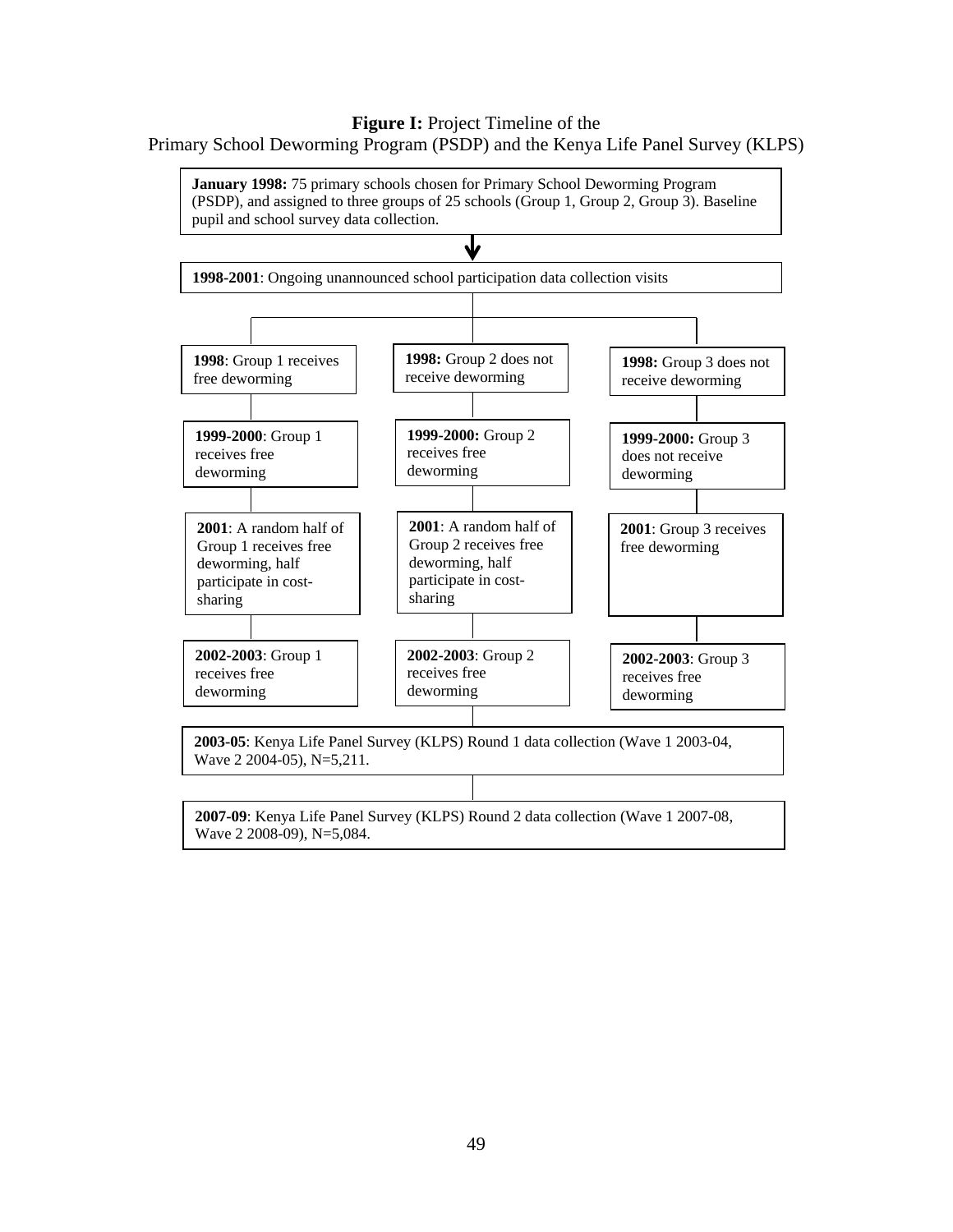**Figure I:** Project Timeline of the Primary School Deworming Program (PSDP) and the Kenya Life Panel Survey (KLPS)

**January 1998:** 75 primary schools chosen for Primary School Deworming Program (PSDP), and assigned to three groups of 25 schools (Group 1, Group 2, Group 3). Baseline pupil and school survey data collection.

**1998-2001**: Ongoing unannounced school participation data collection visits

| Group 1 | Group 2 | Group 3 |
|---|---|---|
| **1998**: Group 1 receives free deworming | **1998:** Group 2 does not receive deworming | **1998:** Group 3 does not receive deworming |
| **1999-2000**: Group 1 receives free deworming | **1999-2000:** Group 2 receives free deworming | **1999-2000:** Group 3 does not receive deworming |
| **2001**: A random half of Group 1 receives free deworming, half participate in cost-sharing | **2001**: A random half of Group 2 receives free deworming, half participate in cost-sharing | **2001**: Group 3 receives free deworming |
| **2002-2003**: Group 1 receives free deworming | **2002-2003**: Group 2 receives free deworming | **2002-2003**: Group 3 receives free deworming |

**2003-05**: Kenya Life Panel Survey (KLPS) Round 1 data collection (Wave 1 2003-04, Wave 2 2004-05), N=5,211.

**2007-09**: Kenya Life Panel Survey (KLPS) Round 2 data collection (Wave 1 2007-08, Wave 2 2008-09), N=5,084.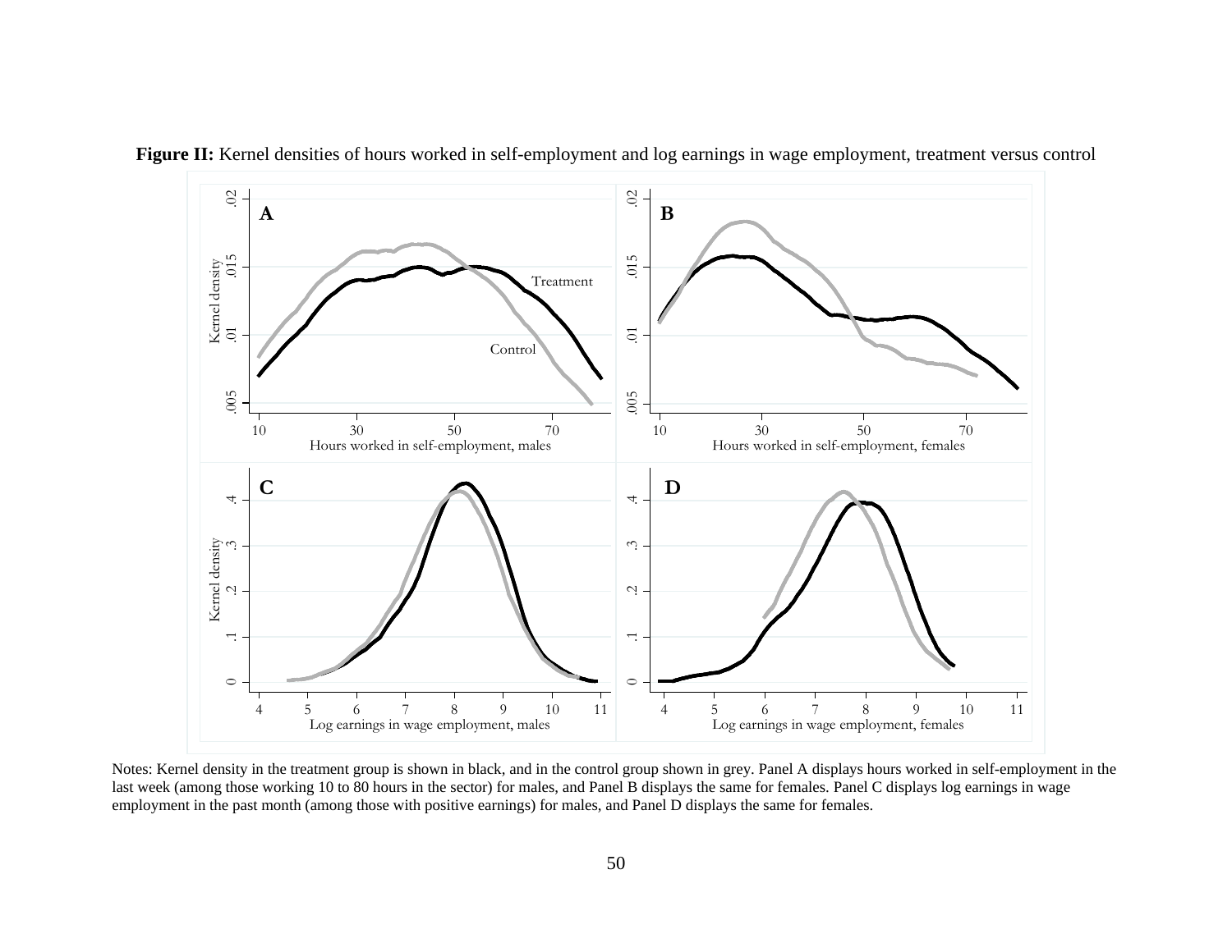**Figure II:** Kernel densities of hours worked in self-employment and log earnings in wage employment, treatment versus control

A

Kernel density

.02

.015

.01

.005

Treatment

Control

10 30 50 70

Hours worked in self-employment, males

B

.02

.015

.01

.005

10 30 50 70

Hours worked in self-employment, females

C

Kernel density

.4

.3

.2

.1

0

4 5 6 7 8 9 10 11

Log earnings in wage employment, males

D

.4

.3

.2

.1

0

4 5 6 7 8 9 10 11

Log earnings in wage employment, females

Notes: Kernel density in the treatment group is shown in black, and in the control group shown in grey. Panel A displays hours worked in self-employment in the last week (among those working 10 to 80 hours in the sector) for males, and Panel B displays the same for females. Panel C displays log earnings in wage employment in the past month (among those with positive earnings) for males, and Panel D displays the same for females.